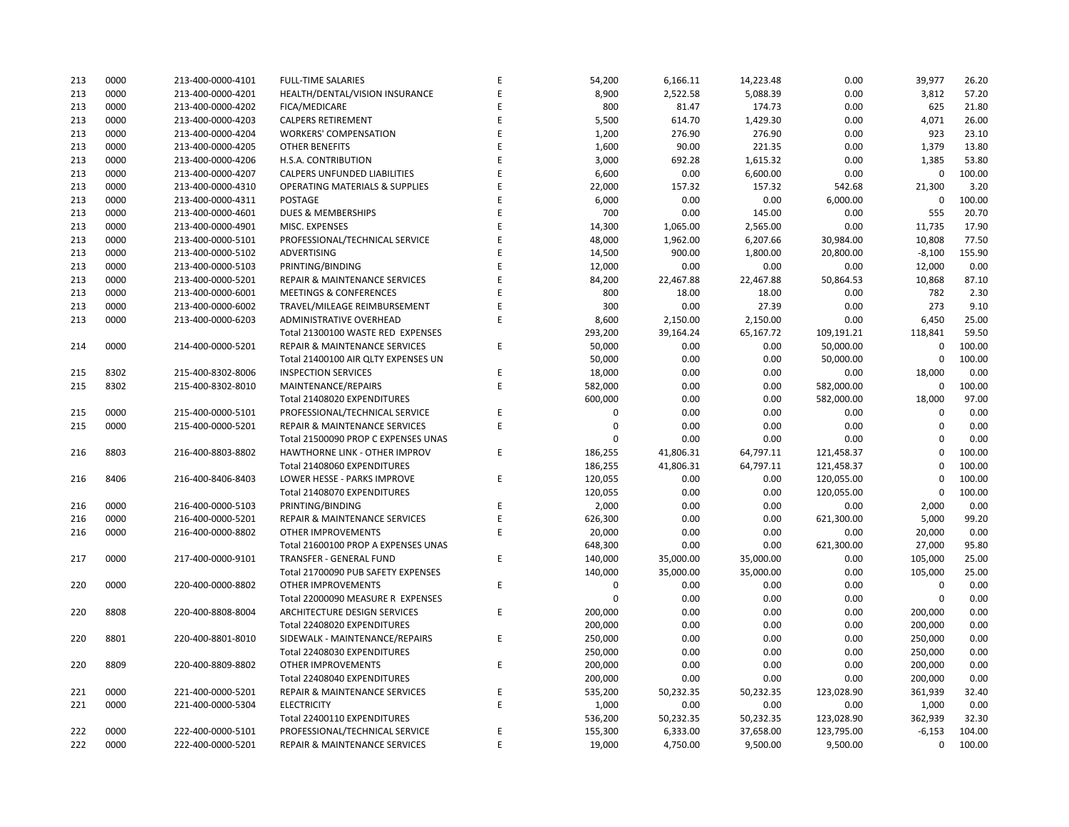| | | | | | | | | | | |
|---|---|---|---|---|---|---|---|---|---|---|
| 213 | 0000 | 213-400-0000-4101 | FULL-TIME SALARIES | E | 54,200 | 6,166.11 | 14,223.48 | 0.00 | 39,977 | 26.20 |
| 213 | 0000 | 213-400-0000-4201 | HEALTH/DENTAL/VISION INSURANCE | E | 8,900 | 2,522.58 | 5,088.39 | 0.00 | 3,812 | 57.20 |
| 213 | 0000 | 213-400-0000-4202 | FICA/MEDICARE | E | 800 | 81.47 | 174.73 | 0.00 | 625 | 21.80 |
| 213 | 0000 | 213-400-0000-4203 | CALPERS RETIREMENT | E | 5,500 | 614.70 | 1,429.30 | 0.00 | 4,071 | 26.00 |
| 213 | 0000 | 213-400-0000-4204 | WORKERS' COMPENSATION | E | 1,200 | 276.90 | 276.90 | 0.00 | 923 | 23.10 |
| 213 | 0000 | 213-400-0000-4205 | OTHER BENEFITS | E | 1,600 | 90.00 | 221.35 | 0.00 | 1,379 | 13.80 |
| 213 | 0000 | 213-400-0000-4206 | H.S.A. CONTRIBUTION | E | 3,000 | 692.28 | 1,615.32 | 0.00 | 1,385 | 53.80 |
| 213 | 0000 | 213-400-0000-4207 | CALPERS UNFUNDED LIABILITIES | E | 6,600 | 0.00 | 6,600.00 | 0.00 | 0 | 100.00 |
| 213 | 0000 | 213-400-0000-4310 | OPERATING MATERIALS & SUPPLIES | E | 22,000 | 157.32 | 157.32 | 542.68 | 21,300 | 3.20 |
| 213 | 0000 | 213-400-0000-4311 | POSTAGE | E | 6,000 | 0.00 | 0.00 | 6,000.00 | 0 | 100.00 |
| 213 | 0000 | 213-400-0000-4601 | DUES & MEMBERSHIPS | E | 700 | 0.00 | 145.00 | 0.00 | 555 | 20.70 |
| 213 | 0000 | 213-400-0000-4901 | MISC. EXPENSES | E | 14,300 | 1,065.00 | 2,565.00 | 0.00 | 11,735 | 17.90 |
| 213 | 0000 | 213-400-0000-5101 | PROFESSIONAL/TECHNICAL SERVICE | E | 48,000 | 1,962.00 | 6,207.66 | 30,984.00 | 10,808 | 77.50 |
| 213 | 0000 | 213-400-0000-5102 | ADVERTISING | E | 14,500 | 900.00 | 1,800.00 | 20,800.00 | -8,100 | 155.90 |
| 213 | 0000 | 213-400-0000-5103 | PRINTING/BINDING | E | 12,000 | 0.00 | 0.00 | 0.00 | 12,000 | 0.00 |
| 213 | 0000 | 213-400-0000-5201 | REPAIR & MAINTENANCE SERVICES | E | 84,200 | 22,467.88 | 22,467.88 | 50,864.53 | 10,868 | 87.10 |
| 213 | 0000 | 213-400-0000-6001 | MEETINGS & CONFERENCES | E | 800 | 18.00 | 18.00 | 0.00 | 782 | 2.30 |
| 213 | 0000 | 213-400-0000-6002 | TRAVEL/MILEAGE REIMBURSEMENT | E | 300 | 0.00 | 27.39 | 0.00 | 273 | 9.10 |
| 213 | 0000 | 213-400-0000-6203 | ADMINISTRATIVE OVERHEAD | E | 8,600 | 2,150.00 | 2,150.00 | 0.00 | 6,450 | 25.00 |
| | | | Total 21300100 WASTE RED EXPENSES | | 293,200 | 39,164.24 | 65,167.72 | 109,191.21 | 118,841 | 59.50 |
| 214 | 0000 | 214-400-0000-5201 | REPAIR & MAINTENANCE SERVICES | E | 50,000 | 0.00 | 0.00 | 50,000.00 | 0 | 100.00 |
| | | | Total 21400100 AIR QLTY EXPENSES UN | | 50,000 | 0.00 | 0.00 | 50,000.00 | 0 | 100.00 |
| 215 | 8302 | 215-400-8302-8006 | INSPECTION SERVICES | E | 18,000 | 0.00 | 0.00 | 0.00 | 18,000 | 0.00 |
| 215 | 8302 | 215-400-8302-8010 | MAINTENANCE/REPAIRS | E | 582,000 | 0.00 | 0.00 | 582,000.00 | 0 | 100.00 |
| | | | Total 21408020 EXPENDITURES | | 600,000 | 0.00 | 0.00 | 582,000.00 | 18,000 | 97.00 |
| 215 | 0000 | 215-400-0000-5101 | PROFESSIONAL/TECHNICAL SERVICE | E | 0 | 0.00 | 0.00 | 0.00 | 0 | 0.00 |
| 215 | 0000 | 215-400-0000-5201 | REPAIR & MAINTENANCE SERVICES | E | 0 | 0.00 | 0.00 | 0.00 | 0 | 0.00 |
| | | | Total 21500090 PROP C EXPENSES UNAS | | 0 | 0.00 | 0.00 | 0.00 | 0 | 0.00 |
| 216 | 8803 | 216-400-8803-8802 | HAWTHORNE LINK - OTHER IMPROV | E | 186,255 | 41,806.31 | 64,797.11 | 121,458.37 | 0 | 100.00 |
| | | | Total 21408060 EXPENDITURES | | 186,255 | 41,806.31 | 64,797.11 | 121,458.37 | 0 | 100.00 |
| 216 | 8406 | 216-400-8406-8403 | LOWER HESSE - PARKS IMPROVE | E | 120,055 | 0.00 | 0.00 | 120,055.00 | 0 | 100.00 |
| | | | Total 21408070 EXPENDITURES | | 120,055 | 0.00 | 0.00 | 120,055.00 | 0 | 100.00 |
| 216 | 0000 | 216-400-0000-5103 | PRINTING/BINDING | E | 2,000 | 0.00 | 0.00 | 0.00 | 2,000 | 0.00 |
| 216 | 0000 | 216-400-0000-5201 | REPAIR & MAINTENANCE SERVICES | E | 626,300 | 0.00 | 0.00 | 621,300.00 | 5,000 | 99.20 |
| 216 | 0000 | 216-400-0000-8802 | OTHER IMPROVEMENTS | E | 20,000 | 0.00 | 0.00 | 0.00 | 20,000 | 0.00 |
| | | | Total 21600100 PROP A EXPENSES UNAS | | 648,300 | 0.00 | 0.00 | 621,300.00 | 27,000 | 95.80 |
| 217 | 0000 | 217-400-0000-9101 | TRANSFER - GENERAL FUND | E | 140,000 | 35,000.00 | 35,000.00 | 0.00 | 105,000 | 25.00 |
| | | | Total 21700090 PUB SAFETY EXPENSES | | 140,000 | 35,000.00 | 35,000.00 | 0.00 | 105,000 | 25.00 |
| 220 | 0000 | 220-400-0000-8802 | OTHER IMPROVEMENTS | E | 0 | 0.00 | 0.00 | 0.00 | 0 | 0.00 |
| | | | Total 22000090 MEASURE R EXPENSES | | 0 | 0.00 | 0.00 | 0.00 | 0 | 0.00 |
| 220 | 8808 | 220-400-8808-8004 | ARCHITECTURE DESIGN SERVICES | E | 200,000 | 0.00 | 0.00 | 0.00 | 200,000 | 0.00 |
| | | | Total 22408020 EXPENDITURES | | 200,000 | 0.00 | 0.00 | 0.00 | 200,000 | 0.00 |
| 220 | 8801 | 220-400-8801-8010 | SIDEWALK - MAINTENANCE/REPAIRS | E | 250,000 | 0.00 | 0.00 | 0.00 | 250,000 | 0.00 |
| | | | Total 22408030 EXPENDITURES | | 250,000 | 0.00 | 0.00 | 0.00 | 250,000 | 0.00 |
| 220 | 8809 | 220-400-8809-8802 | OTHER IMPROVEMENTS | E | 200,000 | 0.00 | 0.00 | 0.00 | 200,000 | 0.00 |
| | | | Total 22408040 EXPENDITURES | | 200,000 | 0.00 | 0.00 | 0.00 | 200,000 | 0.00 |
| 221 | 0000 | 221-400-0000-5201 | REPAIR & MAINTENANCE SERVICES | E | 535,200 | 50,232.35 | 50,232.35 | 123,028.90 | 361,939 | 32.40 |
| 221 | 0000 | 221-400-0000-5304 | ELECTRICITY | E | 1,000 | 0.00 | 0.00 | 0.00 | 1,000 | 0.00 |
| | | | Total 22400110 EXPENDITURES | | 536,200 | 50,232.35 | 50,232.35 | 123,028.90 | 362,939 | 32.30 |
| 222 | 0000 | 222-400-0000-5101 | PROFESSIONAL/TECHNICAL SERVICE | E | 155,300 | 6,333.00 | 37,658.00 | 123,795.00 | -6,153 | 104.00 |
| 222 | 0000 | 222-400-0000-5201 | REPAIR & MAINTENANCE SERVICES | E | 19,000 | 4,750.00 | 9,500.00 | 9,500.00 | 0 | 100.00 |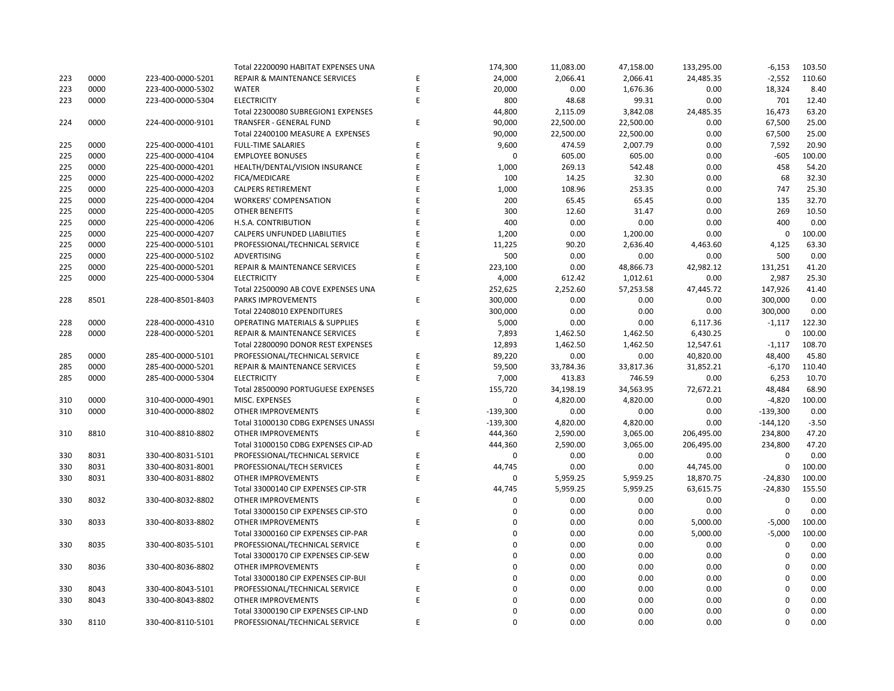| | | | | | | | | | | |
|---|---|---|---|---|---|---|---|---|---|---|
| | | | Total 22200090 HABITAT EXPENSES UNA | | 174,300 | 11,083.00 | 47,158.00 | 133,295.00 | -6,153 | 103.50 |
| 223 | 0000 | 223-400-0000-5201 | REPAIR & MAINTENANCE SERVICES | E | 24,000 | 2,066.41 | 2,066.41 | 24,485.35 | -2,552 | 110.60 |
| 223 | 0000 | 223-400-0000-5302 | WATER | E | 20,000 | 0.00 | 1,676.36 | 0.00 | 18,324 | 8.40 |
| 223 | 0000 | 223-400-0000-5304 | ELECTRICITY | E | 800 | 48.68 | 99.31 | 0.00 | 701 | 12.40 |
| | | | Total 22300080 SUBREGION1 EXPENSES | | 44,800 | 2,115.09 | 3,842.08 | 24,485.35 | 16,473 | 63.20 |
| 224 | 0000 | 224-400-0000-9101 | TRANSFER - GENERAL FUND | E | 90,000 | 22,500.00 | 22,500.00 | 0.00 | 67,500 | 25.00 |
| | | | Total 22400100 MEASURE A EXPENSES | | 90,000 | 22,500.00 | 22,500.00 | 0.00 | 67,500 | 25.00 |
| 225 | 0000 | 225-400-0000-4101 | FULL-TIME SALARIES | E | 9,600 | 474.59 | 2,007.79 | 0.00 | 7,592 | 20.90 |
| 225 | 0000 | 225-400-0000-4104 | EMPLOYEE BONUSES | E | 0 | 605.00 | 605.00 | 0.00 | -605 | 100.00 |
| 225 | 0000 | 225-400-0000-4201 | HEALTH/DENTAL/VISION INSURANCE | E | 1,000 | 269.13 | 542.48 | 0.00 | 458 | 54.20 |
| 225 | 0000 | 225-400-0000-4202 | FICA/MEDICARE | E | 100 | 14.25 | 32.30 | 0.00 | 68 | 32.30 |
| 225 | 0000 | 225-400-0000-4203 | CALPERS RETIREMENT | E | 1,000 | 108.96 | 253.35 | 0.00 | 747 | 25.30 |
| 225 | 0000 | 225-400-0000-4204 | WORKERS' COMPENSATION | E | 200 | 65.45 | 65.45 | 0.00 | 135 | 32.70 |
| 225 | 0000 | 225-400-0000-4205 | OTHER BENEFITS | E | 300 | 12.60 | 31.47 | 0.00 | 269 | 10.50 |
| 225 | 0000 | 225-400-0000-4206 | H.S.A. CONTRIBUTION | E | 400 | 0.00 | 0.00 | 0.00 | 400 | 0.00 |
| 225 | 0000 | 225-400-0000-4207 | CALPERS UNFUNDED LIABILITIES | E | 1,200 | 0.00 | 1,200.00 | 0.00 | 0 | 100.00 |
| 225 | 0000 | 225-400-0000-5101 | PROFESSIONAL/TECHNICAL SERVICE | E | 11,225 | 90.20 | 2,636.40 | 4,463.60 | 4,125 | 63.30 |
| 225 | 0000 | 225-400-0000-5102 | ADVERTISING | E | 500 | 0.00 | 0.00 | 0.00 | 500 | 0.00 |
| 225 | 0000 | 225-400-0000-5201 | REPAIR & MAINTENANCE SERVICES | E | 223,100 | 0.00 | 48,866.73 | 42,982.12 | 131,251 | 41.20 |
| 225 | 0000 | 225-400-0000-5304 | ELECTRICITY | E | 4,000 | 612.42 | 1,012.61 | 0.00 | 2,987 | 25.30 |
| | | | Total 22500090 AB COVE EXPENSES UNA | | 252,625 | 2,252.60 | 57,253.58 | 47,445.72 | 147,926 | 41.40 |
| 228 | 8501 | 228-400-8501-8403 | PARKS IMPROVEMENTS | E | 300,000 | 0.00 | 0.00 | 0.00 | 300,000 | 0.00 |
| | | | Total 22408010 EXPENDITURES | | 300,000 | 0.00 | 0.00 | 0.00 | 300,000 | 0.00 |
| 228 | 0000 | 228-400-0000-4310 | OPERATING MATERIALS & SUPPLIES | E | 5,000 | 0.00 | 0.00 | 6,117.36 | -1,117 | 122.30 |
| 228 | 0000 | 228-400-0000-5201 | REPAIR & MAINTENANCE SERVICES | E | 7,893 | 1,462.50 | 1,462.50 | 6,430.25 | 0 | 100.00 |
| | | | Total 22800090 DONOR REST EXPENSES | | 12,893 | 1,462.50 | 1,462.50 | 12,547.61 | -1,117 | 108.70 |
| 285 | 0000 | 285-400-0000-5101 | PROFESSIONAL/TECHNICAL SERVICE | E | 89,220 | 0.00 | 0.00 | 40,820.00 | 48,400 | 45.80 |
| 285 | 0000 | 285-400-0000-5201 | REPAIR & MAINTENANCE SERVICES | E | 59,500 | 33,784.36 | 33,817.36 | 31,852.21 | -6,170 | 110.40 |
| 285 | 0000 | 285-400-0000-5304 | ELECTRICITY | E | 7,000 | 413.83 | 746.59 | 0.00 | 6,253 | 10.70 |
| | | | Total 28500090 PORTUGUESE EXPENSES | | 155,720 | 34,198.19 | 34,563.95 | 72,672.21 | 48,484 | 68.90 |
| 310 | 0000 | 310-400-0000-4901 | MISC. EXPENSES | E | 0 | 4,820.00 | 4,820.00 | 0.00 | -4,820 | 100.00 |
| 310 | 0000 | 310-400-0000-8802 | OTHER IMPROVEMENTS | E | -139,300 | 0.00 | 0.00 | 0.00 | -139,300 | 0.00 |
| | | | Total 31000130 CDBG EXPENSES UNASSI | | -139,300 | 4,820.00 | 4,820.00 | 0.00 | -144,120 | -3.50 |
| 310 | 8810 | 310-400-8810-8802 | OTHER IMPROVEMENTS | E | 444,360 | 2,590.00 | 3,065.00 | 206,495.00 | 234,800 | 47.20 |
| | | | Total 31000150 CDBG EXPENSES CIP-AD | | 444,360 | 2,590.00 | 3,065.00 | 206,495.00 | 234,800 | 47.20 |
| 330 | 8031 | 330-400-8031-5101 | PROFESSIONAL/TECHNICAL SERVICE | E | 0 | 0.00 | 0.00 | 0.00 | 0 | 0.00 |
| 330 | 8031 | 330-400-8031-8001 | PROFESSIONAL/TECH SERVICES | E | 44,745 | 0.00 | 0.00 | 44,745.00 | 0 | 100.00 |
| 330 | 8031 | 330-400-8031-8802 | OTHER IMPROVEMENTS | E | 0 | 5,959.25 | 5,959.25 | 18,870.75 | -24,830 | 100.00 |
| | | | Total 33000140 CIP EXPENSES CIP-STR | | 44,745 | 5,959.25 | 5,959.25 | 63,615.75 | -24,830 | 155.50 |
| 330 | 8032 | 330-400-8032-8802 | OTHER IMPROVEMENTS | E | 0 | 0.00 | 0.00 | 0.00 | 0 | 0.00 |
| | | | Total 33000150 CIP EXPENSES CIP-STO | | 0 | 0.00 | 0.00 | 0.00 | 0 | 0.00 |
| 330 | 8033 | 330-400-8033-8802 | OTHER IMPROVEMENTS | E | 0 | 0.00 | 0.00 | 5,000.00 | -5,000 | 100.00 |
| | | | Total 33000160 CIP EXPENSES CIP-PAR | | 0 | 0.00 | 0.00 | 5,000.00 | -5,000 | 100.00 |
| 330 | 8035 | 330-400-8035-5101 | PROFESSIONAL/TECHNICAL SERVICE | E | 0 | 0.00 | 0.00 | 0.00 | 0 | 0.00 |
| | | | Total 33000170 CIP EXPENSES CIP-SEW | | 0 | 0.00 | 0.00 | 0.00 | 0 | 0.00 |
| 330 | 8036 | 330-400-8036-8802 | OTHER IMPROVEMENTS | E | 0 | 0.00 | 0.00 | 0.00 | 0 | 0.00 |
| | | | Total 33000180 CIP EXPENSES CIP-BUI | | 0 | 0.00 | 0.00 | 0.00 | 0 | 0.00 |
| 330 | 8043 | 330-400-8043-5101 | PROFESSIONAL/TECHNICAL SERVICE | E | 0 | 0.00 | 0.00 | 0.00 | 0 | 0.00 |
| 330 | 8043 | 330-400-8043-8802 | OTHER IMPROVEMENTS | E | 0 | 0.00 | 0.00 | 0.00 | 0 | 0.00 |
| | | | Total 33000190 CIP EXPENSES CIP-LND | | 0 | 0.00 | 0.00 | 0.00 | 0 | 0.00 |
| 330 | 8110 | 330-400-8110-5101 | PROFESSIONAL/TECHNICAL SERVICE | E | 0 | 0.00 | 0.00 | 0.00 | 0 | 0.00 |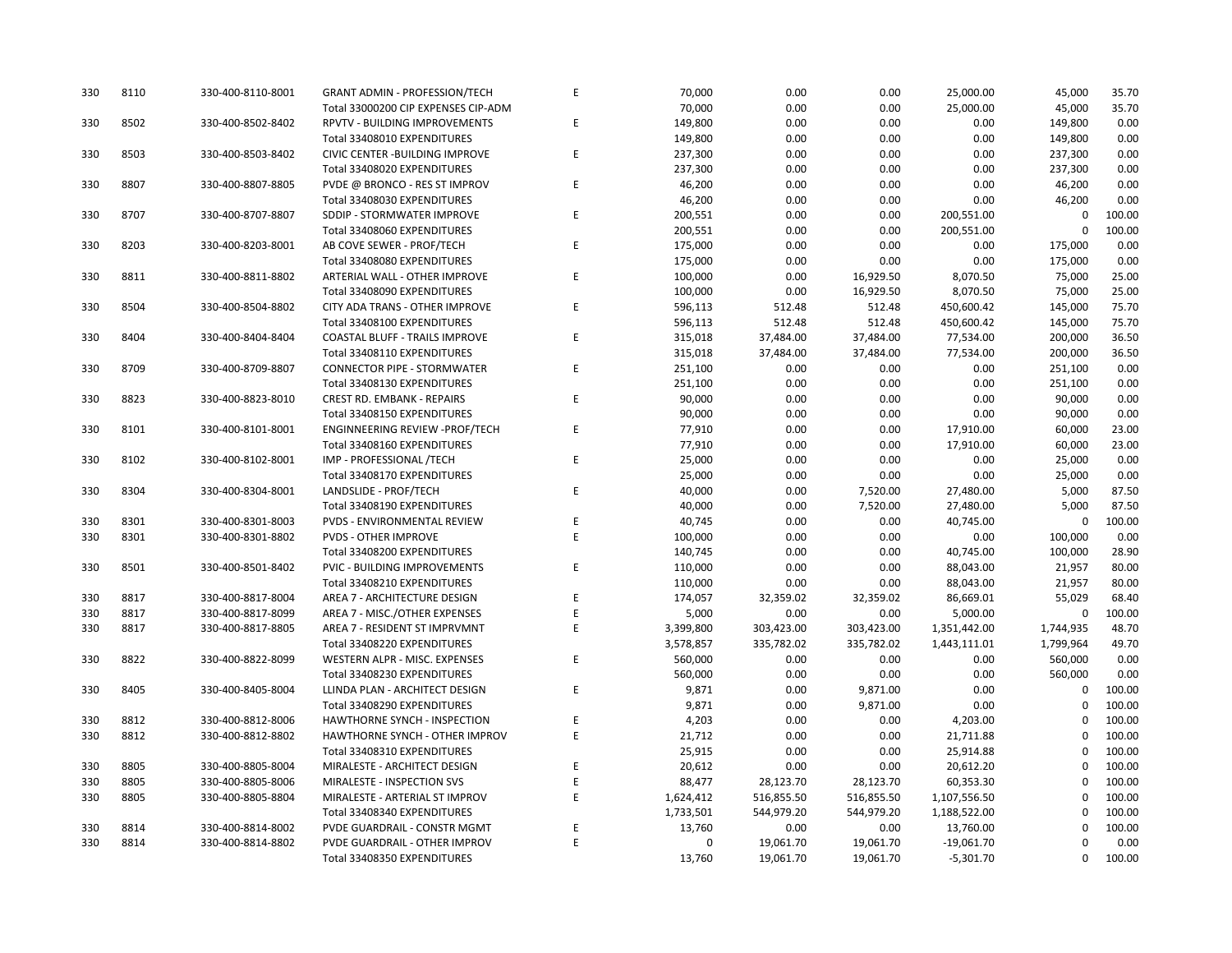| | | | | | | | | | | |
|---|---|---|---|---|---|---|---|---|---|---|
| 330 | 8110 | 330-400-8110-8001 | GRANT ADMIN - PROFESSION/TECH | E | 70,000 | 0.00 | 0.00 | 25,000.00 | 45,000 | 35.70 |
| | | | Total 33000200 CIP EXPENSES CIP-ADM | | 70,000 | 0.00 | 0.00 | 25,000.00 | 45,000 | 35.70 |
| 330 | 8502 | 330-400-8502-8402 | RPVTV - BUILDING IMPROVEMENTS | E | 149,800 | 0.00 | 0.00 | 0.00 | 149,800 | 0.00 |
| | | | Total 33408010 EXPENDITURES | | 149,800 | 0.00 | 0.00 | 0.00 | 149,800 | 0.00 |
| 330 | 8503 | 330-400-8503-8402 | CIVIC CENTER -BUILDING IMPROVE | E | 237,300 | 0.00 | 0.00 | 0.00 | 237,300 | 0.00 |
| | | | Total 33408020 EXPENDITURES | | 237,300 | 0.00 | 0.00 | 0.00 | 237,300 | 0.00 |
| 330 | 8807 | 330-400-8807-8805 | PVDE @ BRONCO - RES ST IMPROV | E | 46,200 | 0.00 | 0.00 | 0.00 | 46,200 | 0.00 |
| | | | Total 33408030 EXPENDITURES | | 46,200 | 0.00 | 0.00 | 0.00 | 46,200 | 0.00 |
| 330 | 8707 | 330-400-8707-8807 | SDDIP - STORMWATER IMPROVE | E | 200,551 | 0.00 | 0.00 | 200,551.00 | 0 | 100.00 |
| | | | Total 33408060 EXPENDITURES | | 200,551 | 0.00 | 0.00 | 200,551.00 | 0 | 100.00 |
| 330 | 8203 | 330-400-8203-8001 | AB COVE SEWER - PROF/TECH | E | 175,000 | 0.00 | 0.00 | 0.00 | 175,000 | 0.00 |
| | | | Total 33408080 EXPENDITURES | | 175,000 | 0.00 | 0.00 | 0.00 | 175,000 | 0.00 |
| 330 | 8811 | 330-400-8811-8802 | ARTERIAL WALL - OTHER IMPROVE | E | 100,000 | 0.00 | 16,929.50 | 8,070.50 | 75,000 | 25.00 |
| | | | Total 33408090 EXPENDITURES | | 100,000 | 0.00 | 16,929.50 | 8,070.50 | 75,000 | 25.00 |
| 330 | 8504 | 330-400-8504-8802 | CITY ADA TRANS - OTHER IMPROVE | E | 596,113 | 512.48 | 512.48 | 450,600.42 | 145,000 | 75.70 |
| | | | Total 33408100 EXPENDITURES | | 596,113 | 512.48 | 512.48 | 450,600.42 | 145,000 | 75.70 |
| 330 | 8404 | 330-400-8404-8404 | COASTAL BLUFF - TRAILS IMPROVE | E | 315,018 | 37,484.00 | 37,484.00 | 77,534.00 | 200,000 | 36.50 |
| | | | Total 33408110 EXPENDITURES | | 315,018 | 37,484.00 | 37,484.00 | 77,534.00 | 200,000 | 36.50 |
| 330 | 8709 | 330-400-8709-8807 | CONNECTOR PIPE - STORMWATER | E | 251,100 | 0.00 | 0.00 | 0.00 | 251,100 | 0.00 |
| | | | Total 33408130 EXPENDITURES | | 251,100 | 0.00 | 0.00 | 0.00 | 251,100 | 0.00 |
| 330 | 8823 | 330-400-8823-8010 | CREST RD. EMBANK - REPAIRS | E | 90,000 | 0.00 | 0.00 | 0.00 | 90,000 | 0.00 |
| | | | Total 33408150 EXPENDITURES | | 90,000 | 0.00 | 0.00 | 0.00 | 90,000 | 0.00 |
| 330 | 8101 | 330-400-8101-8001 | ENGINNEERING REVIEW -PROF/TECH | E | 77,910 | 0.00 | 0.00 | 17,910.00 | 60,000 | 23.00 |
| | | | Total 33408160 EXPENDITURES | | 77,910 | 0.00 | 0.00 | 17,910.00 | 60,000 | 23.00 |
| 330 | 8102 | 330-400-8102-8001 | IMP - PROFESSIONAL /TECH | E | 25,000 | 0.00 | 0.00 | 0.00 | 25,000 | 0.00 |
| | | | Total 33408170 EXPENDITURES | | 25,000 | 0.00 | 0.00 | 0.00 | 25,000 | 0.00 |
| 330 | 8304 | 330-400-8304-8001 | LANDSLIDE - PROF/TECH | E | 40,000 | 0.00 | 7,520.00 | 27,480.00 | 5,000 | 87.50 |
| | | | Total 33408190 EXPENDITURES | | 40,000 | 0.00 | 7,520.00 | 27,480.00 | 5,000 | 87.50 |
| 330 | 8301 | 330-400-8301-8003 | PVDS - ENVIRONMENTAL REVIEW | E | 40,745 | 0.00 | 0.00 | 40,745.00 | 0 | 100.00 |
| 330 | 8301 | 330-400-8301-8802 | PVDS - OTHER IMPROVE | E | 100,000 | 0.00 | 0.00 | 0.00 | 100,000 | 0.00 |
| | | | Total 33408200 EXPENDITURES | | 140,745 | 0.00 | 0.00 | 40,745.00 | 100,000 | 28.90 |
| 330 | 8501 | 330-400-8501-8402 | PVIC - BUILDING IMPROVEMENTS | E | 110,000 | 0.00 | 0.00 | 88,043.00 | 21,957 | 80.00 |
| | | | Total 33408210 EXPENDITURES | | 110,000 | 0.00 | 0.00 | 88,043.00 | 21,957 | 80.00 |
| 330 | 8817 | 330-400-8817-8004 | AREA 7 - ARCHITECTURE DESIGN | E | 174,057 | 32,359.02 | 32,359.02 | 86,669.01 | 55,029 | 68.40 |
| 330 | 8817 | 330-400-8817-8099 | AREA 7 - MISC./OTHER EXPENSES | E | 5,000 | 0.00 | 0.00 | 5,000.00 | 0 | 100.00 |
| 330 | 8817 | 330-400-8817-8805 | AREA 7 - RESIDENT ST IMPRVMNT | E | 3,399,800 | 303,423.00 | 303,423.00 | 1,351,442.00 | 1,744,935 | 48.70 |
| | | | Total 33408220 EXPENDITURES | | 3,578,857 | 335,782.02 | 335,782.02 | 1,443,111.01 | 1,799,964 | 49.70 |
| 330 | 8822 | 330-400-8822-8099 | WESTERN ALPR - MISC. EXPENSES | E | 560,000 | 0.00 | 0.00 | 0.00 | 560,000 | 0.00 |
| | | | Total 33408230 EXPENDITURES | | 560,000 | 0.00 | 0.00 | 0.00 | 560,000 | 0.00 |
| 330 | 8405 | 330-400-8405-8004 | LLINDA PLAN - ARCHITECT DESIGN | E | 9,871 | 0.00 | 9,871.00 | 0.00 | 0 | 100.00 |
| | | | Total 33408290 EXPENDITURES | | 9,871 | 0.00 | 9,871.00 | 0.00 | 0 | 100.00 |
| 330 | 8812 | 330-400-8812-8006 | HAWTHORNE SYNCH - INSPECTION | E | 4,203 | 0.00 | 0.00 | 4,203.00 | 0 | 100.00 |
| 330 | 8812 | 330-400-8812-8802 | HAWTHORNE SYNCH - OTHER IMPROV | E | 21,712 | 0.00 | 0.00 | 21,711.88 | 0 | 100.00 |
| | | | Total 33408310 EXPENDITURES | | 25,915 | 0.00 | 0.00 | 25,914.88 | 0 | 100.00 |
| 330 | 8805 | 330-400-8805-8004 | MIRALESTE - ARCHITECT DESIGN | E | 20,612 | 0.00 | 0.00 | 20,612.20 | 0 | 100.00 |
| 330 | 8805 | 330-400-8805-8006 | MIRALESTE - INSPECTION SVS | E | 88,477 | 28,123.70 | 28,123.70 | 60,353.30 | 0 | 100.00 |
| 330 | 8805 | 330-400-8805-8804 | MIRALESTE - ARTERIAL ST IMPROV | E | 1,624,412 | 516,855.50 | 516,855.50 | 1,107,556.50 | 0 | 100.00 |
| | | | Total 33408340 EXPENDITURES | | 1,733,501 | 544,979.20 | 544,979.20 | 1,188,522.00 | 0 | 100.00 |
| 330 | 8814 | 330-400-8814-8002 | PVDE GUARDRAIL - CONSTR MGMT | E | 13,760 | 0.00 | 0.00 | 13,760.00 | 0 | 100.00 |
| 330 | 8814 | 330-400-8814-8802 | PVDE GUARDRAIL - OTHER IMPROV | E | 0 | 19,061.70 | 19,061.70 | -19,061.70 | 0 | 0.00 |
| | | | Total 33408350 EXPENDITURES | | 13,760 | 19,061.70 | 19,061.70 | -5,301.70 | 0 | 100.00 |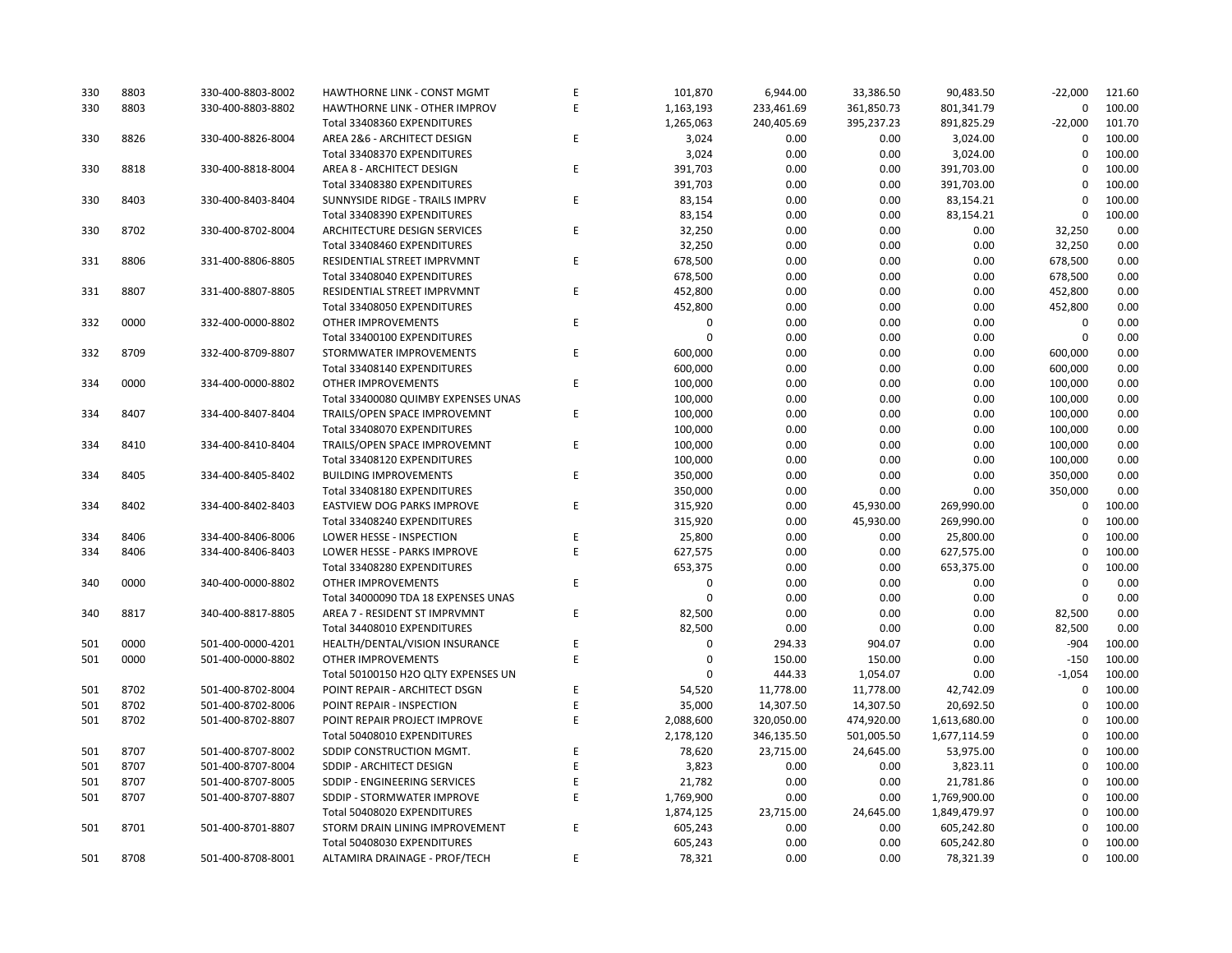| | | | | | | | | | | |
|---|---|---|---|---|---|---|---|---|---|---|
| 330 | 8803 | 330-400-8803-8002 | HAWTHORNE LINK - CONST MGMT | E | 101,870 | 6,944.00 | 33,386.50 | 90,483.50 | -22,000 | 121.60 |
| 330 | 8803 | 330-400-8803-8802 | HAWTHORNE LINK - OTHER IMPROV | E | 1,163,193 | 233,461.69 | 361,850.73 | 801,341.79 | 0 | 100.00 |
| | | | Total 33408360 EXPENDITURES | | 1,265,063 | 240,405.69 | 395,237.23 | 891,825.29 | -22,000 | 101.70 |
| 330 | 8826 | 330-400-8826-8004 | AREA 2&6 - ARCHITECT DESIGN | E | 3,024 | 0.00 | 0.00 | 3,024.00 | 0 | 100.00 |
| | | | Total 33408370 EXPENDITURES | | 3,024 | 0.00 | 0.00 | 3,024.00 | 0 | 100.00 |
| 330 | 8818 | 330-400-8818-8004 | AREA 8 - ARCHITECT DESIGN | E | 391,703 | 0.00 | 0.00 | 391,703.00 | 0 | 100.00 |
| | | | Total 33408380 EXPENDITURES | | 391,703 | 0.00 | 0.00 | 391,703.00 | 0 | 100.00 |
| 330 | 8403 | 330-400-8403-8404 | SUNNYSIDE RIDGE - TRAILS IMPRV | E | 83,154 | 0.00 | 0.00 | 83,154.21 | 0 | 100.00 |
| | | | Total 33408390 EXPENDITURES | | 83,154 | 0.00 | 0.00 | 83,154.21 | 0 | 100.00 |
| 330 | 8702 | 330-400-8702-8004 | ARCHITECTURE DESIGN SERVICES | E | 32,250 | 0.00 | 0.00 | 0.00 | 32,250 | 0.00 |
| | | | Total 33408460 EXPENDITURES | | 32,250 | 0.00 | 0.00 | 0.00 | 32,250 | 0.00 |
| 331 | 8806 | 331-400-8806-8805 | RESIDENTIAL STREET IMPRVMNT | E | 678,500 | 0.00 | 0.00 | 0.00 | 678,500 | 0.00 |
| | | | Total 33408040 EXPENDITURES | | 678,500 | 0.00 | 0.00 | 0.00 | 678,500 | 0.00 |
| 331 | 8807 | 331-400-8807-8805 | RESIDENTIAL STREET IMPRVMNT | E | 452,800 | 0.00 | 0.00 | 0.00 | 452,800 | 0.00 |
| | | | Total 33408050 EXPENDITURES | | 452,800 | 0.00 | 0.00 | 0.00 | 452,800 | 0.00 |
| 332 | 0000 | 332-400-0000-8802 | OTHER IMPROVEMENTS | E | 0 | 0.00 | 0.00 | 0.00 | 0 | 0.00 |
| | | | Total 33400100 EXPENDITURES | | 0 | 0.00 | 0.00 | 0.00 | 0 | 0.00 |
| 332 | 8709 | 332-400-8709-8807 | STORMWATER IMPROVEMENTS | E | 600,000 | 0.00 | 0.00 | 0.00 | 600,000 | 0.00 |
| | | | Total 33408140 EXPENDITURES | | 600,000 | 0.00 | 0.00 | 0.00 | 600,000 | 0.00 |
| 334 | 0000 | 334-400-0000-8802 | OTHER IMPROVEMENTS | E | 100,000 | 0.00 | 0.00 | 0.00 | 100,000 | 0.00 |
| | | | Total 33400080 QUIMBY EXPENSES UNAS | | 100,000 | 0.00 | 0.00 | 0.00 | 100,000 | 0.00 |
| 334 | 8407 | 334-400-8407-8404 | TRAILS/OPEN SPACE IMPROVEMNT | E | 100,000 | 0.00 | 0.00 | 0.00 | 100,000 | 0.00 |
| | | | Total 33408070 EXPENDITURES | | 100,000 | 0.00 | 0.00 | 0.00 | 100,000 | 0.00 |
| 334 | 8410 | 334-400-8410-8404 | TRAILS/OPEN SPACE IMPROVEMNT | E | 100,000 | 0.00 | 0.00 | 0.00 | 100,000 | 0.00 |
| | | | Total 33408120 EXPENDITURES | | 100,000 | 0.00 | 0.00 | 0.00 | 100,000 | 0.00 |
| 334 | 8405 | 334-400-8405-8402 | BUILDING IMPROVEMENTS | E | 350,000 | 0.00 | 0.00 | 0.00 | 350,000 | 0.00 |
| | | | Total 33408180 EXPENDITURES | | 350,000 | 0.00 | 0.00 | 0.00 | 350,000 | 0.00 |
| 334 | 8402 | 334-400-8402-8403 | EASTVIEW DOG PARKS IMPROVE | E | 315,920 | 0.00 | 45,930.00 | 269,990.00 | 0 | 100.00 |
| | | | Total 33408240 EXPENDITURES | | 315,920 | 0.00 | 45,930.00 | 269,990.00 | 0 | 100.00 |
| 334 | 8406 | 334-400-8406-8006 | LOWER HESSE - INSPECTION | E | 25,800 | 0.00 | 0.00 | 25,800.00 | 0 | 100.00 |
| 334 | 8406 | 334-400-8406-8403 | LOWER HESSE - PARKS IMPROVE | E | 627,575 | 0.00 | 0.00 | 627,575.00 | 0 | 100.00 |
| | | | Total 33408280 EXPENDITURES | | 653,375 | 0.00 | 0.00 | 653,375.00 | 0 | 100.00 |
| 340 | 0000 | 340-400-0000-8802 | OTHER IMPROVEMENTS | E | 0 | 0.00 | 0.00 | 0.00 | 0 | 0.00 |
| | | | Total 34000090 TDA 18 EXPENSES UNAS | | 0 | 0.00 | 0.00 | 0.00 | 0 | 0.00 |
| 340 | 8817 | 340-400-8817-8805 | AREA 7 - RESIDENT ST IMPRVMNT | E | 82,500 | 0.00 | 0.00 | 0.00 | 82,500 | 0.00 |
| | | | Total 34408010 EXPENDITURES | | 82,500 | 0.00 | 0.00 | 0.00 | 82,500 | 0.00 |
| 501 | 0000 | 501-400-0000-4201 | HEALTH/DENTAL/VISION INSURANCE | E | 0 | 294.33 | 904.07 | 0.00 | -904 | 100.00 |
| 501 | 0000 | 501-400-0000-8802 | OTHER IMPROVEMENTS | E | 0 | 150.00 | 150.00 | 0.00 | -150 | 100.00 |
| | | | Total 50100150 H2O QLTY EXPENSES UN | | 0 | 444.33 | 1,054.07 | 0.00 | -1,054 | 100.00 |
| 501 | 8702 | 501-400-8702-8004 | POINT REPAIR - ARCHITECT DSGN | E | 54,520 | 11,778.00 | 11,778.00 | 42,742.09 | 0 | 100.00 |
| 501 | 8702 | 501-400-8702-8006 | POINT REPAIR - INSPECTION | E | 35,000 | 14,307.50 | 14,307.50 | 20,692.50 | 0 | 100.00 |
| 501 | 8702 | 501-400-8702-8807 | POINT REPAIR PROJECT IMPROVE | E | 2,088,600 | 320,050.00 | 474,920.00 | 1,613,680.00 | 0 | 100.00 |
| | | | Total 50408010 EXPENDITURES | | 2,178,120 | 346,135.50 | 501,005.50 | 1,677,114.59 | 0 | 100.00 |
| 501 | 8707 | 501-400-8707-8002 | SDDIP CONSTRUCTION MGMT. | E | 78,620 | 23,715.00 | 24,645.00 | 53,975.00 | 0 | 100.00 |
| 501 | 8707 | 501-400-8707-8004 | SDDIP - ARCHITECT DESIGN | E | 3,823 | 0.00 | 0.00 | 3,823.11 | 0 | 100.00 |
| 501 | 8707 | 501-400-8707-8005 | SDDIP - ENGINEERING SERVICES | E | 21,782 | 0.00 | 0.00 | 21,781.86 | 0 | 100.00 |
| 501 | 8707 | 501-400-8707-8807 | SDDIP - STORMWATER IMPROVE | E | 1,769,900 | 0.00 | 0.00 | 1,769,900.00 | 0 | 100.00 |
| | | | Total 50408020 EXPENDITURES | | 1,874,125 | 23,715.00 | 24,645.00 | 1,849,479.97 | 0 | 100.00 |
| 501 | 8701 | 501-400-8701-8807 | STORM DRAIN LINING IMPROVEMENT | E | 605,243 | 0.00 | 0.00 | 605,242.80 | 0 | 100.00 |
| | | | Total 50408030 EXPENDITURES | | 605,243 | 0.00 | 0.00 | 605,242.80 | 0 | 100.00 |
| 501 | 8708 | 501-400-8708-8001 | ALTAMIRA DRAINAGE - PROF/TECH | E | 78,321 | 0.00 | 0.00 | 78,321.39 | 0 | 100.00 |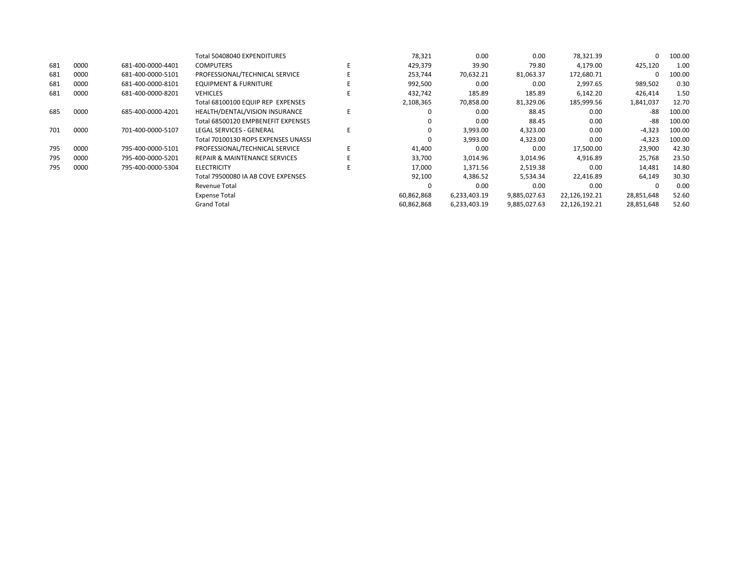| | | | | | | | | | | |
|---|---|---|---|---|---|---|---|---|---|---|
| | | | Total 50408040 EXPENDITURES | | 78,321 | 0.00 | 0.00 | 78,321.39 | 0 | 100.00 |
| 681 | 0000 | 681-400-0000-4401 | COMPUTERS | E | 429,379 | 39.90 | 79.80 | 4,179.00 | 425,120 | 1.00 |
| 681 | 0000 | 681-400-0000-5101 | PROFESSIONAL/TECHNICAL SERVICE | E | 253,744 | 70,632.21 | 81,063.37 | 172,680.71 | 0 | 100.00 |
| 681 | 0000 | 681-400-0000-8101 | EQUIPMENT & FURNITURE | E | 992,500 | 0.00 | 0.00 | 2,997.65 | 989,502 | 0.30 |
| 681 | 0000 | 681-400-0000-8201 | VEHICLES | E | 432,742 | 185.89 | 185.89 | 6,142.20 | 426,414 | 1.50 |
| | | | Total 68100100 EQUIP REP EXPENSES | | 2,108,365 | 70,858.00 | 81,329.06 | 185,999.56 | 1,841,037 | 12.70 |
| 685 | 0000 | 685-400-0000-4201 | HEALTH/DENTAL/VISION INSURANCE | E | 0 | 0.00 | 88.45 | 0.00 | -88 | 100.00 |
| | | | Total 68500120 EMPBENEFIT EXPENSES | | 0 | 0.00 | 88.45 | 0.00 | -88 | 100.00 |
| 701 | 0000 | 701-400-0000-5107 | LEGAL SERVICES - GENERAL | E | 0 | 3,993.00 | 4,323.00 | 0.00 | -4,323 | 100.00 |
| | | | Total 70100130 ROPS EXPENSES UNASSI | | 0 | 3,993.00 | 4,323.00 | 0.00 | -4,323 | 100.00 |
| 795 | 0000 | 795-400-0000-5101 | PROFESSIONAL/TECHNICAL SERVICE | E | 41,400 | 0.00 | 0.00 | 17,500.00 | 23,900 | 42.30 |
| 795 | 0000 | 795-400-0000-5201 | REPAIR & MAINTENANCE SERVICES | E | 33,700 | 3,014.96 | 3,014.96 | 4,916.89 | 25,768 | 23.50 |
| 795 | 0000 | 795-400-0000-5304 | ELECTRICITY | E | 17,000 | 1,371.56 | 2,519.38 | 0.00 | 14,481 | 14.80 |
| | | | Total 79500080 IA AB COVE EXPENSES | | 92,100 | 4,386.52 | 5,534.34 | 22,416.89 | 64,149 | 30.30 |
| | | | Revenue Total | | 0 | 0.00 | 0.00 | 0.00 | 0 | 0.00 |
| | | | Expense Total | | 60,862,868 | 6,233,403.19 | 9,885,027.63 | 22,126,192.21 | 28,851,648 | 52.60 |
| | | | Grand Total | | 60,862,868 | 6,233,403.19 | 9,885,027.63 | 22,126,192.21 | 28,851,648 | 52.60 |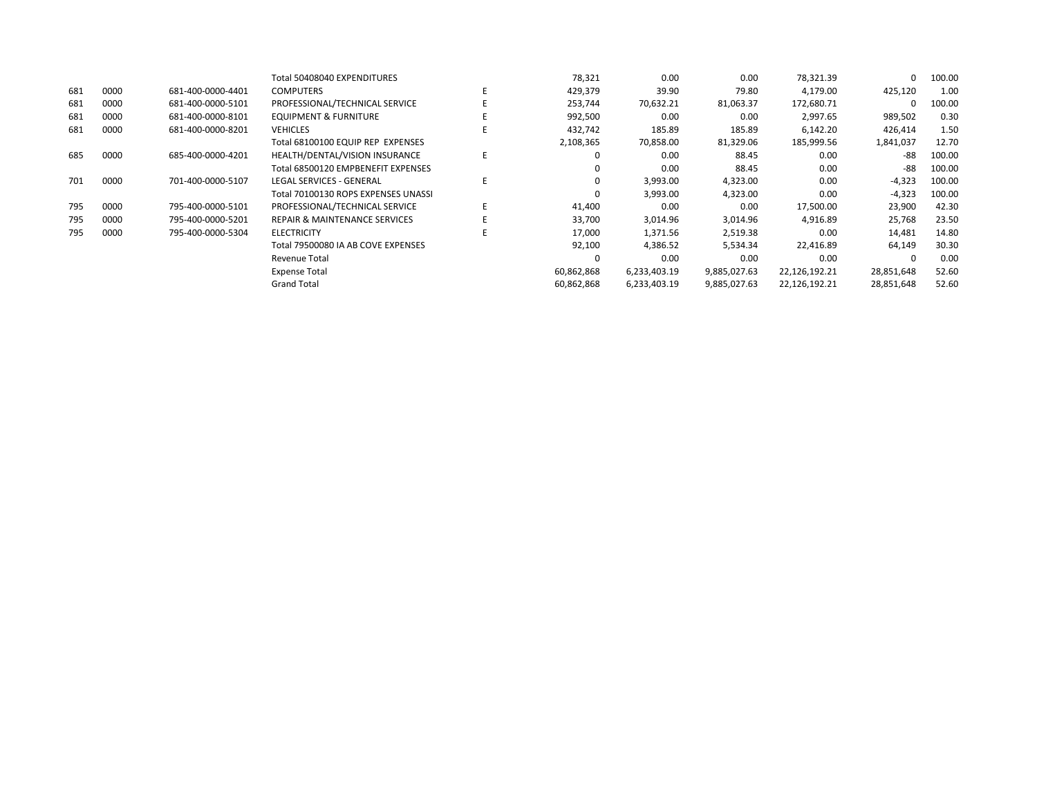| | | | | | | | | | | |
|---|---|---|---|---|---|---|---|---|---|---|
| | | | Total 50408040 EXPENDITURES | | 78,321 | 0.00 | 0.00 | 78,321.39 | 0 | 100.00 |
| 681 | 0000 | 681-400-0000-4401 | COMPUTERS | E | 429,379 | 39.90 | 79.80 | 4,179.00 | 425,120 | 1.00 |
| 681 | 0000 | 681-400-0000-5101 | PROFESSIONAL/TECHNICAL SERVICE | E | 253,744 | 70,632.21 | 81,063.37 | 172,680.71 | 0 | 100.00 |
| 681 | 0000 | 681-400-0000-8101 | EQUIPMENT & FURNITURE | E | 992,500 | 0.00 | 0.00 | 2,997.65 | 989,502 | 0.30 |
| 681 | 0000 | 681-400-0000-8201 | VEHICLES | E | 432,742 | 185.89 | 185.89 | 6,142.20 | 426,414 | 1.50 |
| | | | Total 68100100 EQUIP REP EXPENSES | | 2,108,365 | 70,858.00 | 81,329.06 | 185,999.56 | 1,841,037 | 12.70 |
| 685 | 0000 | 685-400-0000-4201 | HEALTH/DENTAL/VISION INSURANCE | E | 0 | 0.00 | 88.45 | 0.00 | -88 | 100.00 |
| | | | Total 68500120 EMPBENEFIT EXPENSES | | 0 | 0.00 | 88.45 | 0.00 | -88 | 100.00 |
| 701 | 0000 | 701-400-0000-5107 | LEGAL SERVICES - GENERAL | E | 0 | 3,993.00 | 4,323.00 | 0.00 | -4,323 | 100.00 |
| | | | Total 70100130 ROPS EXPENSES UNASSI | | 0 | 3,993.00 | 4,323.00 | 0.00 | -4,323 | 100.00 |
| 795 | 0000 | 795-400-0000-5101 | PROFESSIONAL/TECHNICAL SERVICE | E | 41,400 | 0.00 | 0.00 | 17,500.00 | 23,900 | 42.30 |
| 795 | 0000 | 795-400-0000-5201 | REPAIR & MAINTENANCE SERVICES | E | 33,700 | 3,014.96 | 3,014.96 | 4,916.89 | 25,768 | 23.50 |
| 795 | 0000 | 795-400-0000-5304 | ELECTRICITY | E | 17,000 | 1,371.56 | 2,519.38 | 0.00 | 14,481 | 14.80 |
| | | | Total 79500080 IA AB COVE EXPENSES | | 92,100 | 4,386.52 | 5,534.34 | 22,416.89 | 64,149 | 30.30 |
| | | | Revenue Total | | 0 | 0.00 | 0.00 | 0.00 | 0 | 0.00 |
| | | | Expense Total | | 60,862,868 | 6,233,403.19 | 9,885,027.63 | 22,126,192.21 | 28,851,648 | 52.60 |
| | | | Grand Total | | 60,862,868 | 6,233,403.19 | 9,885,027.63 | 22,126,192.21 | 28,851,648 | 52.60 |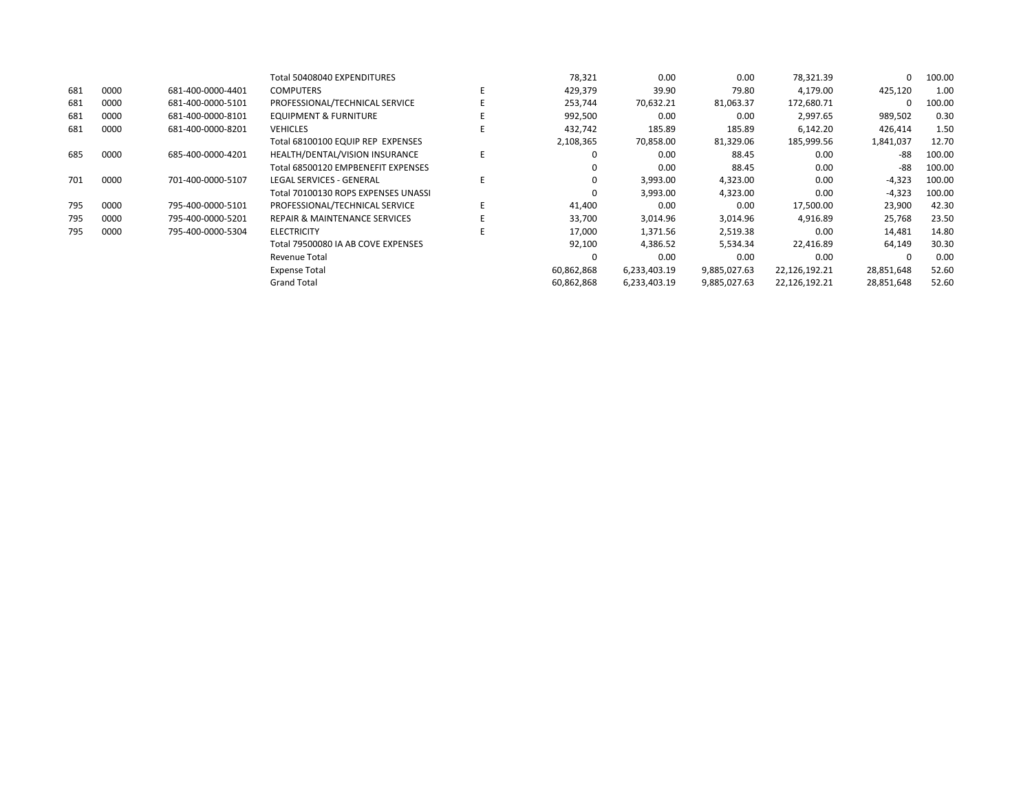| | | | | | | | | | | |
|---|---|---|---|---|---|---|---|---|---|---|
| | | | Total 50408040 EXPENDITURES | | 78,321 | 0.00 | 0.00 | 78,321.39 | 0 | 100.00 |
| 681 | 0000 | 681-400-0000-4401 | COMPUTERS | E | 429,379 | 39.90 | 79.80 | 4,179.00 | 425,120 | 1.00 |
| 681 | 0000 | 681-400-0000-5101 | PROFESSIONAL/TECHNICAL SERVICE | E | 253,744 | 70,632.21 | 81,063.37 | 172,680.71 | 0 | 100.00 |
| 681 | 0000 | 681-400-0000-8101 | EQUIPMENT & FURNITURE | E | 992,500 | 0.00 | 0.00 | 2,997.65 | 989,502 | 0.30 |
| 681 | 0000 | 681-400-0000-8201 | VEHICLES | E | 432,742 | 185.89 | 185.89 | 6,142.20 | 426,414 | 1.50 |
| | | | Total 68100100 EQUIP REP EXPENSES | | 2,108,365 | 70,858.00 | 81,329.06 | 185,999.56 | 1,841,037 | 12.70 |
| 685 | 0000 | 685-400-0000-4201 | HEALTH/DENTAL/VISION INSURANCE | E | 0 | 0.00 | 88.45 | 0.00 | -88 | 100.00 |
| | | | Total 68500120 EMPBENEFIT EXPENSES | | 0 | 0.00 | 88.45 | 0.00 | -88 | 100.00 |
| 701 | 0000 | 701-400-0000-5107 | LEGAL SERVICES - GENERAL | E | 0 | 3,993.00 | 4,323.00 | 0.00 | -4,323 | 100.00 |
| | | | Total 70100130 ROPS EXPENSES UNASSI | | 0 | 3,993.00 | 4,323.00 | 0.00 | -4,323 | 100.00 |
| 795 | 0000 | 795-400-0000-5101 | PROFESSIONAL/TECHNICAL SERVICE | E | 41,400 | 0.00 | 0.00 | 17,500.00 | 23,900 | 42.30 |
| 795 | 0000 | 795-400-0000-5201 | REPAIR & MAINTENANCE SERVICES | E | 33,700 | 3,014.96 | 3,014.96 | 4,916.89 | 25,768 | 23.50 |
| 795 | 0000 | 795-400-0000-5304 | ELECTRICITY | E | 17,000 | 1,371.56 | 2,519.38 | 0.00 | 14,481 | 14.80 |
| | | | Total 79500080 IA AB COVE EXPENSES | | 92,100 | 4,386.52 | 5,534.34 | 22,416.89 | 64,149 | 30.30 |
| | | | Revenue Total | | 0 | 0.00 | 0.00 | 0.00 | 0 | 0.00 |
| | | | Expense Total | | 60,862,868 | 6,233,403.19 | 9,885,027.63 | 22,126,192.21 | 28,851,648 | 52.60 |
| | | | Grand Total | | 60,862,868 | 6,233,403.19 | 9,885,027.63 | 22,126,192.21 | 28,851,648 | 52.60 |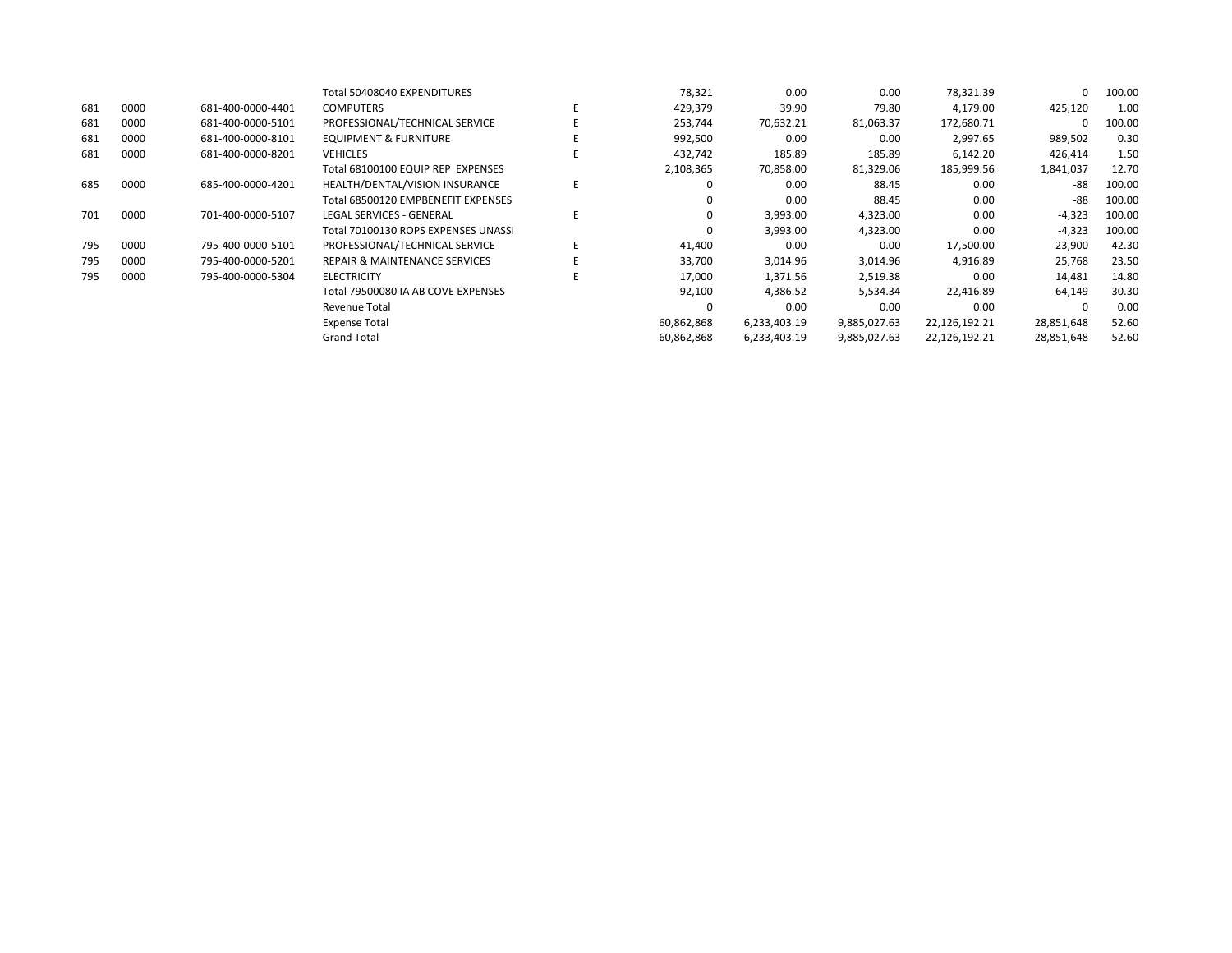| | | | | | | | | | | |
|---|---|---|---|---|---|---|---|---|---|---|
| | | | Total 50408040 EXPENDITURES | | 78,321 | 0.00 | 0.00 | 78,321.39 | 0 | 100.00 |
| 681 | 0000 | 681-400-0000-4401 | COMPUTERS | E | 429,379 | 39.90 | 79.80 | 4,179.00 | 425,120 | 1.00 |
| 681 | 0000 | 681-400-0000-5101 | PROFESSIONAL/TECHNICAL SERVICE | E | 253,744 | 70,632.21 | 81,063.37 | 172,680.71 | 0 | 100.00 |
| 681 | 0000 | 681-400-0000-8101 | EQUIPMENT & FURNITURE | E | 992,500 | 0.00 | 0.00 | 2,997.65 | 989,502 | 0.30 |
| 681 | 0000 | 681-400-0000-8201 | VEHICLES | E | 432,742 | 185.89 | 185.89 | 6,142.20 | 426,414 | 1.50 |
| | | | Total 68100100 EQUIP REP EXPENSES | | 2,108,365 | 70,858.00 | 81,329.06 | 185,999.56 | 1,841,037 | 12.70 |
| 685 | 0000 | 685-400-0000-4201 | HEALTH/DENTAL/VISION INSURANCE | E | 0 | 0.00 | 88.45 | 0.00 | -88 | 100.00 |
| | | | Total 68500120 EMPBENEFIT EXPENSES | | 0 | 0.00 | 88.45 | 0.00 | -88 | 100.00 |
| 701 | 0000 | 701-400-0000-5107 | LEGAL SERVICES - GENERAL | E | 0 | 3,993.00 | 4,323.00 | 0.00 | -4,323 | 100.00 |
| | | | Total 70100130 ROPS EXPENSES UNASSI | | 0 | 3,993.00 | 4,323.00 | 0.00 | -4,323 | 100.00 |
| 795 | 0000 | 795-400-0000-5101 | PROFESSIONAL/TECHNICAL SERVICE | E | 41,400 | 0.00 | 0.00 | 17,500.00 | 23,900 | 42.30 |
| 795 | 0000 | 795-400-0000-5201 | REPAIR & MAINTENANCE SERVICES | E | 33,700 | 3,014.96 | 3,014.96 | 4,916.89 | 25,768 | 23.50 |
| 795 | 0000 | 795-400-0000-5304 | ELECTRICITY | E | 17,000 | 1,371.56 | 2,519.38 | 0.00 | 14,481 | 14.80 |
| | | | Total 79500080 IA AB COVE EXPENSES | | 92,100 | 4,386.52 | 5,534.34 | 22,416.89 | 64,149 | 30.30 |
| | | | Revenue Total | | 0 | 0.00 | 0.00 | 0.00 | 0 | 0.00 |
| | | | Expense Total | | 60,862,868 | 6,233,403.19 | 9,885,027.63 | 22,126,192.21 | 28,851,648 | 52.60 |
| | | | Grand Total | | 60,862,868 | 6,233,403.19 | 9,885,027.63 | 22,126,192.21 | 28,851,648 | 52.60 |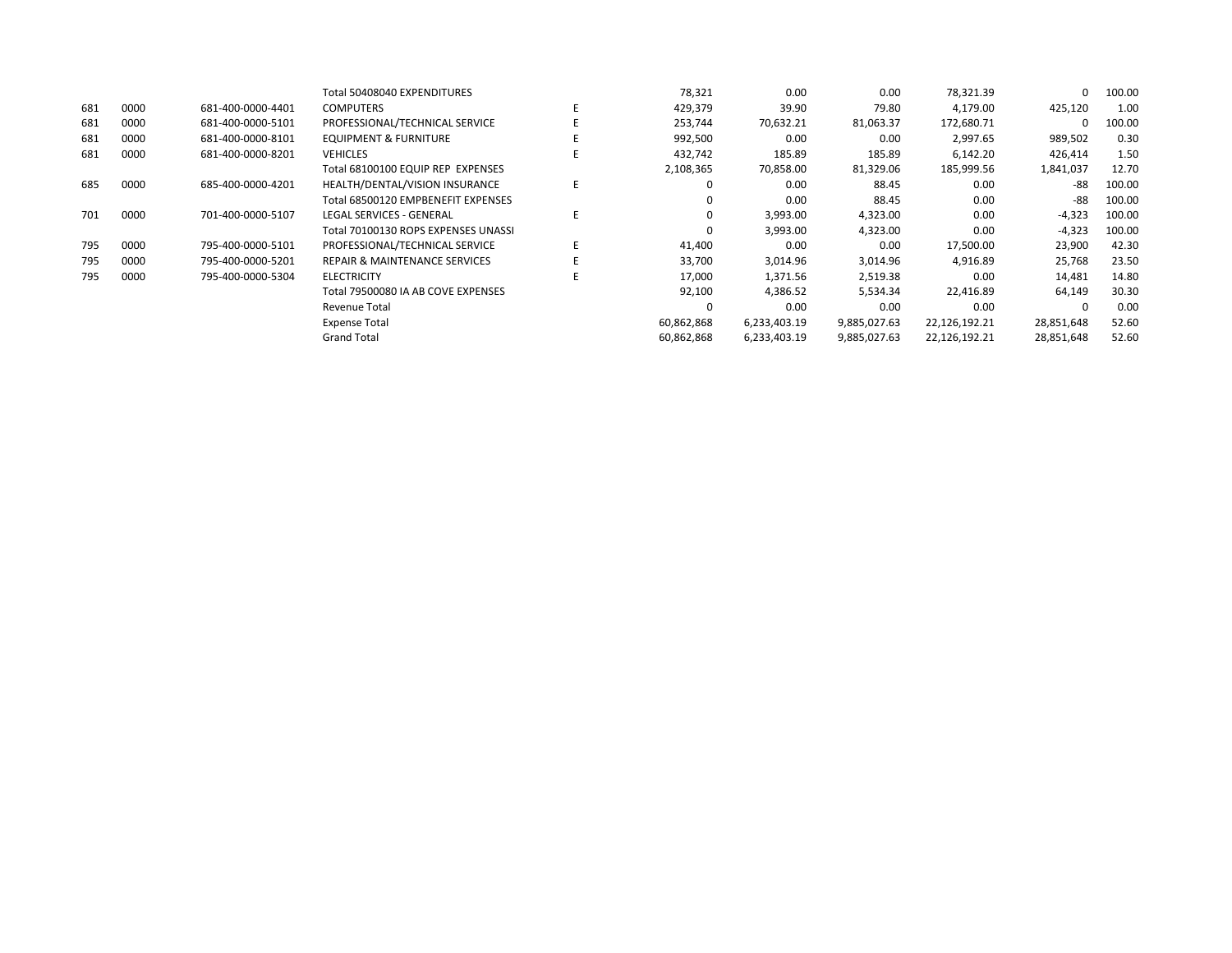| | | | | | | | | | | |
|---|---|---|---|---|---|---|---|---|---|---|
| | | | Total 50408040 EXPENDITURES | | 78,321 | 0.00 | 0.00 | 78,321.39 | 0 | 100.00 |
| 681 | 0000 | 681-400-0000-4401 | COMPUTERS | E | 429,379 | 39.90 | 79.80 | 4,179.00 | 425,120 | 1.00 |
| 681 | 0000 | 681-400-0000-5101 | PROFESSIONAL/TECHNICAL SERVICE | E | 253,744 | 70,632.21 | 81,063.37 | 172,680.71 | 0 | 100.00 |
| 681 | 0000 | 681-400-0000-8101 | EQUIPMENT & FURNITURE | E | 992,500 | 0.00 | 0.00 | 2,997.65 | 989,502 | 0.30 |
| 681 | 0000 | 681-400-0000-8201 | VEHICLES | E | 432,742 | 185.89 | 185.89 | 6,142.20 | 426,414 | 1.50 |
| | | | Total 68100100 EQUIP REP EXPENSES | | 2,108,365 | 70,858.00 | 81,329.06 | 185,999.56 | 1,841,037 | 12.70 |
| 685 | 0000 | 685-400-0000-4201 | HEALTH/DENTAL/VISION INSURANCE | E | 0 | 0.00 | 88.45 | 0.00 | -88 | 100.00 |
| | | | Total 68500120 EMPBENEFIT EXPENSES | | 0 | 0.00 | 88.45 | 0.00 | -88 | 100.00 |
| 701 | 0000 | 701-400-0000-5107 | LEGAL SERVICES - GENERAL | E | 0 | 3,993.00 | 4,323.00 | 0.00 | -4,323 | 100.00 |
| | | | Total 70100130 ROPS EXPENSES UNASSI | | 0 | 3,993.00 | 4,323.00 | 0.00 | -4,323 | 100.00 |
| 795 | 0000 | 795-400-0000-5101 | PROFESSIONAL/TECHNICAL SERVICE | E | 41,400 | 0.00 | 0.00 | 17,500.00 | 23,900 | 42.30 |
| 795 | 0000 | 795-400-0000-5201 | REPAIR & MAINTENANCE SERVICES | E | 33,700 | 3,014.96 | 3,014.96 | 4,916.89 | 25,768 | 23.50 |
| 795 | 0000 | 795-400-0000-5304 | ELECTRICITY | E | 17,000 | 1,371.56 | 2,519.38 | 0.00 | 14,481 | 14.80 |
| | | | Total 79500080 IA AB COVE EXPENSES | | 92,100 | 4,386.52 | 5,534.34 | 22,416.89 | 64,149 | 30.30 |
| | | | Revenue Total | | 0 | 0.00 | 0.00 | 0.00 | 0 | 0.00 |
| | | | Expense Total | | 60,862,868 | 6,233,403.19 | 9,885,027.63 | 22,126,192.21 | 28,851,648 | 52.60 |
| | | | Grand Total | | 60,862,868 | 6,233,403.19 | 9,885,027.63 | 22,126,192.21 | 28,851,648 | 52.60 |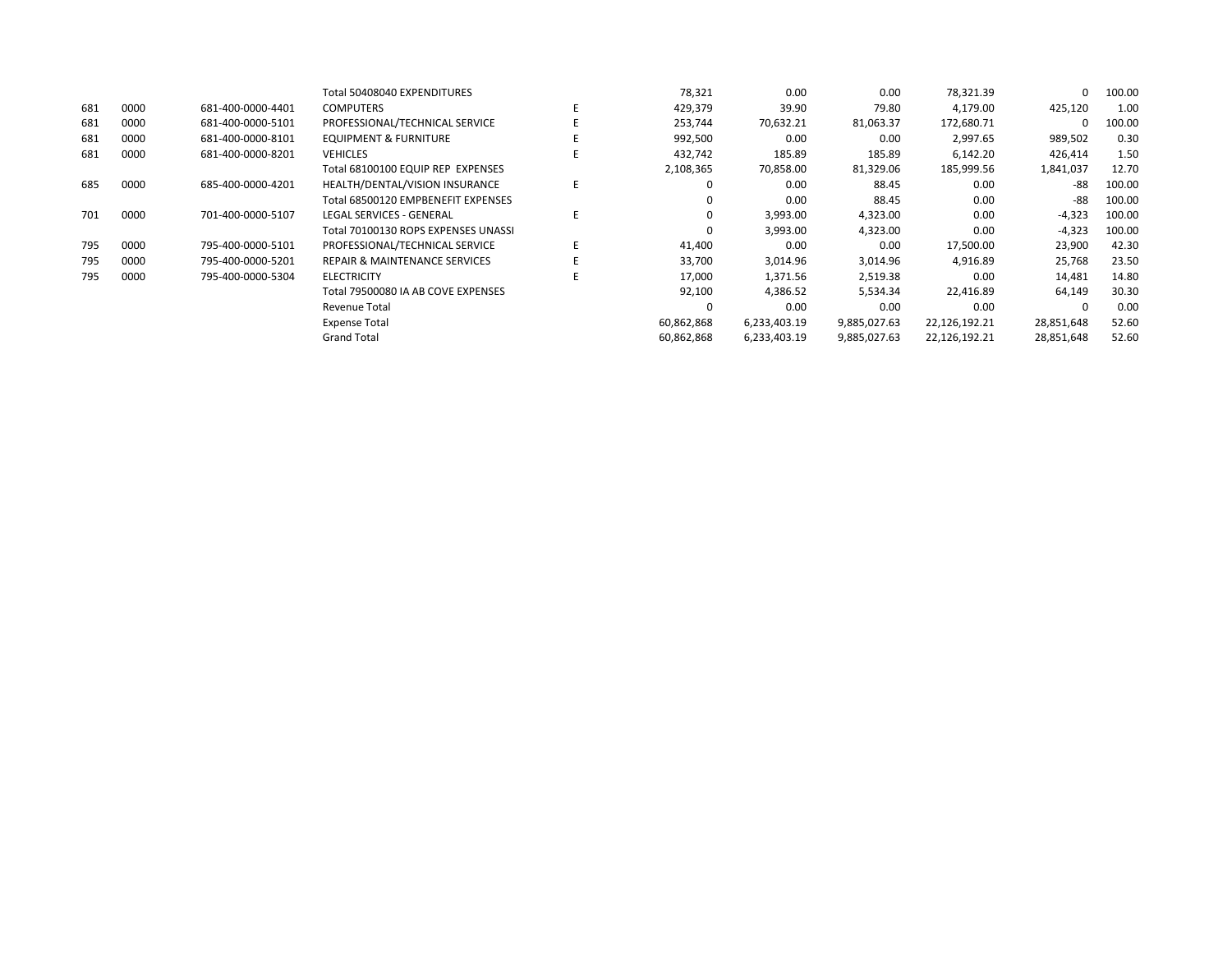| | | | | | | | | | | |
|---|---|---|---|---|---|---|---|---|---|---|
| | | | Total 50408040 EXPENDITURES | | 78,321 | 0.00 | 0.00 | 78,321.39 | 0 | 100.00 |
| 681 | 0000 | 681-400-0000-4401 | COMPUTERS | E | 429,379 | 39.90 | 79.80 | 4,179.00 | 425,120 | 1.00 |
| 681 | 0000 | 681-400-0000-5101 | PROFESSIONAL/TECHNICAL SERVICE | E | 253,744 | 70,632.21 | 81,063.37 | 172,680.71 | 0 | 100.00 |
| 681 | 0000 | 681-400-0000-8101 | EQUIPMENT & FURNITURE | E | 992,500 | 0.00 | 0.00 | 2,997.65 | 989,502 | 0.30 |
| 681 | 0000 | 681-400-0000-8201 | VEHICLES | E | 432,742 | 185.89 | 185.89 | 6,142.20 | 426,414 | 1.50 |
| | | | Total 68100100 EQUIP REP EXPENSES | | 2,108,365 | 70,858.00 | 81,329.06 | 185,999.56 | 1,841,037 | 12.70 |
| 685 | 0000 | 685-400-0000-4201 | HEALTH/DENTAL/VISION INSURANCE | E | 0 | 0.00 | 88.45 | 0.00 | -88 | 100.00 |
| | | | Total 68500120 EMPBENEFIT EXPENSES | | 0 | 0.00 | 88.45 | 0.00 | -88 | 100.00 |
| 701 | 0000 | 701-400-0000-5107 | LEGAL SERVICES - GENERAL | E | 0 | 3,993.00 | 4,323.00 | 0.00 | -4,323 | 100.00 |
| | | | Total 70100130 ROPS EXPENSES UNASSI | | 0 | 3,993.00 | 4,323.00 | 0.00 | -4,323 | 100.00 |
| 795 | 0000 | 795-400-0000-5101 | PROFESSIONAL/TECHNICAL SERVICE | E | 41,400 | 0.00 | 0.00 | 17,500.00 | 23,900 | 42.30 |
| 795 | 0000 | 795-400-0000-5201 | REPAIR & MAINTENANCE SERVICES | E | 33,700 | 3,014.96 | 3,014.96 | 4,916.89 | 25,768 | 23.50 |
| 795 | 0000 | 795-400-0000-5304 | ELECTRICITY | E | 17,000 | 1,371.56 | 2,519.38 | 0.00 | 14,481 | 14.80 |
| | | | Total 79500080 IA AB COVE EXPENSES | | 92,100 | 4,386.52 | 5,534.34 | 22,416.89 | 64,149 | 30.30 |
| | | | Revenue Total | | 0 | 0.00 | 0.00 | 0.00 | 0 | 0.00 |
| | | | Expense Total | | 60,862,868 | 6,233,403.19 | 9,885,027.63 | 22,126,192.21 | 28,851,648 | 52.60 |
| | | | Grand Total | | 60,862,868 | 6,233,403.19 | 9,885,027.63 | 22,126,192.21 | 28,851,648 | 52.60 |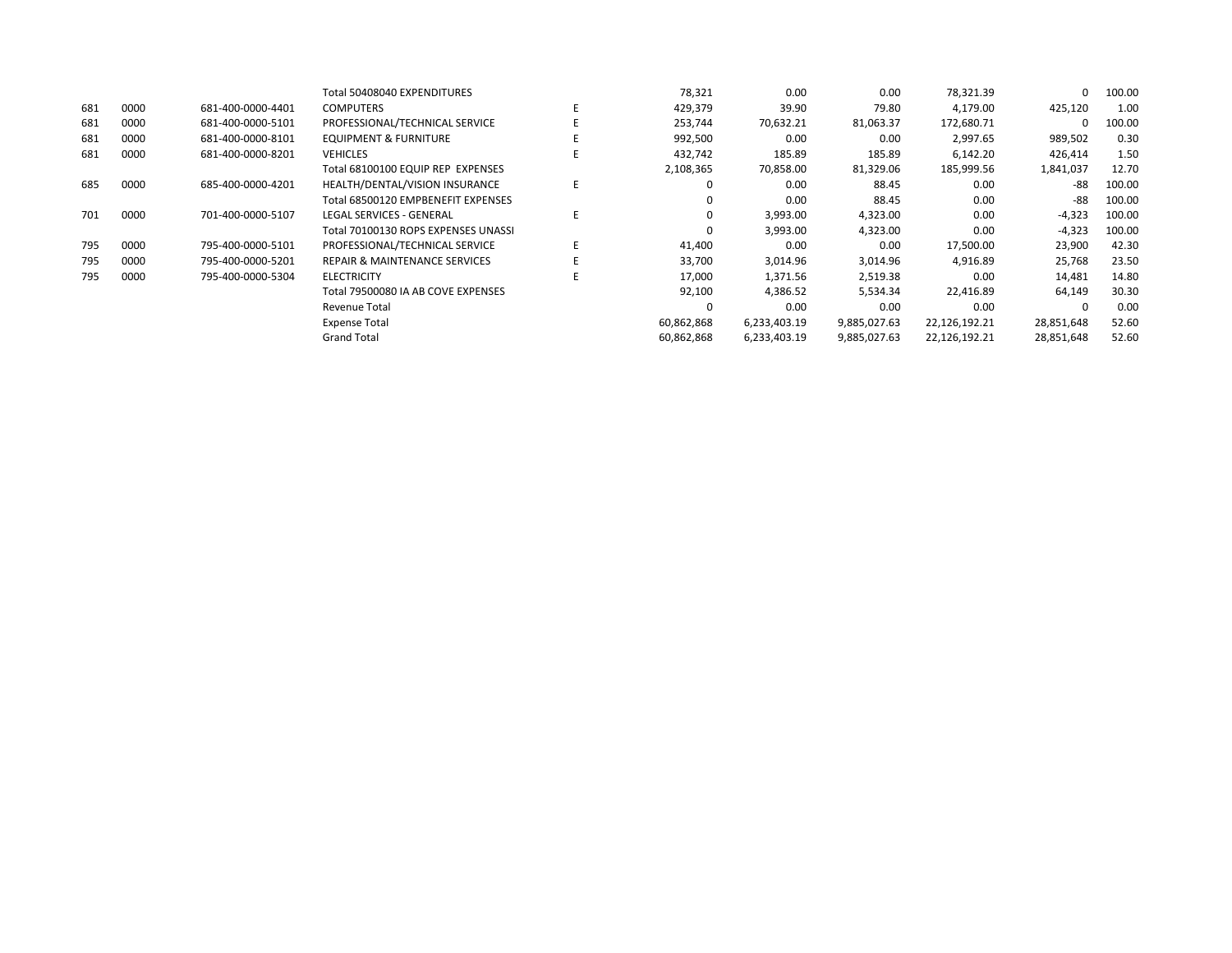| | | | | | | | | | | |
|---|---|---|---|---|---|---|---|---|---|---|
| | | | Total 50408040 EXPENDITURES | | 78,321 | 0.00 | 0.00 | 78,321.39 | 0 | 100.00 |
| 681 | 0000 | 681-400-0000-4401 | COMPUTERS | E | 429,379 | 39.90 | 79.80 | 4,179.00 | 425,120 | 1.00 |
| 681 | 0000 | 681-400-0000-5101 | PROFESSIONAL/TECHNICAL SERVICE | E | 253,744 | 70,632.21 | 81,063.37 | 172,680.71 | 0 | 100.00 |
| 681 | 0000 | 681-400-0000-8101 | EQUIPMENT & FURNITURE | E | 992,500 | 0.00 | 0.00 | 2,997.65 | 989,502 | 0.30 |
| 681 | 0000 | 681-400-0000-8201 | VEHICLES | E | 432,742 | 185.89 | 185.89 | 6,142.20 | 426,414 | 1.50 |
| | | | Total 68100100 EQUIP REP EXPENSES | | 2,108,365 | 70,858.00 | 81,329.06 | 185,999.56 | 1,841,037 | 12.70 |
| 685 | 0000 | 685-400-0000-4201 | HEALTH/DENTAL/VISION INSURANCE | E | 0 | 0.00 | 88.45 | 0.00 | -88 | 100.00 |
| | | | Total 68500120 EMPBENEFIT EXPENSES | | 0 | 0.00 | 88.45 | 0.00 | -88 | 100.00 |
| 701 | 0000 | 701-400-0000-5107 | LEGAL SERVICES - GENERAL | E | 0 | 3,993.00 | 4,323.00 | 0.00 | -4,323 | 100.00 |
| | | | Total 70100130 ROPS EXPENSES UNASSI | | 0 | 3,993.00 | 4,323.00 | 0.00 | -4,323 | 100.00 |
| 795 | 0000 | 795-400-0000-5101 | PROFESSIONAL/TECHNICAL SERVICE | E | 41,400 | 0.00 | 0.00 | 17,500.00 | 23,900 | 42.30 |
| 795 | 0000 | 795-400-0000-5201 | REPAIR & MAINTENANCE SERVICES | E | 33,700 | 3,014.96 | 3,014.96 | 4,916.89 | 25,768 | 23.50 |
| 795 | 0000 | 795-400-0000-5304 | ELECTRICITY | E | 17,000 | 1,371.56 | 2,519.38 | 0.00 | 14,481 | 14.80 |
| | | | Total 79500080 IA AB COVE EXPENSES | | 92,100 | 4,386.52 | 5,534.34 | 22,416.89 | 64,149 | 30.30 |
| | | | Revenue Total | | 0 | 0.00 | 0.00 | 0.00 | 0 | 0.00 |
| | | | Expense Total | | 60,862,868 | 6,233,403.19 | 9,885,027.63 | 22,126,192.21 | 28,851,648 | 52.60 |
| | | | Grand Total | | 60,862,868 | 6,233,403.19 | 9,885,027.63 | 22,126,192.21 | 28,851,648 | 52.60 |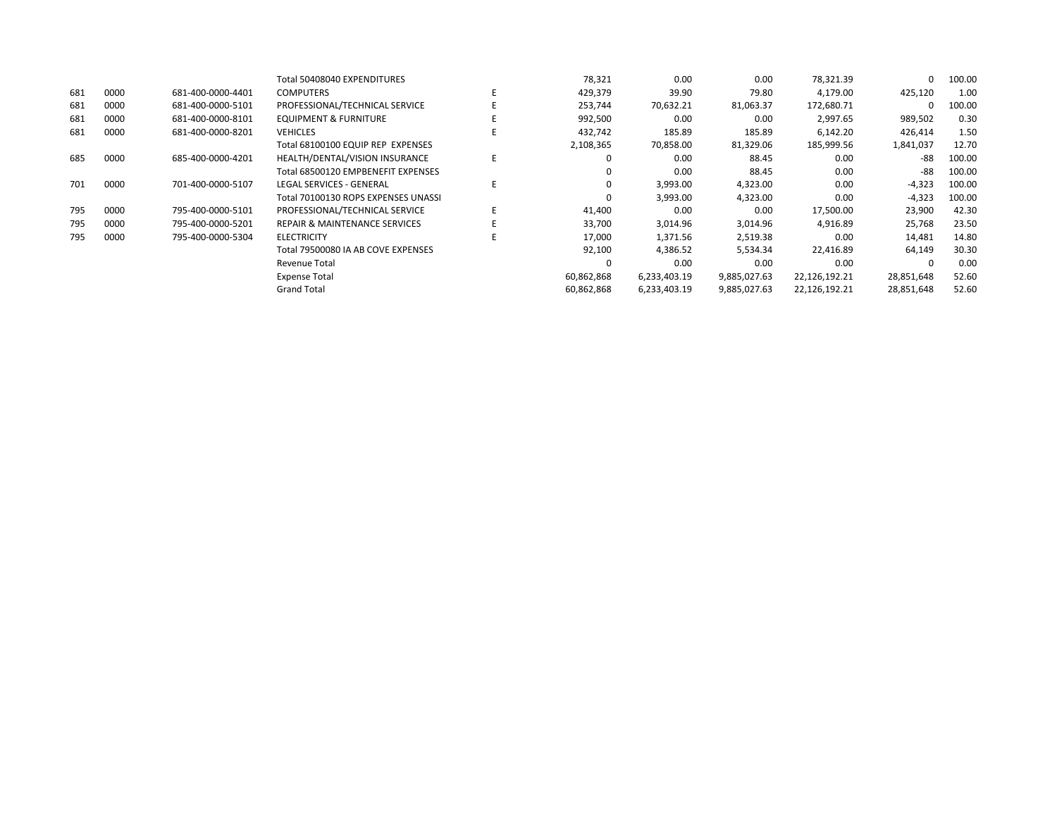| | | | | | | | | | | |
|---|---|---|---|---|---|---|---|---|---|---|
| | | | Total 50408040 EXPENDITURES | | 78,321 | 0.00 | 0.00 | 78,321.39 | 0 | 100.00 |
| 681 | 0000 | 681-400-0000-4401 | COMPUTERS | E | 429,379 | 39.90 | 79.80 | 4,179.00 | 425,120 | 1.00 |
| 681 | 0000 | 681-400-0000-5101 | PROFESSIONAL/TECHNICAL SERVICE | E | 253,744 | 70,632.21 | 81,063.37 | 172,680.71 | 0 | 100.00 |
| 681 | 0000 | 681-400-0000-8101 | EQUIPMENT & FURNITURE | E | 992,500 | 0.00 | 0.00 | 2,997.65 | 989,502 | 0.30 |
| 681 | 0000 | 681-400-0000-8201 | VEHICLES | E | 432,742 | 185.89 | 185.89 | 6,142.20 | 426,414 | 1.50 |
| | | | Total 68100100 EQUIP REP EXPENSES | | 2,108,365 | 70,858.00 | 81,329.06 | 185,999.56 | 1,841,037 | 12.70 |
| 685 | 0000 | 685-400-0000-4201 | HEALTH/DENTAL/VISION INSURANCE | E | 0 | 0.00 | 88.45 | 0.00 | -88 | 100.00 |
| | | | Total 68500120 EMPBENEFIT EXPENSES | | 0 | 0.00 | 88.45 | 0.00 | -88 | 100.00 |
| 701 | 0000 | 701-400-0000-5107 | LEGAL SERVICES - GENERAL | E | 0 | 3,993.00 | 4,323.00 | 0.00 | -4,323 | 100.00 |
| | | | Total 70100130 ROPS EXPENSES UNASSI | | 0 | 3,993.00 | 4,323.00 | 0.00 | -4,323 | 100.00 |
| 795 | 0000 | 795-400-0000-5101 | PROFESSIONAL/TECHNICAL SERVICE | E | 41,400 | 0.00 | 0.00 | 17,500.00 | 23,900 | 42.30 |
| 795 | 0000 | 795-400-0000-5201 | REPAIR & MAINTENANCE SERVICES | E | 33,700 | 3,014.96 | 3,014.96 | 4,916.89 | 25,768 | 23.50 |
| 795 | 0000 | 795-400-0000-5304 | ELECTRICITY | E | 17,000 | 1,371.56 | 2,519.38 | 0.00 | 14,481 | 14.80 |
| | | | Total 79500080 IA AB COVE EXPENSES | | 92,100 | 4,386.52 | 5,534.34 | 22,416.89 | 64,149 | 30.30 |
| | | | Revenue Total | | 0 | 0.00 | 0.00 | 0.00 | 0 | 0.00 |
| | | | Expense Total | | 60,862,868 | 6,233,403.19 | 9,885,027.63 | 22,126,192.21 | 28,851,648 | 52.60 |
| | | | Grand Total | | 60,862,868 | 6,233,403.19 | 9,885,027.63 | 22,126,192.21 | 28,851,648 | 52.60 |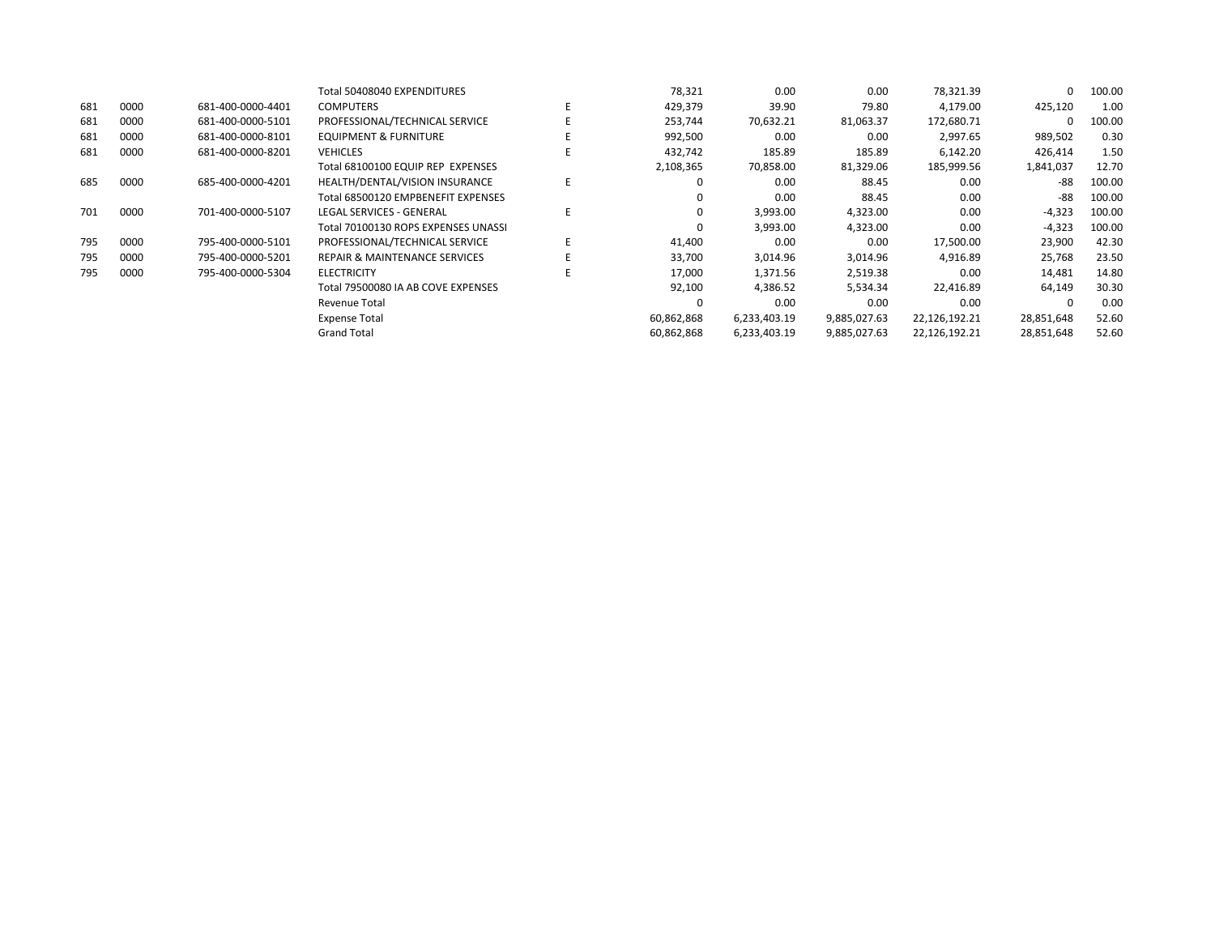| | | | | | | | | | | |
|---|---|---|---|---|---|---|---|---|---|---|
| | | | Total 50408040 EXPENDITURES | | 78,321 | 0.00 | 0.00 | 78,321.39 | 0 | 100.00 |
| 681 | 0000 | 681-400-0000-4401 | COMPUTERS | E | 429,379 | 39.90 | 79.80 | 4,179.00 | 425,120 | 1.00 |
| 681 | 0000 | 681-400-0000-5101 | PROFESSIONAL/TECHNICAL SERVICE | E | 253,744 | 70,632.21 | 81,063.37 | 172,680.71 | 0 | 100.00 |
| 681 | 0000 | 681-400-0000-8101 | EQUIPMENT & FURNITURE | E | 992,500 | 0.00 | 0.00 | 2,997.65 | 989,502 | 0.30 |
| 681 | 0000 | 681-400-0000-8201 | VEHICLES | E | 432,742 | 185.89 | 185.89 | 6,142.20 | 426,414 | 1.50 |
| | | | Total 68100100 EQUIP REP EXPENSES | | 2,108,365 | 70,858.00 | 81,329.06 | 185,999.56 | 1,841,037 | 12.70 |
| 685 | 0000 | 685-400-0000-4201 | HEALTH/DENTAL/VISION INSURANCE | E | 0 | 0.00 | 88.45 | 0.00 | -88 | 100.00 |
| | | | Total 68500120 EMPBENEFIT EXPENSES | | 0 | 0.00 | 88.45 | 0.00 | -88 | 100.00 |
| 701 | 0000 | 701-400-0000-5107 | LEGAL SERVICES - GENERAL | E | 0 | 3,993.00 | 4,323.00 | 0.00 | -4,323 | 100.00 |
| | | | Total 70100130 ROPS EXPENSES UNASSI | | 0 | 3,993.00 | 4,323.00 | 0.00 | -4,323 | 100.00 |
| 795 | 0000 | 795-400-0000-5101 | PROFESSIONAL/TECHNICAL SERVICE | E | 41,400 | 0.00 | 0.00 | 17,500.00 | 23,900 | 42.30 |
| 795 | 0000 | 795-400-0000-5201 | REPAIR & MAINTENANCE SERVICES | E | 33,700 | 3,014.96 | 3,014.96 | 4,916.89 | 25,768 | 23.50 |
| 795 | 0000 | 795-400-0000-5304 | ELECTRICITY | E | 17,000 | 1,371.56 | 2,519.38 | 0.00 | 14,481 | 14.80 |
| | | | Total 79500080 IA AB COVE EXPENSES | | 92,100 | 4,386.52 | 5,534.34 | 22,416.89 | 64,149 | 30.30 |
| | | | Revenue Total | | 0 | 0.00 | 0.00 | 0.00 | 0 | 0.00 |
| | | | Expense Total | | 60,862,868 | 6,233,403.19 | 9,885,027.63 | 22,126,192.21 | 28,851,648 | 52.60 |
| | | | Grand Total | | 60,862,868 | 6,233,403.19 | 9,885,027.63 | 22,126,192.21 | 28,851,648 | 52.60 |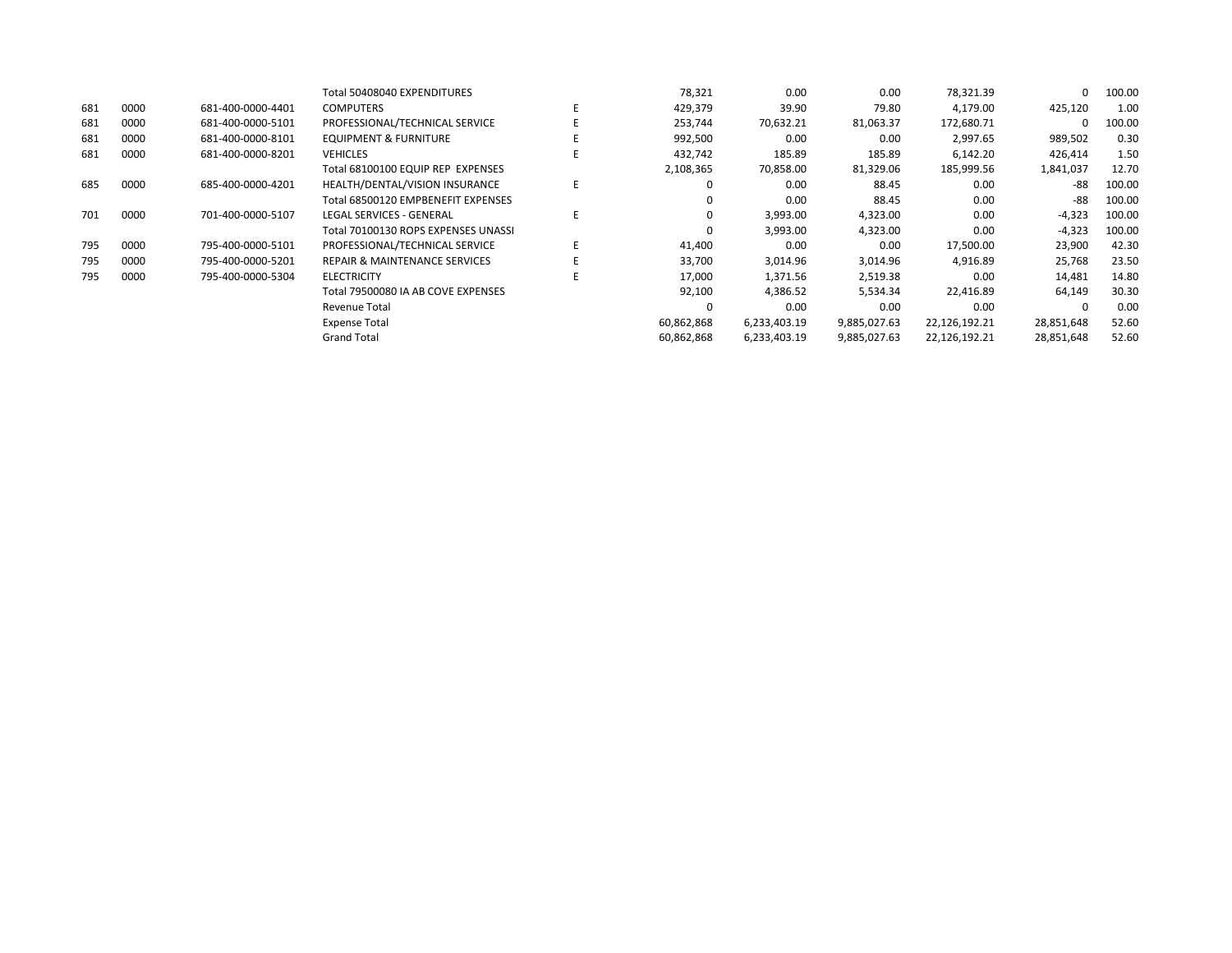| | | | | | | | | | | |
|---|---|---|---|---|---|---|---|---|---|---|
| | | | Total 50408040 EXPENDITURES | | 78,321 | 0.00 | 0.00 | 78,321.39 | 0 | 100.00 |
| 681 | 0000 | 681-400-0000-4401 | COMPUTERS | E | 429,379 | 39.90 | 79.80 | 4,179.00 | 425,120 | 1.00 |
| 681 | 0000 | 681-400-0000-5101 | PROFESSIONAL/TECHNICAL SERVICE | E | 253,744 | 70,632.21 | 81,063.37 | 172,680.71 | 0 | 100.00 |
| 681 | 0000 | 681-400-0000-8101 | EQUIPMENT & FURNITURE | E | 992,500 | 0.00 | 0.00 | 2,997.65 | 989,502 | 0.30 |
| 681 | 0000 | 681-400-0000-8201 | VEHICLES | E | 432,742 | 185.89 | 185.89 | 6,142.20 | 426,414 | 1.50 |
| | | | Total 68100100 EQUIP REP EXPENSES | | 2,108,365 | 70,858.00 | 81,329.06 | 185,999.56 | 1,841,037 | 12.70 |
| 685 | 0000 | 685-400-0000-4201 | HEALTH/DENTAL/VISION INSURANCE | E | 0 | 0.00 | 88.45 | 0.00 | -88 | 100.00 |
| | | | Total 68500120 EMPBENEFIT EXPENSES | | 0 | 0.00 | 88.45 | 0.00 | -88 | 100.00 |
| 701 | 0000 | 701-400-0000-5107 | LEGAL SERVICES - GENERAL | E | 0 | 3,993.00 | 4,323.00 | 0.00 | -4,323 | 100.00 |
| | | | Total 70100130 ROPS EXPENSES UNASSI | | 0 | 3,993.00 | 4,323.00 | 0.00 | -4,323 | 100.00 |
| 795 | 0000 | 795-400-0000-5101 | PROFESSIONAL/TECHNICAL SERVICE | E | 41,400 | 0.00 | 0.00 | 17,500.00 | 23,900 | 42.30 |
| 795 | 0000 | 795-400-0000-5201 | REPAIR & MAINTENANCE SERVICES | E | 33,700 | 3,014.96 | 3,014.96 | 4,916.89 | 25,768 | 23.50 |
| 795 | 0000 | 795-400-0000-5304 | ELECTRICITY | E | 17,000 | 1,371.56 | 2,519.38 | 0.00 | 14,481 | 14.80 |
| | | | Total 79500080 IA AB COVE EXPENSES | | 92,100 | 4,386.52 | 5,534.34 | 22,416.89 | 64,149 | 30.30 |
| | | | Revenue Total | | 0 | 0.00 | 0.00 | 0.00 | 0 | 0.00 |
| | | | Expense Total | | 60,862,868 | 6,233,403.19 | 9,885,027.63 | 22,126,192.21 | 28,851,648 | 52.60 |
| | | | Grand Total | | 60,862,868 | 6,233,403.19 | 9,885,027.63 | 22,126,192.21 | 28,851,648 | 52.60 |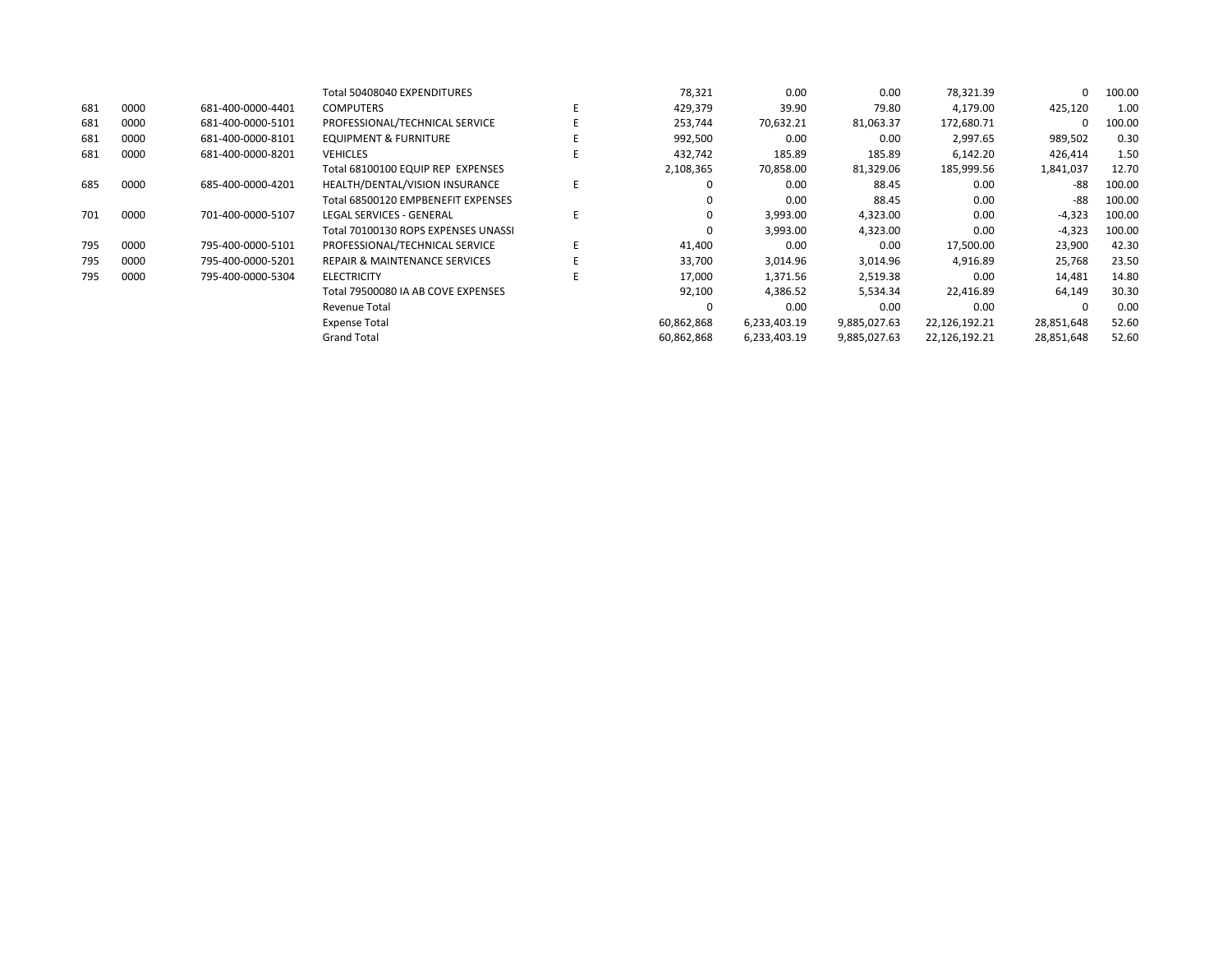| | | | | | | | | | | |
|---|---|---|---|---|---|---|---|---|---|---|
| | | | Total 50408040 EXPENDITURES | | 78,321 | 0.00 | 0.00 | 78,321.39 | 0 | 100.00 |
| 681 | 0000 | 681-400-0000-4401 | COMPUTERS | E | 429,379 | 39.90 | 79.80 | 4,179.00 | 425,120 | 1.00 |
| 681 | 0000 | 681-400-0000-5101 | PROFESSIONAL/TECHNICAL SERVICE | E | 253,744 | 70,632.21 | 81,063.37 | 172,680.71 | 0 | 100.00 |
| 681 | 0000 | 681-400-0000-8101 | EQUIPMENT & FURNITURE | E | 992,500 | 0.00 | 0.00 | 2,997.65 | 989,502 | 0.30 |
| 681 | 0000 | 681-400-0000-8201 | VEHICLES | E | 432,742 | 185.89 | 185.89 | 6,142.20 | 426,414 | 1.50 |
| | | | Total 68100100 EQUIP REP EXPENSES | | 2,108,365 | 70,858.00 | 81,329.06 | 185,999.56 | 1,841,037 | 12.70 |
| 685 | 0000 | 685-400-0000-4201 | HEALTH/DENTAL/VISION INSURANCE | E | 0 | 0.00 | 88.45 | 0.00 | -88 | 100.00 |
| | | | Total 68500120 EMPBENEFIT EXPENSES | | 0 | 0.00 | 88.45 | 0.00 | -88 | 100.00 |
| 701 | 0000 | 701-400-0000-5107 | LEGAL SERVICES - GENERAL | E | 0 | 3,993.00 | 4,323.00 | 0.00 | -4,323 | 100.00 |
| | | | Total 70100130 ROPS EXPENSES UNASSI | | 0 | 3,993.00 | 4,323.00 | 0.00 | -4,323 | 100.00 |
| 795 | 0000 | 795-400-0000-5101 | PROFESSIONAL/TECHNICAL SERVICE | E | 41,400 | 0.00 | 0.00 | 17,500.00 | 23,900 | 42.30 |
| 795 | 0000 | 795-400-0000-5201 | REPAIR & MAINTENANCE SERVICES | E | 33,700 | 3,014.96 | 3,014.96 | 4,916.89 | 25,768 | 23.50 |
| 795 | 0000 | 795-400-0000-5304 | ELECTRICITY | E | 17,000 | 1,371.56 | 2,519.38 | 0.00 | 14,481 | 14.80 |
| | | | Total 79500080 IA AB COVE EXPENSES | | 92,100 | 4,386.52 | 5,534.34 | 22,416.89 | 64,149 | 30.30 |
| | | | Revenue Total | | 0 | 0.00 | 0.00 | 0.00 | 0 | 0.00 |
| | | | Expense Total | | 60,862,868 | 6,233,403.19 | 9,885,027.63 | 22,126,192.21 | 28,851,648 | 52.60 |
| | | | Grand Total | | 60,862,868 | 6,233,403.19 | 9,885,027.63 | 22,126,192.21 | 28,851,648 | 52.60 |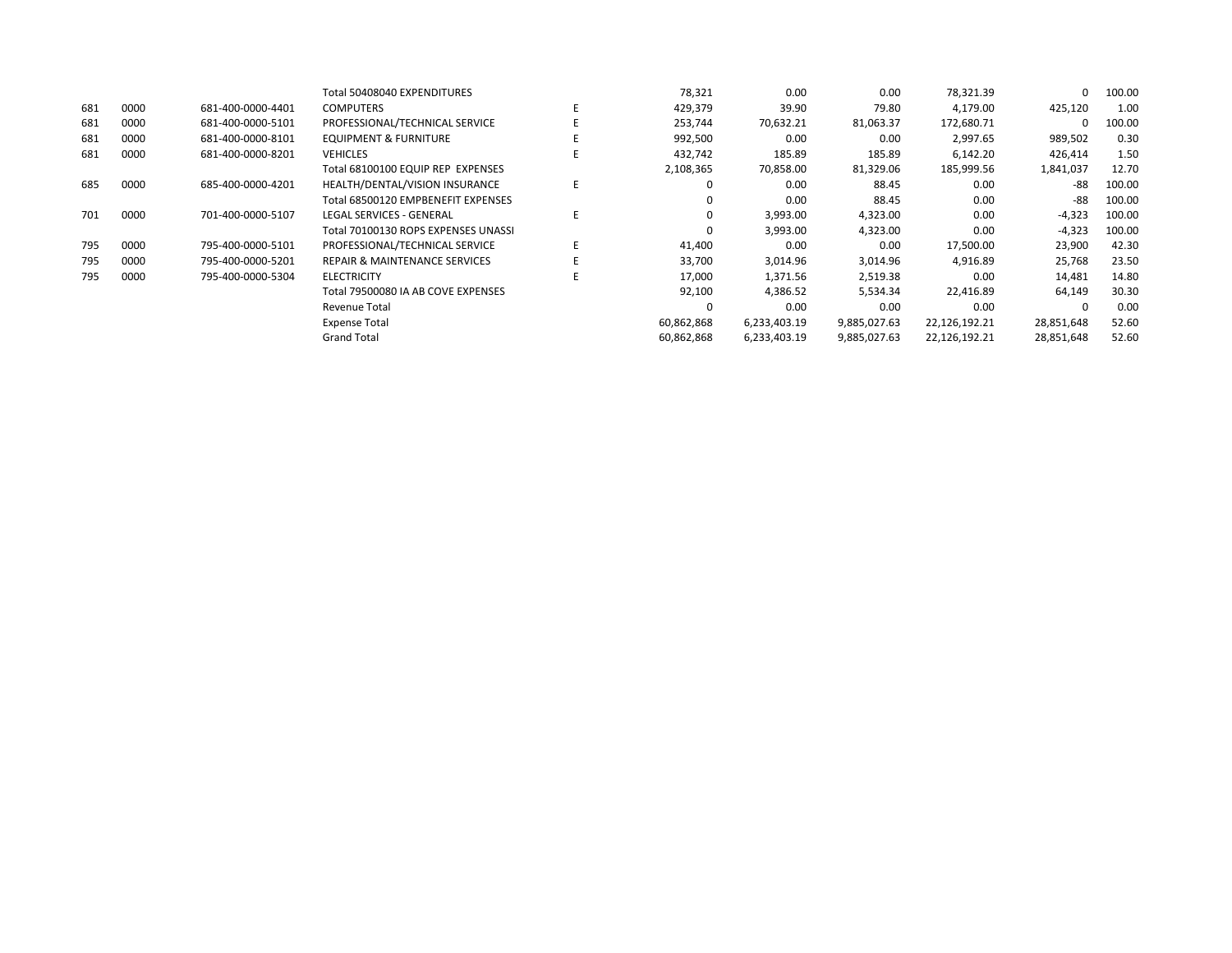| | | | | | | | | | | |
|---|---|---|---|---|---|---|---|---|---|---|
| | | | Total 50408040 EXPENDITURES | | 78,321 | 0.00 | 0.00 | 78,321.39 | 0 | 100.00 |
| 681 | 0000 | 681-400-0000-4401 | COMPUTERS | E | 429,379 | 39.90 | 79.80 | 4,179.00 | 425,120 | 1.00 |
| 681 | 0000 | 681-400-0000-5101 | PROFESSIONAL/TECHNICAL SERVICE | E | 253,744 | 70,632.21 | 81,063.37 | 172,680.71 | 0 | 100.00 |
| 681 | 0000 | 681-400-0000-8101 | EQUIPMENT & FURNITURE | E | 992,500 | 0.00 | 0.00 | 2,997.65 | 989,502 | 0.30 |
| 681 | 0000 | 681-400-0000-8201 | VEHICLES | E | 432,742 | 185.89 | 185.89 | 6,142.20 | 426,414 | 1.50 |
| | | | Total 68100100 EQUIP REP EXPENSES | | 2,108,365 | 70,858.00 | 81,329.06 | 185,999.56 | 1,841,037 | 12.70 |
| 685 | 0000 | 685-400-0000-4201 | HEALTH/DENTAL/VISION INSURANCE | E | 0 | 0.00 | 88.45 | 0.00 | -88 | 100.00 |
| | | | Total 68500120 EMPBENEFIT EXPENSES | | 0 | 0.00 | 88.45 | 0.00 | -88 | 100.00 |
| 701 | 0000 | 701-400-0000-5107 | LEGAL SERVICES - GENERAL | E | 0 | 3,993.00 | 4,323.00 | 0.00 | -4,323 | 100.00 |
| | | | Total 70100130 ROPS EXPENSES UNASSI | | 0 | 3,993.00 | 4,323.00 | 0.00 | -4,323 | 100.00 |
| 795 | 0000 | 795-400-0000-5101 | PROFESSIONAL/TECHNICAL SERVICE | E | 41,400 | 0.00 | 0.00 | 17,500.00 | 23,900 | 42.30 |
| 795 | 0000 | 795-400-0000-5201 | REPAIR & MAINTENANCE SERVICES | E | 33,700 | 3,014.96 | 3,014.96 | 4,916.89 | 25,768 | 23.50 |
| 795 | 0000 | 795-400-0000-5304 | ELECTRICITY | E | 17,000 | 1,371.56 | 2,519.38 | 0.00 | 14,481 | 14.80 |
| | | | Total 79500080 IA AB COVE EXPENSES | | 92,100 | 4,386.52 | 5,534.34 | 22,416.89 | 64,149 | 30.30 |
| | | | Revenue Total | | 0 | 0.00 | 0.00 | 0.00 | 0 | 0.00 |
| | | | Expense Total | | 60,862,868 | 6,233,403.19 | 9,885,027.63 | 22,126,192.21 | 28,851,648 | 52.60 |
| | | | Grand Total | | 60,862,868 | 6,233,403.19 | 9,885,027.63 | 22,126,192.21 | 28,851,648 | 52.60 |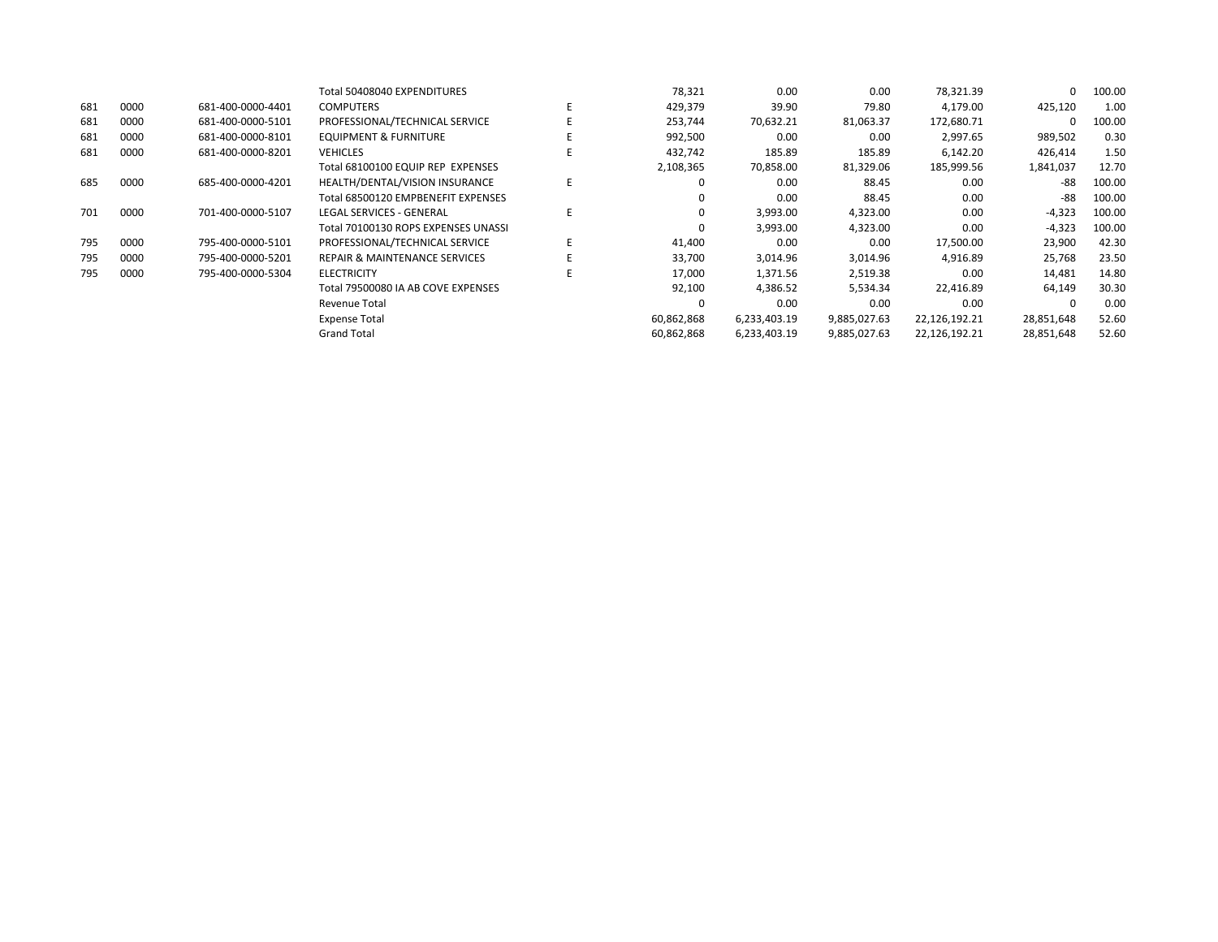| | | | | | | | | | | |
|---|---|---|---|---|---|---|---|---|---|---|
| | | | Total 50408040 EXPENDITURES | | 78,321 | 0.00 | 0.00 | 78,321.39 | 0 | 100.00 |
| 681 | 0000 | 681-400-0000-4401 | COMPUTERS | E | 429,379 | 39.90 | 79.80 | 4,179.00 | 425,120 | 1.00 |
| 681 | 0000 | 681-400-0000-5101 | PROFESSIONAL/TECHNICAL SERVICE | E | 253,744 | 70,632.21 | 81,063.37 | 172,680.71 | 0 | 100.00 |
| 681 | 0000 | 681-400-0000-8101 | EQUIPMENT & FURNITURE | E | 992,500 | 0.00 | 0.00 | 2,997.65 | 989,502 | 0.30 |
| 681 | 0000 | 681-400-0000-8201 | VEHICLES | E | 432,742 | 185.89 | 185.89 | 6,142.20 | 426,414 | 1.50 |
| | | | Total 68100100 EQUIP REP EXPENSES | | 2,108,365 | 70,858.00 | 81,329.06 | 185,999.56 | 1,841,037 | 12.70 |
| 685 | 0000 | 685-400-0000-4201 | HEALTH/DENTAL/VISION INSURANCE | E | 0 | 0.00 | 88.45 | 0.00 | -88 | 100.00 |
| | | | Total 68500120 EMPBENEFIT EXPENSES | | 0 | 0.00 | 88.45 | 0.00 | -88 | 100.00 |
| 701 | 0000 | 701-400-0000-5107 | LEGAL SERVICES - GENERAL | E | 0 | 3,993.00 | 4,323.00 | 0.00 | -4,323 | 100.00 |
| | | | Total 70100130 ROPS EXPENSES UNASSI | | 0 | 3,993.00 | 4,323.00 | 0.00 | -4,323 | 100.00 |
| 795 | 0000 | 795-400-0000-5101 | PROFESSIONAL/TECHNICAL SERVICE | E | 41,400 | 0.00 | 0.00 | 17,500.00 | 23,900 | 42.30 |
| 795 | 0000 | 795-400-0000-5201 | REPAIR & MAINTENANCE SERVICES | E | 33,700 | 3,014.96 | 3,014.96 | 4,916.89 | 25,768 | 23.50 |
| 795 | 0000 | 795-400-0000-5304 | ELECTRICITY | E | 17,000 | 1,371.56 | 2,519.38 | 0.00 | 14,481 | 14.80 |
| | | | Total 79500080 IA AB COVE EXPENSES | | 92,100 | 4,386.52 | 5,534.34 | 22,416.89 | 64,149 | 30.30 |
| | | | Revenue Total | | 0 | 0.00 | 0.00 | 0.00 | 0 | 0.00 |
| | | | Expense Total | | 60,862,868 | 6,233,403.19 | 9,885,027.63 | 22,126,192.21 | 28,851,648 | 52.60 |
| | | | Grand Total | | 60,862,868 | 6,233,403.19 | 9,885,027.63 | 22,126,192.21 | 28,851,648 | 52.60 |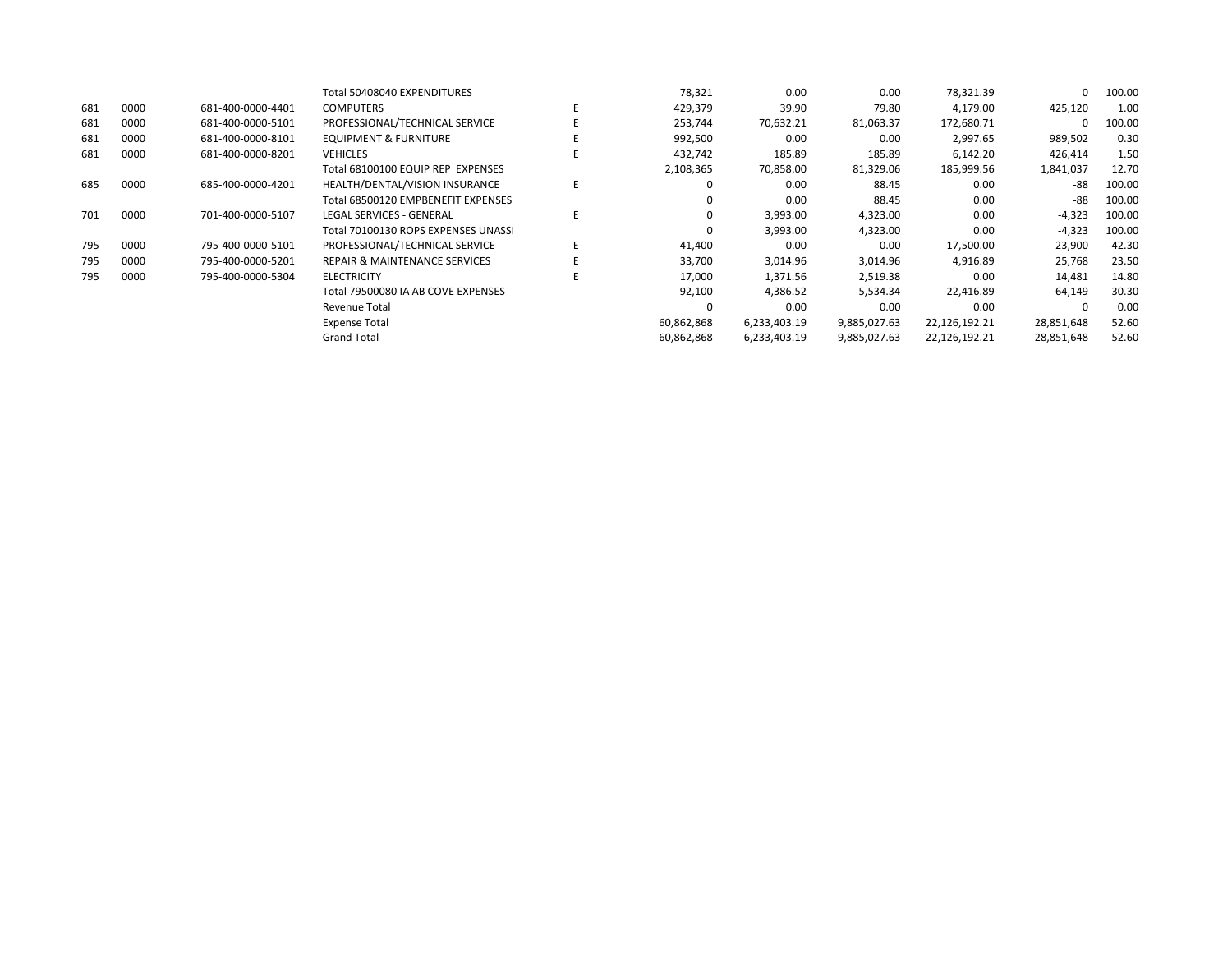| | | | | | | | | | | |
|---|---|---|---|---|---|---|---|---|---|---|
| | | | Total 50408040 EXPENDITURES | | 78,321 | 0.00 | 0.00 | 78,321.39 | 0 | 100.00 |
| 681 | 0000 | 681-400-0000-4401 | COMPUTERS | E | 429,379 | 39.90 | 79.80 | 4,179.00 | 425,120 | 1.00 |
| 681 | 0000 | 681-400-0000-5101 | PROFESSIONAL/TECHNICAL SERVICE | E | 253,744 | 70,632.21 | 81,063.37 | 172,680.71 | 0 | 100.00 |
| 681 | 0000 | 681-400-0000-8101 | EQUIPMENT & FURNITURE | E | 992,500 | 0.00 | 0.00 | 2,997.65 | 989,502 | 0.30 |
| 681 | 0000 | 681-400-0000-8201 | VEHICLES | E | 432,742 | 185.89 | 185.89 | 6,142.20 | 426,414 | 1.50 |
| | | | Total 68100100 EQUIP REP EXPENSES | | 2,108,365 | 70,858.00 | 81,329.06 | 185,999.56 | 1,841,037 | 12.70 |
| 685 | 0000 | 685-400-0000-4201 | HEALTH/DENTAL/VISION INSURANCE | E | 0 | 0.00 | 88.45 | 0.00 | -88 | 100.00 |
| | | | Total 68500120 EMPBENEFIT EXPENSES | | 0 | 0.00 | 88.45 | 0.00 | -88 | 100.00 |
| 701 | 0000 | 701-400-0000-5107 | LEGAL SERVICES - GENERAL | E | 0 | 3,993.00 | 4,323.00 | 0.00 | -4,323 | 100.00 |
| | | | Total 70100130 ROPS EXPENSES UNASSI | | 0 | 3,993.00 | 4,323.00 | 0.00 | -4,323 | 100.00 |
| 795 | 0000 | 795-400-0000-5101 | PROFESSIONAL/TECHNICAL SERVICE | E | 41,400 | 0.00 | 0.00 | 17,500.00 | 23,900 | 42.30 |
| 795 | 0000 | 795-400-0000-5201 | REPAIR & MAINTENANCE SERVICES | E | 33,700 | 3,014.96 | 3,014.96 | 4,916.89 | 25,768 | 23.50 |
| 795 | 0000 | 795-400-0000-5304 | ELECTRICITY | E | 17,000 | 1,371.56 | 2,519.38 | 0.00 | 14,481 | 14.80 |
| | | | Total 79500080 IA AB COVE EXPENSES | | 92,100 | 4,386.52 | 5,534.34 | 22,416.89 | 64,149 | 30.30 |
| | | | Revenue Total | | 0 | 0.00 | 0.00 | 0.00 | 0 | 0.00 |
| | | | Expense Total | | 60,862,868 | 6,233,403.19 | 9,885,027.63 | 22,126,192.21 | 28,851,648 | 52.60 |
| | | | Grand Total | | 60,862,868 | 6,233,403.19 | 9,885,027.63 | 22,126,192.21 | 28,851,648 | 52.60 |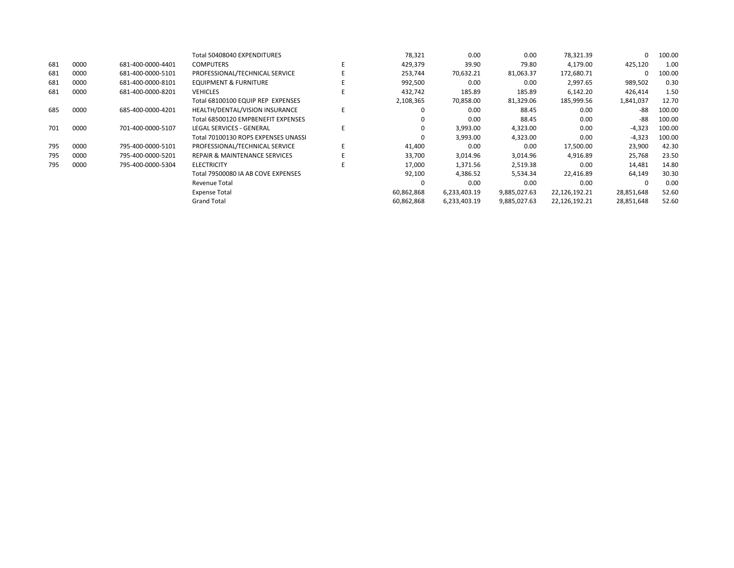| | | | | | | | | | | |
|---|---|---|---|---|---|---|---|---|---|---|
| | | | Total 50408040 EXPENDITURES | | 78,321 | 0.00 | 0.00 | 78,321.39 | 0 | 100.00 |
| 681 | 0000 | 681-400-0000-4401 | COMPUTERS | E | 429,379 | 39.90 | 79.80 | 4,179.00 | 425,120 | 1.00 |
| 681 | 0000 | 681-400-0000-5101 | PROFESSIONAL/TECHNICAL SERVICE | E | 253,744 | 70,632.21 | 81,063.37 | 172,680.71 | 0 | 100.00 |
| 681 | 0000 | 681-400-0000-8101 | EQUIPMENT & FURNITURE | E | 992,500 | 0.00 | 0.00 | 2,997.65 | 989,502 | 0.30 |
| 681 | 0000 | 681-400-0000-8201 | VEHICLES | E | 432,742 | 185.89 | 185.89 | 6,142.20 | 426,414 | 1.50 |
| | | | Total 68100100 EQUIP REP EXPENSES | | 2,108,365 | 70,858.00 | 81,329.06 | 185,999.56 | 1,841,037 | 12.70 |
| 685 | 0000 | 685-400-0000-4201 | HEALTH/DENTAL/VISION INSURANCE | E | 0 | 0.00 | 88.45 | 0.00 | -88 | 100.00 |
| | | | Total 68500120 EMPBENEFIT EXPENSES | | 0 | 0.00 | 88.45 | 0.00 | -88 | 100.00 |
| 701 | 0000 | 701-400-0000-5107 | LEGAL SERVICES - GENERAL | E | 0 | 3,993.00 | 4,323.00 | 0.00 | -4,323 | 100.00 |
| | | | Total 70100130 ROPS EXPENSES UNASSI | | 0 | 3,993.00 | 4,323.00 | 0.00 | -4,323 | 100.00 |
| 795 | 0000 | 795-400-0000-5101 | PROFESSIONAL/TECHNICAL SERVICE | E | 41,400 | 0.00 | 0.00 | 17,500.00 | 23,900 | 42.30 |
| 795 | 0000 | 795-400-0000-5201 | REPAIR & MAINTENANCE SERVICES | E | 33,700 | 3,014.96 | 3,014.96 | 4,916.89 | 25,768 | 23.50 |
| 795 | 0000 | 795-400-0000-5304 | ELECTRICITY | E | 17,000 | 1,371.56 | 2,519.38 | 0.00 | 14,481 | 14.80 |
| | | | Total 79500080 IA AB COVE EXPENSES | | 92,100 | 4,386.52 | 5,534.34 | 22,416.89 | 64,149 | 30.30 |
| | | | Revenue Total | | 0 | 0.00 | 0.00 | 0.00 | 0 | 0.00 |
| | | | Expense Total | | 60,862,868 | 6,233,403.19 | 9,885,027.63 | 22,126,192.21 | 28,851,648 | 52.60 |
| | | | Grand Total | | 60,862,868 | 6,233,403.19 | 9,885,027.63 | 22,126,192.21 | 28,851,648 | 52.60 |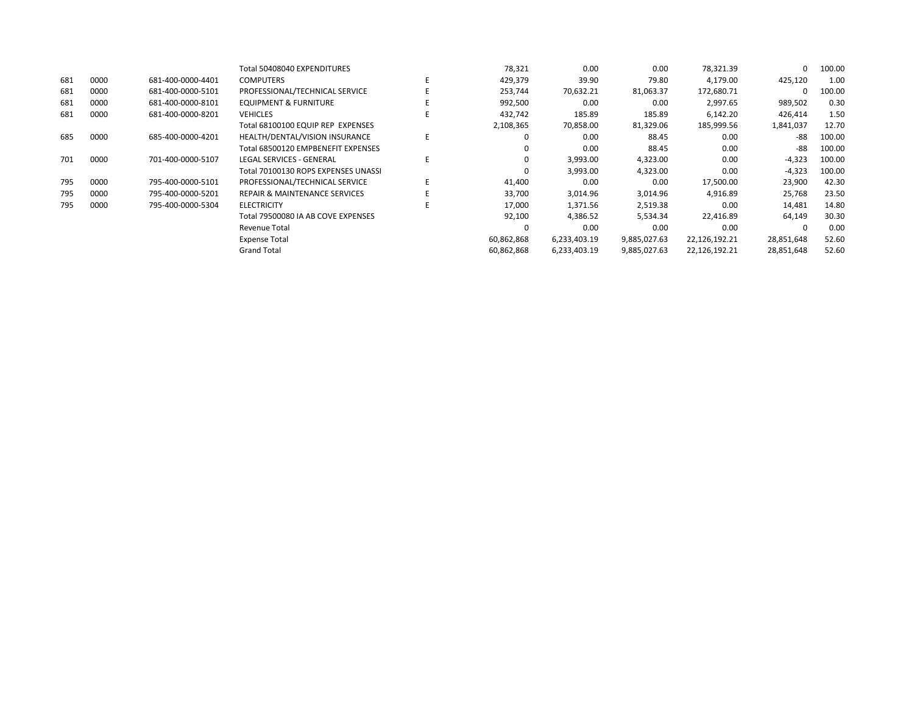| | | | | | | | | | | |
|---|---|---|---|---|---|---|---|---|---|---|
| | | | Total 50408040 EXPENDITURES | | 78,321 | 0.00 | 0.00 | 78,321.39 | 0 | 100.00 |
| 681 | 0000 | 681-400-0000-4401 | COMPUTERS | E | 429,379 | 39.90 | 79.80 | 4,179.00 | 425,120 | 1.00 |
| 681 | 0000 | 681-400-0000-5101 | PROFESSIONAL/TECHNICAL SERVICE | E | 253,744 | 70,632.21 | 81,063.37 | 172,680.71 | 0 | 100.00 |
| 681 | 0000 | 681-400-0000-8101 | EQUIPMENT & FURNITURE | E | 992,500 | 0.00 | 0.00 | 2,997.65 | 989,502 | 0.30 |
| 681 | 0000 | 681-400-0000-8201 | VEHICLES | E | 432,742 | 185.89 | 185.89 | 6,142.20 | 426,414 | 1.50 |
| | | | Total 68100100 EQUIP REP EXPENSES | | 2,108,365 | 70,858.00 | 81,329.06 | 185,999.56 | 1,841,037 | 12.70 |
| 685 | 0000 | 685-400-0000-4201 | HEALTH/DENTAL/VISION INSURANCE | E | 0 | 0.00 | 88.45 | 0.00 | -88 | 100.00 |
| | | | Total 68500120 EMPBENEFIT EXPENSES | | 0 | 0.00 | 88.45 | 0.00 | -88 | 100.00 |
| 701 | 0000 | 701-400-0000-5107 | LEGAL SERVICES - GENERAL | E | 0 | 3,993.00 | 4,323.00 | 0.00 | -4,323 | 100.00 |
| | | | Total 70100130 ROPS EXPENSES UNASSI | | 0 | 3,993.00 | 4,323.00 | 0.00 | -4,323 | 100.00 |
| 795 | 0000 | 795-400-0000-5101 | PROFESSIONAL/TECHNICAL SERVICE | E | 41,400 | 0.00 | 0.00 | 17,500.00 | 23,900 | 42.30 |
| 795 | 0000 | 795-400-0000-5201 | REPAIR & MAINTENANCE SERVICES | E | 33,700 | 3,014.96 | 3,014.96 | 4,916.89 | 25,768 | 23.50 |
| 795 | 0000 | 795-400-0000-5304 | ELECTRICITY | E | 17,000 | 1,371.56 | 2,519.38 | 0.00 | 14,481 | 14.80 |
| | | | Total 79500080 IA AB COVE EXPENSES | | 92,100 | 4,386.52 | 5,534.34 | 22,416.89 | 64,149 | 30.30 |
| | | | Revenue Total | | 0 | 0.00 | 0.00 | 0.00 | 0 | 0.00 |
| | | | Expense Total | | 60,862,868 | 6,233,403.19 | 9,885,027.63 | 22,126,192.21 | 28,851,648 | 52.60 |
| | | | Grand Total | | 60,862,868 | 6,233,403.19 | 9,885,027.63 | 22,126,192.21 | 28,851,648 | 52.60 |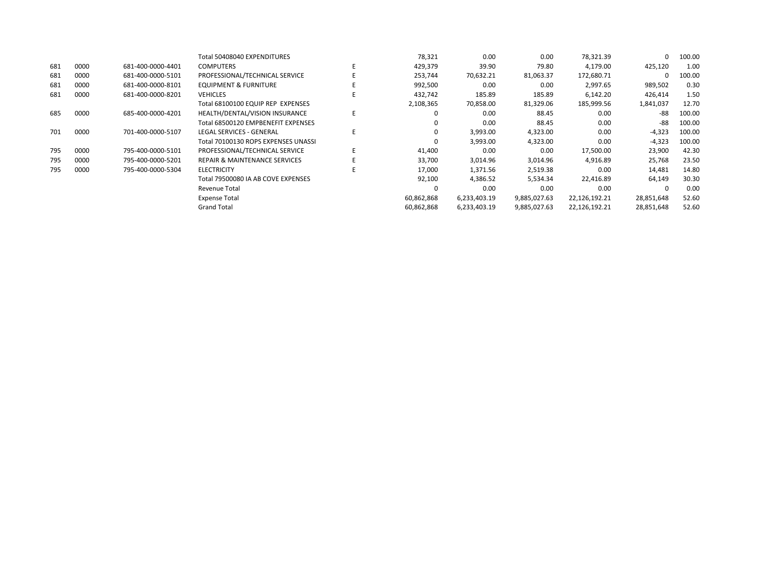| | | | | | | | | | | |
|---|---|---|---|---|---|---|---|---|---|---|
| | | | Total 50408040 EXPENDITURES | | 78,321 | 0.00 | 0.00 | 78,321.39 | 0 | 100.00 |
| 681 | 0000 | 681-400-0000-4401 | COMPUTERS | E | 429,379 | 39.90 | 79.80 | 4,179.00 | 425,120 | 1.00 |
| 681 | 0000 | 681-400-0000-5101 | PROFESSIONAL/TECHNICAL SERVICE | E | 253,744 | 70,632.21 | 81,063.37 | 172,680.71 | 0 | 100.00 |
| 681 | 0000 | 681-400-0000-8101 | EQUIPMENT & FURNITURE | E | 992,500 | 0.00 | 0.00 | 2,997.65 | 989,502 | 0.30 |
| 681 | 0000 | 681-400-0000-8201 | VEHICLES | E | 432,742 | 185.89 | 185.89 | 6,142.20 | 426,414 | 1.50 |
| | | | Total 68100100 EQUIP REP EXPENSES | | 2,108,365 | 70,858.00 | 81,329.06 | 185,999.56 | 1,841,037 | 12.70 |
| 685 | 0000 | 685-400-0000-4201 | HEALTH/DENTAL/VISION INSURANCE | E | 0 | 0.00 | 88.45 | 0.00 | -88 | 100.00 |
| | | | Total 68500120 EMPBENEFIT EXPENSES | | 0 | 0.00 | 88.45 | 0.00 | -88 | 100.00 |
| 701 | 0000 | 701-400-0000-5107 | LEGAL SERVICES - GENERAL | E | 0 | 3,993.00 | 4,323.00 | 0.00 | -4,323 | 100.00 |
| | | | Total 70100130 ROPS EXPENSES UNASSI | | 0 | 3,993.00 | 4,323.00 | 0.00 | -4,323 | 100.00 |
| 795 | 0000 | 795-400-0000-5101 | PROFESSIONAL/TECHNICAL SERVICE | E | 41,400 | 0.00 | 0.00 | 17,500.00 | 23,900 | 42.30 |
| 795 | 0000 | 795-400-0000-5201 | REPAIR & MAINTENANCE SERVICES | E | 33,700 | 3,014.96 | 3,014.96 | 4,916.89 | 25,768 | 23.50 |
| 795 | 0000 | 795-400-0000-5304 | ELECTRICITY | E | 17,000 | 1,371.56 | 2,519.38 | 0.00 | 14,481 | 14.80 |
| | | | Total 79500080 IA AB COVE EXPENSES | | 92,100 | 4,386.52 | 5,534.34 | 22,416.89 | 64,149 | 30.30 |
| | | | Revenue Total | | 0 | 0.00 | 0.00 | 0.00 | 0 | 0.00 |
| | | | Expense Total | | 60,862,868 | 6,233,403.19 | 9,885,027.63 | 22,126,192.21 | 28,851,648 | 52.60 |
| | | | Grand Total | | 60,862,868 | 6,233,403.19 | 9,885,027.63 | 22,126,192.21 | 28,851,648 | 52.60 |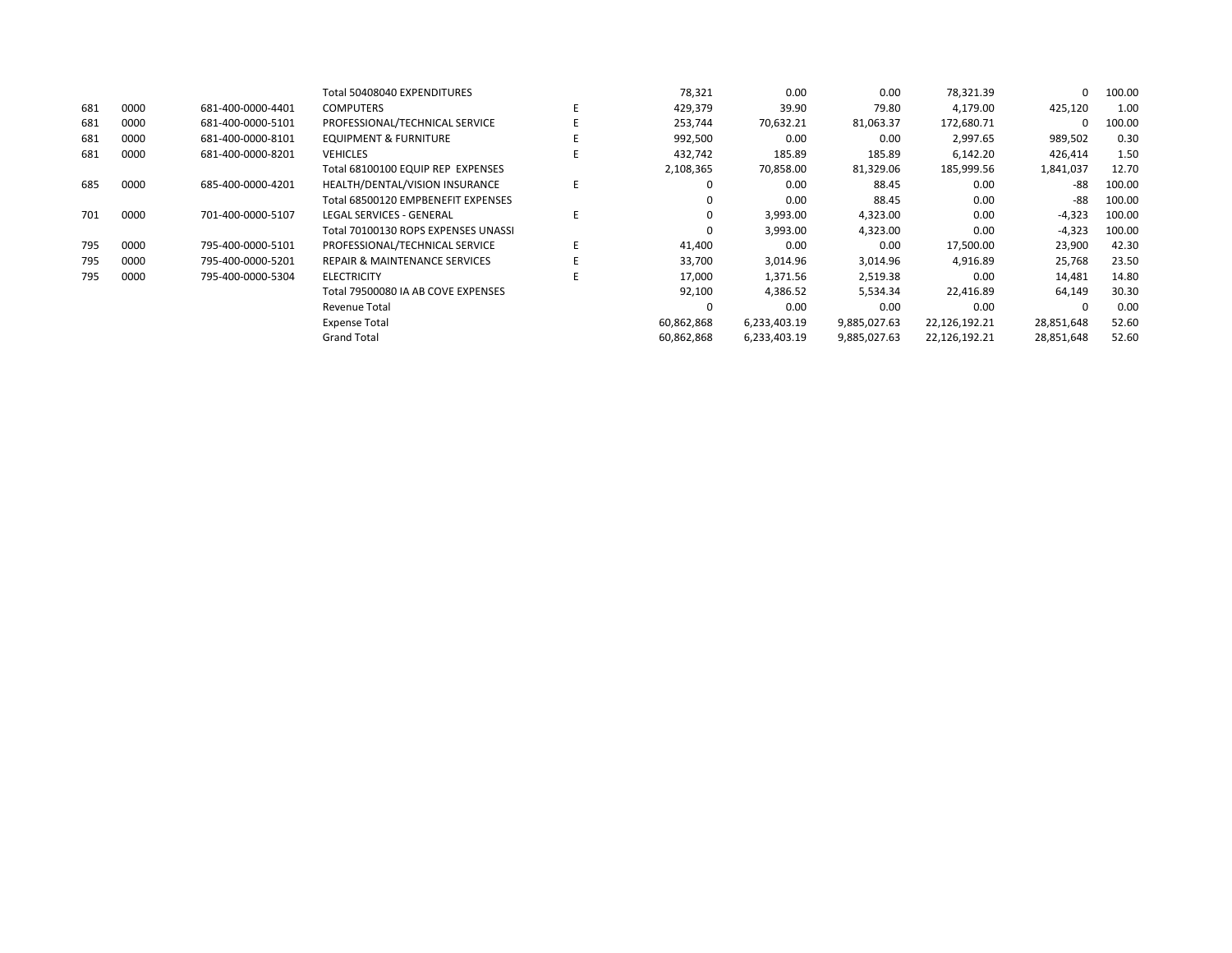| | | | | | | | | | | |
|---|---|---|---|---|---|---|---|---|---|---|
| | | | Total 50408040 EXPENDITURES | | 78,321 | 0.00 | 0.00 | 78,321.39 | 0 | 100.00 |
| 681 | 0000 | 681-400-0000-4401 | COMPUTERS | E | 429,379 | 39.90 | 79.80 | 4,179.00 | 425,120 | 1.00 |
| 681 | 0000 | 681-400-0000-5101 | PROFESSIONAL/TECHNICAL SERVICE | E | 253,744 | 70,632.21 | 81,063.37 | 172,680.71 | 0 | 100.00 |
| 681 | 0000 | 681-400-0000-8101 | EQUIPMENT & FURNITURE | E | 992,500 | 0.00 | 0.00 | 2,997.65 | 989,502 | 0.30 |
| 681 | 0000 | 681-400-0000-8201 | VEHICLES | E | 432,742 | 185.89 | 185.89 | 6,142.20 | 426,414 | 1.50 |
| | | | Total 68100100 EQUIP REP EXPENSES | | 2,108,365 | 70,858.00 | 81,329.06 | 185,999.56 | 1,841,037 | 12.70 |
| 685 | 0000 | 685-400-0000-4201 | HEALTH/DENTAL/VISION INSURANCE | E | 0 | 0.00 | 88.45 | 0.00 | -88 | 100.00 |
| | | | Total 68500120 EMPBENEFIT EXPENSES | | 0 | 0.00 | 88.45 | 0.00 | -88 | 100.00 |
| 701 | 0000 | 701-400-0000-5107 | LEGAL SERVICES - GENERAL | E | 0 | 3,993.00 | 4,323.00 | 0.00 | -4,323 | 100.00 |
| | | | Total 70100130 ROPS EXPENSES UNASSI | | 0 | 3,993.00 | 4,323.00 | 0.00 | -4,323 | 100.00 |
| 795 | 0000 | 795-400-0000-5101 | PROFESSIONAL/TECHNICAL SERVICE | E | 41,400 | 0.00 | 0.00 | 17,500.00 | 23,900 | 42.30 |
| 795 | 0000 | 795-400-0000-5201 | REPAIR & MAINTENANCE SERVICES | E | 33,700 | 3,014.96 | 3,014.96 | 4,916.89 | 25,768 | 23.50 |
| 795 | 0000 | 795-400-0000-5304 | ELECTRICITY | E | 17,000 | 1,371.56 | 2,519.38 | 0.00 | 14,481 | 14.80 |
| | | | Total 79500080 IA AB COVE EXPENSES | | 92,100 | 4,386.52 | 5,534.34 | 22,416.89 | 64,149 | 30.30 |
| | | | Revenue Total | | 0 | 0.00 | 0.00 | 0.00 | 0 | 0.00 |
| | | | Expense Total | | 60,862,868 | 6,233,403.19 | 9,885,027.63 | 22,126,192.21 | 28,851,648 | 52.60 |
| | | | Grand Total | | 60,862,868 | 6,233,403.19 | 9,885,027.63 | 22,126,192.21 | 28,851,648 | 52.60 |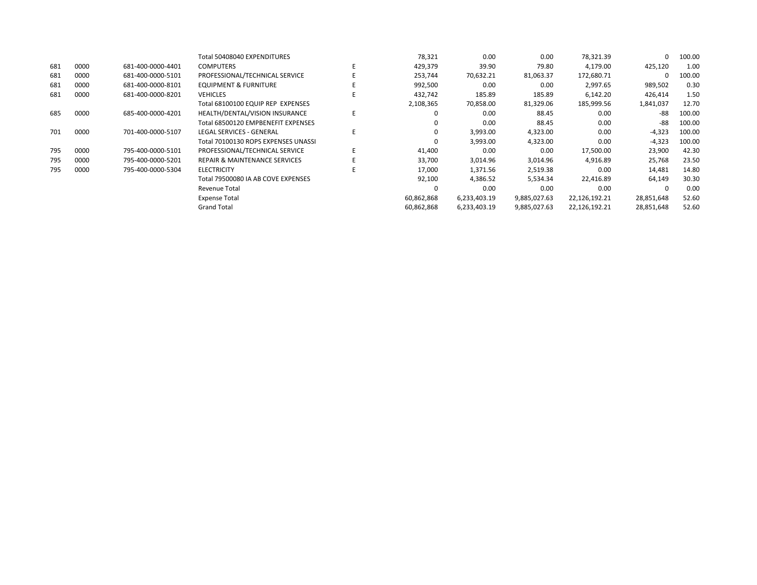| | | | | | | | | | | |
|---|---|---|---|---|---|---|---|---|---|---|
| | | | Total 50408040 EXPENDITURES | | 78,321 | 0.00 | 0.00 | 78,321.39 | 0 | 100.00 |
| 681 | 0000 | 681-400-0000-4401 | COMPUTERS | E | 429,379 | 39.90 | 79.80 | 4,179.00 | 425,120 | 1.00 |
| 681 | 0000 | 681-400-0000-5101 | PROFESSIONAL/TECHNICAL SERVICE | E | 253,744 | 70,632.21 | 81,063.37 | 172,680.71 | 0 | 100.00 |
| 681 | 0000 | 681-400-0000-8101 | EQUIPMENT & FURNITURE | E | 992,500 | 0.00 | 0.00 | 2,997.65 | 989,502 | 0.30 |
| 681 | 0000 | 681-400-0000-8201 | VEHICLES | E | 432,742 | 185.89 | 185.89 | 6,142.20 | 426,414 | 1.50 |
| | | | Total 68100100 EQUIP REP EXPENSES | | 2,108,365 | 70,858.00 | 81,329.06 | 185,999.56 | 1,841,037 | 12.70 |
| 685 | 0000 | 685-400-0000-4201 | HEALTH/DENTAL/VISION INSURANCE | E | 0 | 0.00 | 88.45 | 0.00 | -88 | 100.00 |
| | | | Total 68500120 EMPBENEFIT EXPENSES | | 0 | 0.00 | 88.45 | 0.00 | -88 | 100.00 |
| 701 | 0000 | 701-400-0000-5107 | LEGAL SERVICES - GENERAL | E | 0 | 3,993.00 | 4,323.00 | 0.00 | -4,323 | 100.00 |
| | | | Total 70100130 ROPS EXPENSES UNASSI | | 0 | 3,993.00 | 4,323.00 | 0.00 | -4,323 | 100.00 |
| 795 | 0000 | 795-400-0000-5101 | PROFESSIONAL/TECHNICAL SERVICE | E | 41,400 | 0.00 | 0.00 | 17,500.00 | 23,900 | 42.30 |
| 795 | 0000 | 795-400-0000-5201 | REPAIR & MAINTENANCE SERVICES | E | 33,700 | 3,014.96 | 3,014.96 | 4,916.89 | 25,768 | 23.50 |
| 795 | 0000 | 795-400-0000-5304 | ELECTRICITY | E | 17,000 | 1,371.56 | 2,519.38 | 0.00 | 14,481 | 14.80 |
| | | | Total 79500080 IA AB COVE EXPENSES | | 92,100 | 4,386.52 | 5,534.34 | 22,416.89 | 64,149 | 30.30 |
| | | | Revenue Total | | 0 | 0.00 | 0.00 | 0.00 | 0 | 0.00 |
| | | | Expense Total | | 60,862,868 | 6,233,403.19 | 9,885,027.63 | 22,126,192.21 | 28,851,648 | 52.60 |
| | | | Grand Total | | 60,862,868 | 6,233,403.19 | 9,885,027.63 | 22,126,192.21 | 28,851,648 | 52.60 |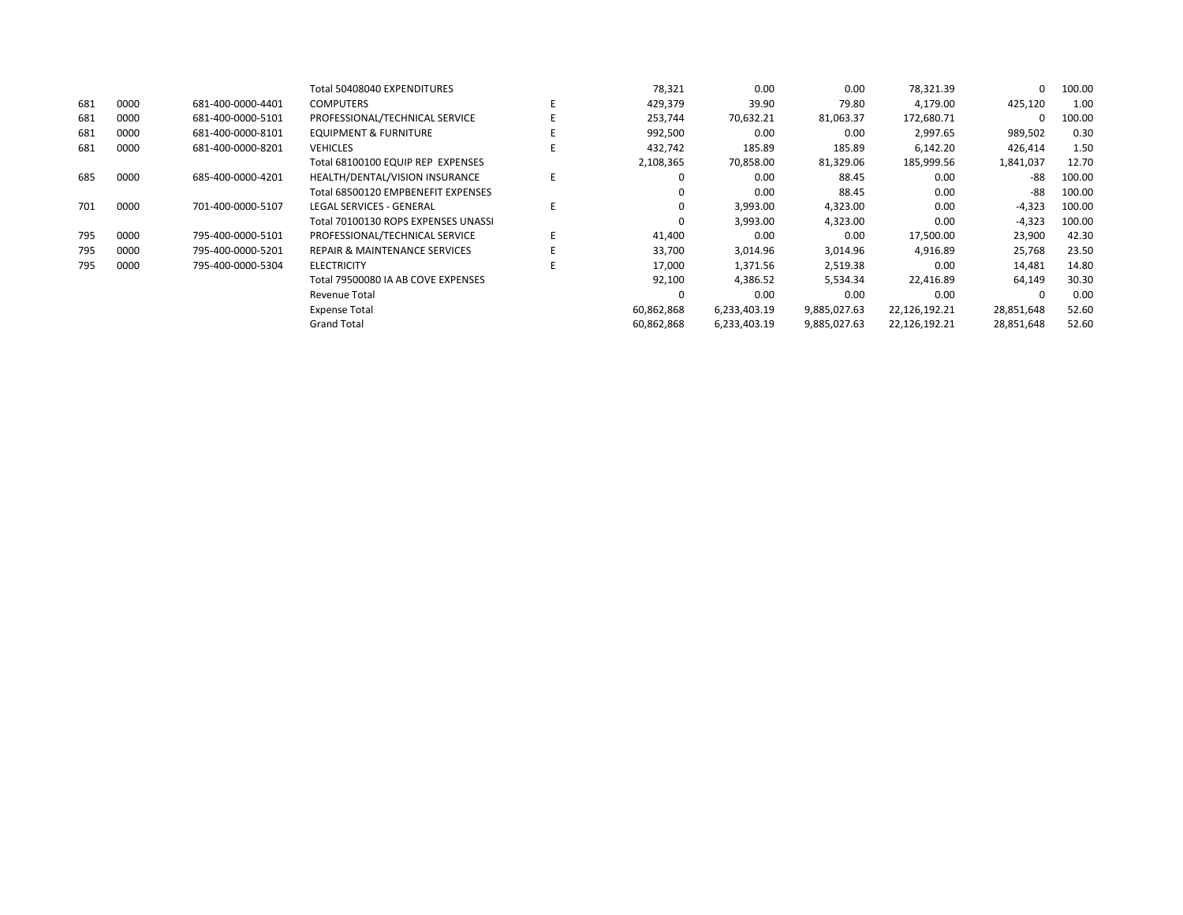| | | | | | | | | | | |
|---|---|---|---|---|---|---|---|---|---|---|
| | | | Total 50408040 EXPENDITURES | | 78,321 | 0.00 | 0.00 | 78,321.39 | 0 | 100.00 |
| 681 | 0000 | 681-400-0000-4401 | COMPUTERS | E | 429,379 | 39.90 | 79.80 | 4,179.00 | 425,120 | 1.00 |
| 681 | 0000 | 681-400-0000-5101 | PROFESSIONAL/TECHNICAL SERVICE | E | 253,744 | 70,632.21 | 81,063.37 | 172,680.71 | 0 | 100.00 |
| 681 | 0000 | 681-400-0000-8101 | EQUIPMENT & FURNITURE | E | 992,500 | 0.00 | 0.00 | 2,997.65 | 989,502 | 0.30 |
| 681 | 0000 | 681-400-0000-8201 | VEHICLES | E | 432,742 | 185.89 | 185.89 | 6,142.20 | 426,414 | 1.50 |
| | | | Total 68100100 EQUIP REP EXPENSES | | 2,108,365 | 70,858.00 | 81,329.06 | 185,999.56 | 1,841,037 | 12.70 |
| 685 | 0000 | 685-400-0000-4201 | HEALTH/DENTAL/VISION INSURANCE | E | 0 | 0.00 | 88.45 | 0.00 | -88 | 100.00 |
| | | | Total 68500120 EMPBENEFIT EXPENSES | | 0 | 0.00 | 88.45 | 0.00 | -88 | 100.00 |
| 701 | 0000 | 701-400-0000-5107 | LEGAL SERVICES - GENERAL | E | 0 | 3,993.00 | 4,323.00 | 0.00 | -4,323 | 100.00 |
| | | | Total 70100130 ROPS EXPENSES UNASSI | | 0 | 3,993.00 | 4,323.00 | 0.00 | -4,323 | 100.00 |
| 795 | 0000 | 795-400-0000-5101 | PROFESSIONAL/TECHNICAL SERVICE | E | 41,400 | 0.00 | 0.00 | 17,500.00 | 23,900 | 42.30 |
| 795 | 0000 | 795-400-0000-5201 | REPAIR & MAINTENANCE SERVICES | E | 33,700 | 3,014.96 | 3,014.96 | 4,916.89 | 25,768 | 23.50 |
| 795 | 0000 | 795-400-0000-5304 | ELECTRICITY | E | 17,000 | 1,371.56 | 2,519.38 | 0.00 | 14,481 | 14.80 |
| | | | Total 79500080 IA AB COVE EXPENSES | | 92,100 | 4,386.52 | 5,534.34 | 22,416.89 | 64,149 | 30.30 |
| | | | Revenue Total | | 0 | 0.00 | 0.00 | 0.00 | 0 | 0.00 |
| | | | Expense Total | | 60,862,868 | 6,233,403.19 | 9,885,027.63 | 22,126,192.21 | 28,851,648 | 52.60 |
| | | | Grand Total | | 60,862,868 | 6,233,403.19 | 9,885,027.63 | 22,126,192.21 | 28,851,648 | 52.60 |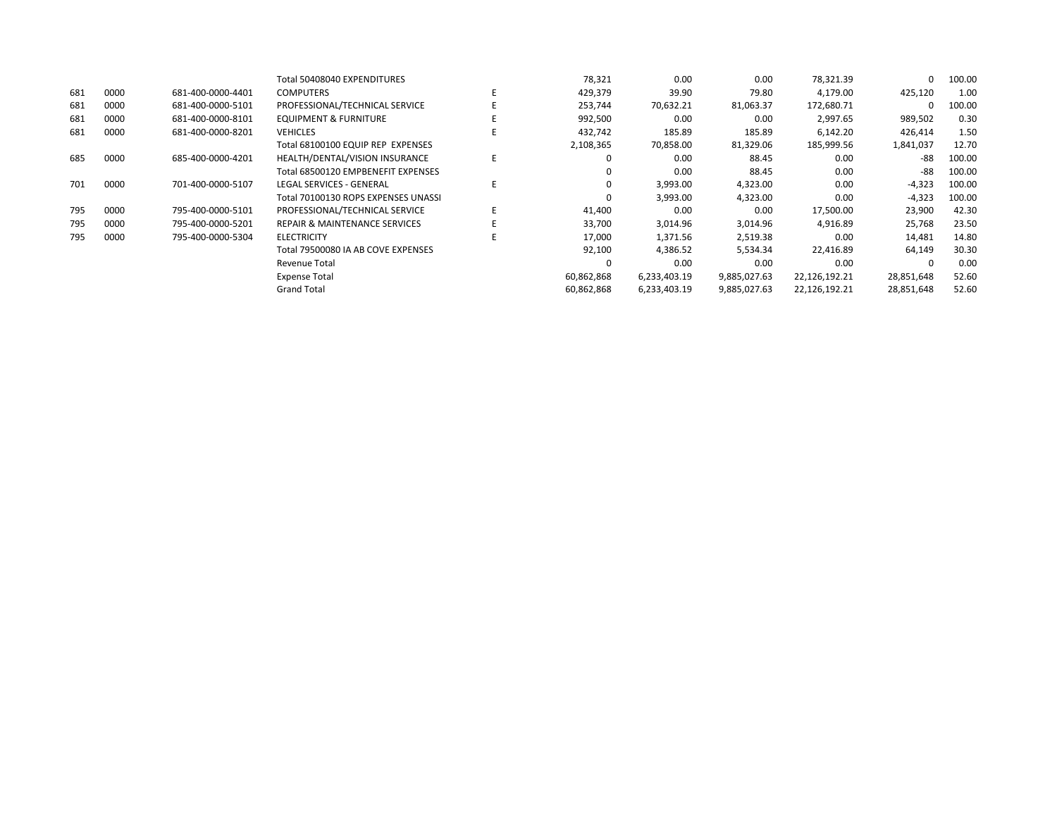| | | | | | | | | | | |
|---|---|---|---|---|---|---|---|---|---|---|
| | | | Total 50408040 EXPENDITURES | | 78,321 | 0.00 | 0.00 | 78,321.39 | 0 | 100.00 |
| 681 | 0000 | 681-400-0000-4401 | COMPUTERS | E | 429,379 | 39.90 | 79.80 | 4,179.00 | 425,120 | 1.00 |
| 681 | 0000 | 681-400-0000-5101 | PROFESSIONAL/TECHNICAL SERVICE | E | 253,744 | 70,632.21 | 81,063.37 | 172,680.71 | 0 | 100.00 |
| 681 | 0000 | 681-400-0000-8101 | EQUIPMENT & FURNITURE | E | 992,500 | 0.00 | 0.00 | 2,997.65 | 989,502 | 0.30 |
| 681 | 0000 | 681-400-0000-8201 | VEHICLES | E | 432,742 | 185.89 | 185.89 | 6,142.20 | 426,414 | 1.50 |
| | | | Total 68100100 EQUIP REP EXPENSES | | 2,108,365 | 70,858.00 | 81,329.06 | 185,999.56 | 1,841,037 | 12.70 |
| 685 | 0000 | 685-400-0000-4201 | HEALTH/DENTAL/VISION INSURANCE | E | 0 | 0.00 | 88.45 | 0.00 | -88 | 100.00 |
| | | | Total 68500120 EMPBENEFIT EXPENSES | | 0 | 0.00 | 88.45 | 0.00 | -88 | 100.00 |
| 701 | 0000 | 701-400-0000-5107 | LEGAL SERVICES - GENERAL | E | 0 | 3,993.00 | 4,323.00 | 0.00 | -4,323 | 100.00 |
| | | | Total 70100130 ROPS EXPENSES UNASSI | | 0 | 3,993.00 | 4,323.00 | 0.00 | -4,323 | 100.00 |
| 795 | 0000 | 795-400-0000-5101 | PROFESSIONAL/TECHNICAL SERVICE | E | 41,400 | 0.00 | 0.00 | 17,500.00 | 23,900 | 42.30 |
| 795 | 0000 | 795-400-0000-5201 | REPAIR & MAINTENANCE SERVICES | E | 33,700 | 3,014.96 | 3,014.96 | 4,916.89 | 25,768 | 23.50 |
| 795 | 0000 | 795-400-0000-5304 | ELECTRICITY | E | 17,000 | 1,371.56 | 2,519.38 | 0.00 | 14,481 | 14.80 |
| | | | Total 79500080 IA AB COVE EXPENSES | | 92,100 | 4,386.52 | 5,534.34 | 22,416.89 | 64,149 | 30.30 |
| | | | Revenue Total | | 0 | 0.00 | 0.00 | 0.00 | 0 | 0.00 |
| | | | Expense Total | | 60,862,868 | 6,233,403.19 | 9,885,027.63 | 22,126,192.21 | 28,851,648 | 52.60 |
| | | | Grand Total | | 60,862,868 | 6,233,403.19 | 9,885,027.63 | 22,126,192.21 | 28,851,648 | 52.60 |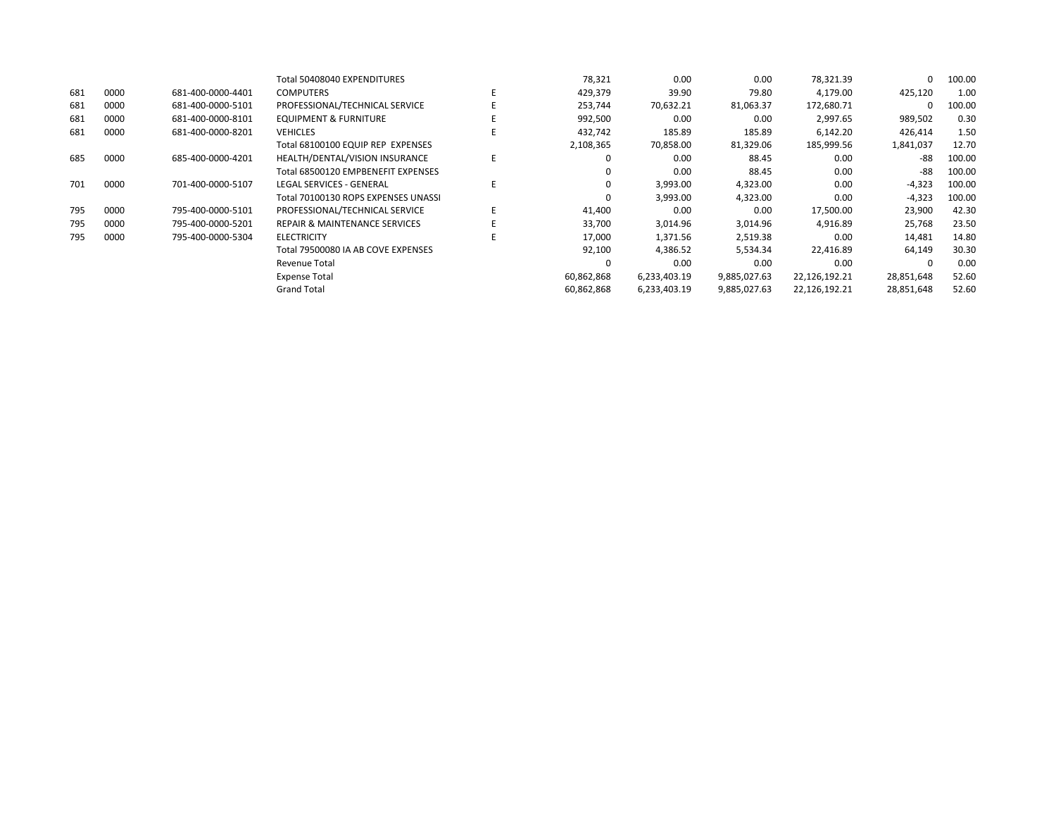| | | | | | | | | | | |
|---|---|---|---|---|---|---|---|---|---|---|
| | | | Total 50408040 EXPENDITURES | | 78,321 | 0.00 | 0.00 | 78,321.39 | 0 | 100.00 |
| 681 | 0000 | 681-400-0000-4401 | COMPUTERS | E | 429,379 | 39.90 | 79.80 | 4,179.00 | 425,120 | 1.00 |
| 681 | 0000 | 681-400-0000-5101 | PROFESSIONAL/TECHNICAL SERVICE | E | 253,744 | 70,632.21 | 81,063.37 | 172,680.71 | 0 | 100.00 |
| 681 | 0000 | 681-400-0000-8101 | EQUIPMENT & FURNITURE | E | 992,500 | 0.00 | 0.00 | 2,997.65 | 989,502 | 0.30 |
| 681 | 0000 | 681-400-0000-8201 | VEHICLES | E | 432,742 | 185.89 | 185.89 | 6,142.20 | 426,414 | 1.50 |
| | | | Total 68100100 EQUIP REP EXPENSES | | 2,108,365 | 70,858.00 | 81,329.06 | 185,999.56 | 1,841,037 | 12.70 |
| 685 | 0000 | 685-400-0000-4201 | HEALTH/DENTAL/VISION INSURANCE | E | 0 | 0.00 | 88.45 | 0.00 | -88 | 100.00 |
| | | | Total 68500120 EMPBENEFIT EXPENSES | | 0 | 0.00 | 88.45 | 0.00 | -88 | 100.00 |
| 701 | 0000 | 701-400-0000-5107 | LEGAL SERVICES - GENERAL | E | 0 | 3,993.00 | 4,323.00 | 0.00 | -4,323 | 100.00 |
| | | | Total 70100130 ROPS EXPENSES UNASSI | | 0 | 3,993.00 | 4,323.00 | 0.00 | -4,323 | 100.00 |
| 795 | 0000 | 795-400-0000-5101 | PROFESSIONAL/TECHNICAL SERVICE | E | 41,400 | 0.00 | 0.00 | 17,500.00 | 23,900 | 42.30 |
| 795 | 0000 | 795-400-0000-5201 | REPAIR & MAINTENANCE SERVICES | E | 33,700 | 3,014.96 | 3,014.96 | 4,916.89 | 25,768 | 23.50 |
| 795 | 0000 | 795-400-0000-5304 | ELECTRICITY | E | 17,000 | 1,371.56 | 2,519.38 | 0.00 | 14,481 | 14.80 |
| | | | Total 79500080 IA AB COVE EXPENSES | | 92,100 | 4,386.52 | 5,534.34 | 22,416.89 | 64,149 | 30.30 |
| | | | Revenue Total | | 0 | 0.00 | 0.00 | 0.00 | 0 | 0.00 |
| | | | Expense Total | | 60,862,868 | 6,233,403.19 | 9,885,027.63 | 22,126,192.21 | 28,851,648 | 52.60 |
| | | | Grand Total | | 60,862,868 | 6,233,403.19 | 9,885,027.63 | 22,126,192.21 | 28,851,648 | 52.60 |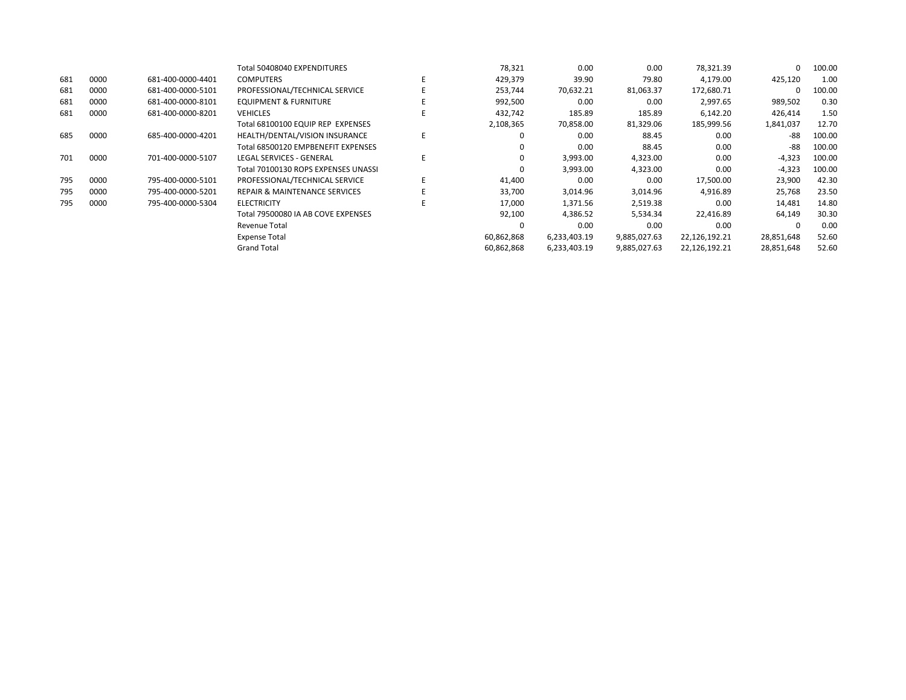| | | | | | | | | | | |
|---|---|---|---|---|---|---|---|---|---|---|
| | | | Total 50408040 EXPENDITURES | | 78,321 | 0.00 | 0.00 | 78,321.39 | 0 | 100.00 |
| 681 | 0000 | 681-400-0000-4401 | COMPUTERS | E | 429,379 | 39.90 | 79.80 | 4,179.00 | 425,120 | 1.00 |
| 681 | 0000 | 681-400-0000-5101 | PROFESSIONAL/TECHNICAL SERVICE | E | 253,744 | 70,632.21 | 81,063.37 | 172,680.71 | 0 | 100.00 |
| 681 | 0000 | 681-400-0000-8101 | EQUIPMENT & FURNITURE | E | 992,500 | 0.00 | 0.00 | 2,997.65 | 989,502 | 0.30 |
| 681 | 0000 | 681-400-0000-8201 | VEHICLES | E | 432,742 | 185.89 | 185.89 | 6,142.20 | 426,414 | 1.50 |
| | | | Total 68100100 EQUIP REP EXPENSES | | 2,108,365 | 70,858.00 | 81,329.06 | 185,999.56 | 1,841,037 | 12.70 |
| 685 | 0000 | 685-400-0000-4201 | HEALTH/DENTAL/VISION INSURANCE | E | 0 | 0.00 | 88.45 | 0.00 | -88 | 100.00 |
| | | | Total 68500120 EMPBENEFIT EXPENSES | | 0 | 0.00 | 88.45 | 0.00 | -88 | 100.00 |
| 701 | 0000 | 701-400-0000-5107 | LEGAL SERVICES - GENERAL | E | 0 | 3,993.00 | 4,323.00 | 0.00 | -4,323 | 100.00 |
| | | | Total 70100130 ROPS EXPENSES UNASSI | | 0 | 3,993.00 | 4,323.00 | 0.00 | -4,323 | 100.00 |
| 795 | 0000 | 795-400-0000-5101 | PROFESSIONAL/TECHNICAL SERVICE | E | 41,400 | 0.00 | 0.00 | 17,500.00 | 23,900 | 42.30 |
| 795 | 0000 | 795-400-0000-5201 | REPAIR & MAINTENANCE SERVICES | E | 33,700 | 3,014.96 | 3,014.96 | 4,916.89 | 25,768 | 23.50 |
| 795 | 0000 | 795-400-0000-5304 | ELECTRICITY | E | 17,000 | 1,371.56 | 2,519.38 | 0.00 | 14,481 | 14.80 |
| | | | Total 79500080 IA AB COVE EXPENSES | | 92,100 | 4,386.52 | 5,534.34 | 22,416.89 | 64,149 | 30.30 |
| | | | Revenue Total | | 0 | 0.00 | 0.00 | 0.00 | 0 | 0.00 |
| | | | Expense Total | | 60,862,868 | 6,233,403.19 | 9,885,027.63 | 22,126,192.21 | 28,851,648 | 52.60 |
| | | | Grand Total | | 60,862,868 | 6,233,403.19 | 9,885,027.63 | 22,126,192.21 | 28,851,648 | 52.60 |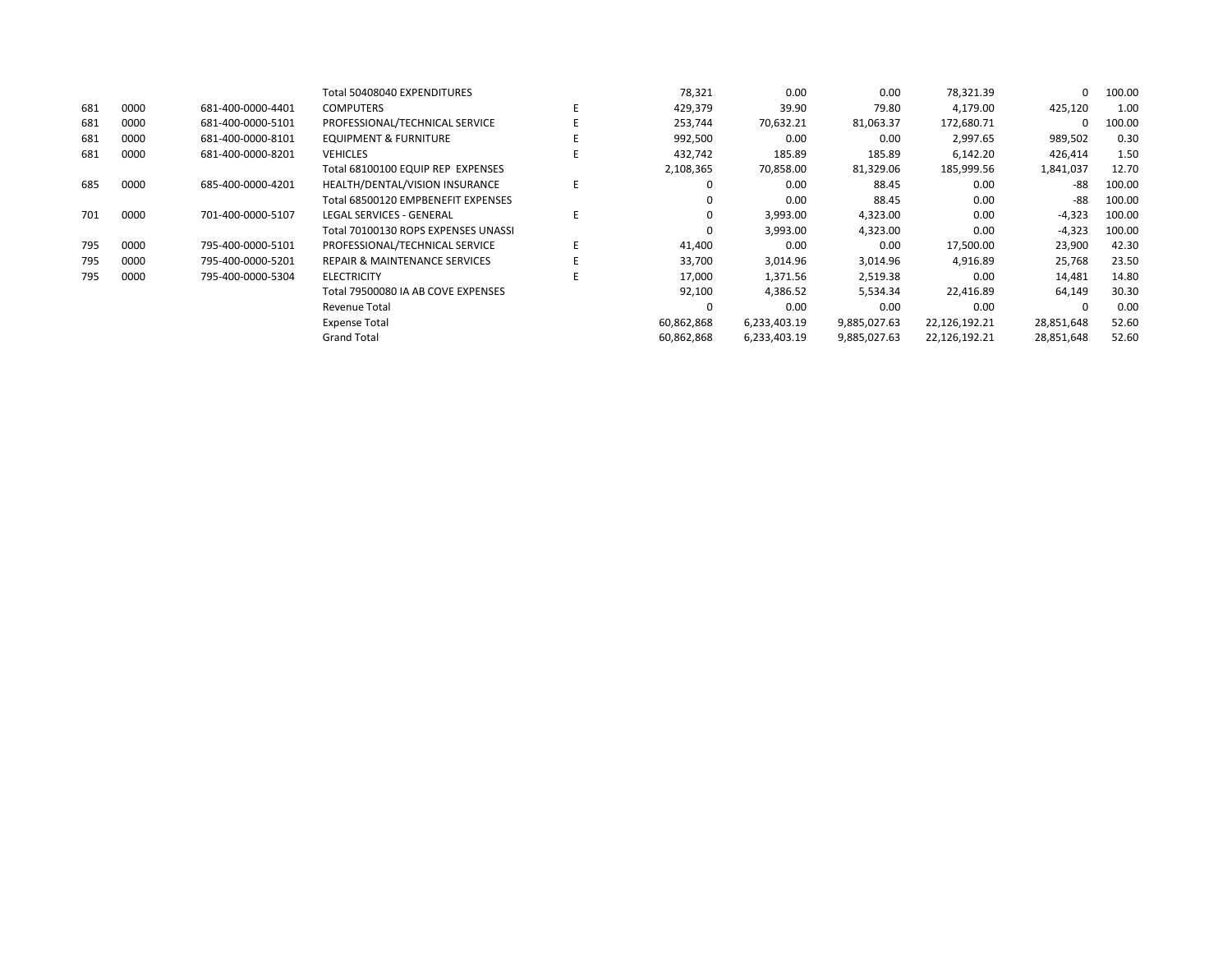| | | | | | | | | | | |
|---|---|---|---|---|---|---|---|---|---|---|
| | | | Total 50408040 EXPENDITURES | | 78,321 | 0.00 | 0.00 | 78,321.39 | 0 | 100.00 |
| 681 | 0000 | 681-400-0000-4401 | COMPUTERS | E | 429,379 | 39.90 | 79.80 | 4,179.00 | 425,120 | 1.00 |
| 681 | 0000 | 681-400-0000-5101 | PROFESSIONAL/TECHNICAL SERVICE | E | 253,744 | 70,632.21 | 81,063.37 | 172,680.71 | 0 | 100.00 |
| 681 | 0000 | 681-400-0000-8101 | EQUIPMENT & FURNITURE | E | 992,500 | 0.00 | 0.00 | 2,997.65 | 989,502 | 0.30 |
| 681 | 0000 | 681-400-0000-8201 | VEHICLES | E | 432,742 | 185.89 | 185.89 | 6,142.20 | 426,414 | 1.50 |
| | | | Total 68100100 EQUIP REP EXPENSES | | 2,108,365 | 70,858.00 | 81,329.06 | 185,999.56 | 1,841,037 | 12.70 |
| 685 | 0000 | 685-400-0000-4201 | HEALTH/DENTAL/VISION INSURANCE | E | 0 | 0.00 | 88.45 | 0.00 | -88 | 100.00 |
| | | | Total 68500120 EMPBENEFIT EXPENSES | | 0 | 0.00 | 88.45 | 0.00 | -88 | 100.00 |
| 701 | 0000 | 701-400-0000-5107 | LEGAL SERVICES - GENERAL | E | 0 | 3,993.00 | 4,323.00 | 0.00 | -4,323 | 100.00 |
| | | | Total 70100130 ROPS EXPENSES UNASSI | | 0 | 3,993.00 | 4,323.00 | 0.00 | -4,323 | 100.00 |
| 795 | 0000 | 795-400-0000-5101 | PROFESSIONAL/TECHNICAL SERVICE | E | 41,400 | 0.00 | 0.00 | 17,500.00 | 23,900 | 42.30 |
| 795 | 0000 | 795-400-0000-5201 | REPAIR & MAINTENANCE SERVICES | E | 33,700 | 3,014.96 | 3,014.96 | 4,916.89 | 25,768 | 23.50 |
| 795 | 0000 | 795-400-0000-5304 | ELECTRICITY | E | 17,000 | 1,371.56 | 2,519.38 | 0.00 | 14,481 | 14.80 |
| | | | Total 79500080 IA AB COVE EXPENSES | | 92,100 | 4,386.52 | 5,534.34 | 22,416.89 | 64,149 | 30.30 |
| | | | Revenue Total | | 0 | 0.00 | 0.00 | 0.00 | 0 | 0.00 |
| | | | Expense Total | | 60,862,868 | 6,233,403.19 | 9,885,027.63 | 22,126,192.21 | 28,851,648 | 52.60 |
| | | | Grand Total | | 60,862,868 | 6,233,403.19 | 9,885,027.63 | 22,126,192.21 | 28,851,648 | 52.60 |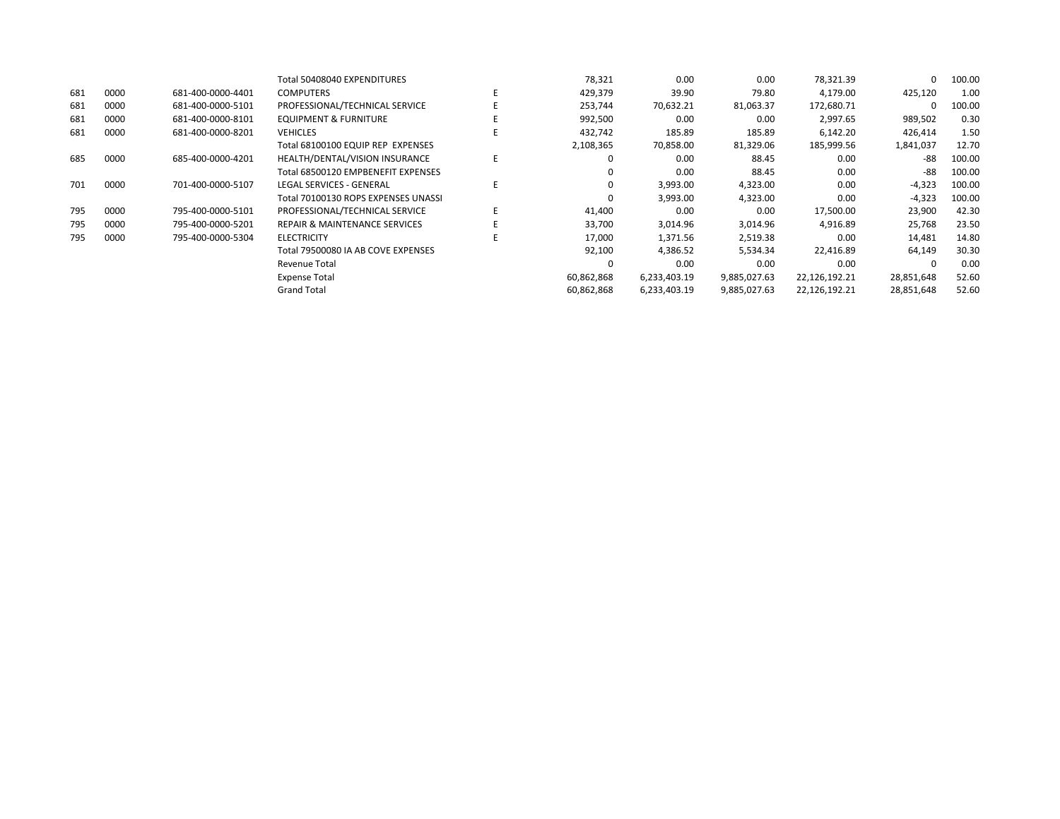| | | | | | | | | | | |
|---|---|---|---|---|---|---|---|---|---|---|
| | | | Total 50408040 EXPENDITURES | | 78,321 | 0.00 | 0.00 | 78,321.39 | 0 | 100.00 |
| 681 | 0000 | 681-400-0000-4401 | COMPUTERS | E | 429,379 | 39.90 | 79.80 | 4,179.00 | 425,120 | 1.00 |
| 681 | 0000 | 681-400-0000-5101 | PROFESSIONAL/TECHNICAL SERVICE | E | 253,744 | 70,632.21 | 81,063.37 | 172,680.71 | 0 | 100.00 |
| 681 | 0000 | 681-400-0000-8101 | EQUIPMENT & FURNITURE | E | 992,500 | 0.00 | 0.00 | 2,997.65 | 989,502 | 0.30 |
| 681 | 0000 | 681-400-0000-8201 | VEHICLES | E | 432,742 | 185.89 | 185.89 | 6,142.20 | 426,414 | 1.50 |
| | | | Total 68100100 EQUIP REP EXPENSES | | 2,108,365 | 70,858.00 | 81,329.06 | 185,999.56 | 1,841,037 | 12.70 |
| 685 | 0000 | 685-400-0000-4201 | HEALTH/DENTAL/VISION INSURANCE | E | 0 | 0.00 | 88.45 | 0.00 | -88 | 100.00 |
| | | | Total 68500120 EMPBENEFIT EXPENSES | | 0 | 0.00 | 88.45 | 0.00 | -88 | 100.00 |
| 701 | 0000 | 701-400-0000-5107 | LEGAL SERVICES - GENERAL | E | 0 | 3,993.00 | 4,323.00 | 0.00 | -4,323 | 100.00 |
| | | | Total 70100130 ROPS EXPENSES UNASSI | | 0 | 3,993.00 | 4,323.00 | 0.00 | -4,323 | 100.00 |
| 795 | 0000 | 795-400-0000-5101 | PROFESSIONAL/TECHNICAL SERVICE | E | 41,400 | 0.00 | 0.00 | 17,500.00 | 23,900 | 42.30 |
| 795 | 0000 | 795-400-0000-5201 | REPAIR & MAINTENANCE SERVICES | E | 33,700 | 3,014.96 | 3,014.96 | 4,916.89 | 25,768 | 23.50 |
| 795 | 0000 | 795-400-0000-5304 | ELECTRICITY | E | 17,000 | 1,371.56 | 2,519.38 | 0.00 | 14,481 | 14.80 |
| | | | Total 79500080 IA AB COVE EXPENSES | | 92,100 | 4,386.52 | 5,534.34 | 22,416.89 | 64,149 | 30.30 |
| | | | Revenue Total | | 0 | 0.00 | 0.00 | 0.00 | 0 | 0.00 |
| | | | Expense Total | | 60,862,868 | 6,233,403.19 | 9,885,027.63 | 22,126,192.21 | 28,851,648 | 52.60 |
| | | | Grand Total | | 60,862,868 | 6,233,403.19 | 9,885,027.63 | 22,126,192.21 | 28,851,648 | 52.60 |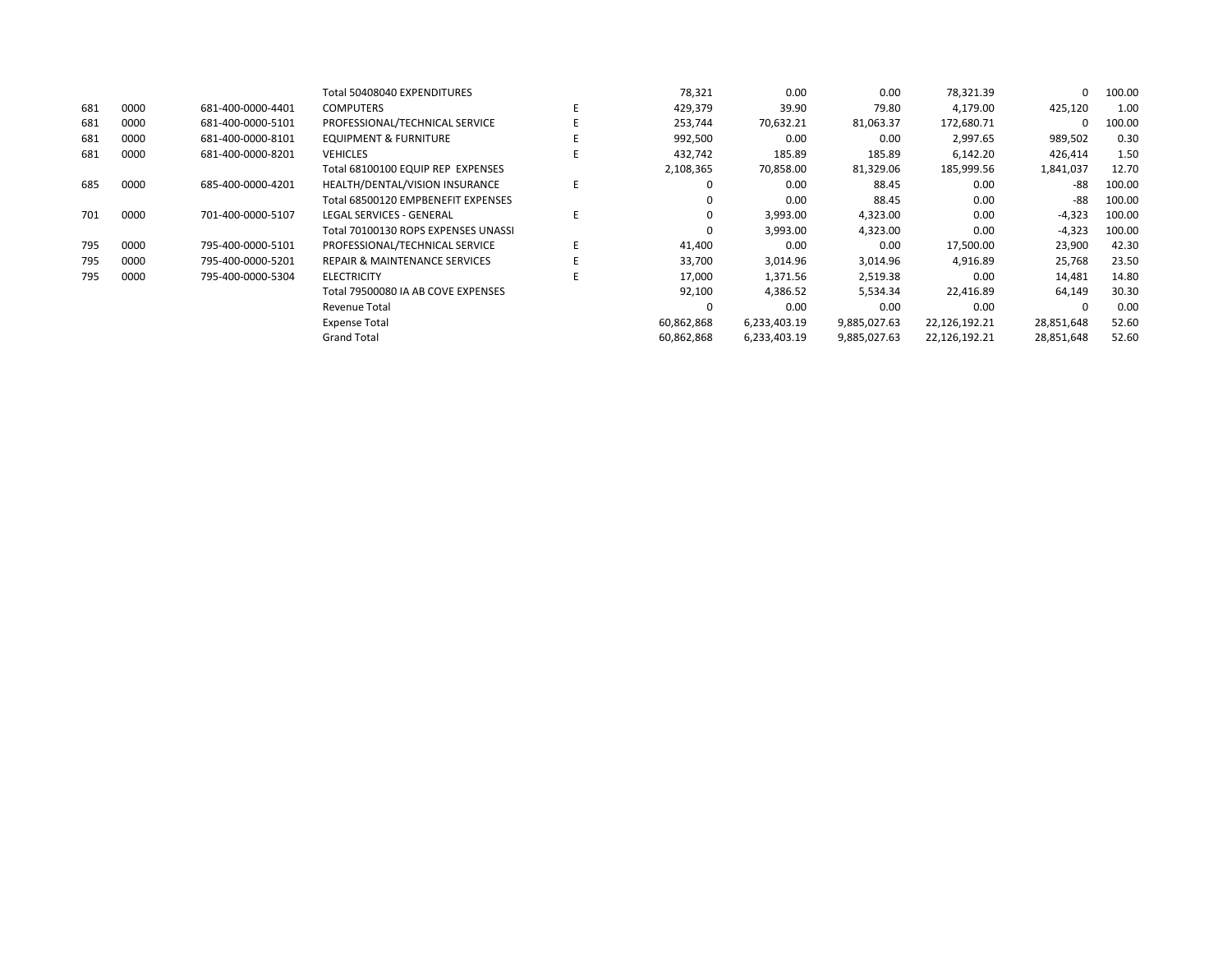| | | | | | | | | | | |
|---|---|---|---|---|---|---|---|---|---|---|
| | | | Total 50408040 EXPENDITURES | | 78,321 | 0.00 | 0.00 | 78,321.39 | 0 | 100.00 |
| 681 | 0000 | 681-400-0000-4401 | COMPUTERS | E | 429,379 | 39.90 | 79.80 | 4,179.00 | 425,120 | 1.00 |
| 681 | 0000 | 681-400-0000-5101 | PROFESSIONAL/TECHNICAL SERVICE | E | 253,744 | 70,632.21 | 81,063.37 | 172,680.71 | 0 | 100.00 |
| 681 | 0000 | 681-400-0000-8101 | EQUIPMENT & FURNITURE | E | 992,500 | 0.00 | 0.00 | 2,997.65 | 989,502 | 0.30 |
| 681 | 0000 | 681-400-0000-8201 | VEHICLES | E | 432,742 | 185.89 | 185.89 | 6,142.20 | 426,414 | 1.50 |
| | | | Total 68100100 EQUIP REP EXPENSES | | 2,108,365 | 70,858.00 | 81,329.06 | 185,999.56 | 1,841,037 | 12.70 |
| 685 | 0000 | 685-400-0000-4201 | HEALTH/DENTAL/VISION INSURANCE | E | 0 | 0.00 | 88.45 | 0.00 | -88 | 100.00 |
| | | | Total 68500120 EMPBENEFIT EXPENSES | | 0 | 0.00 | 88.45 | 0.00 | -88 | 100.00 |
| 701 | 0000 | 701-400-0000-5107 | LEGAL SERVICES - GENERAL | E | 0 | 3,993.00 | 4,323.00 | 0.00 | -4,323 | 100.00 |
| | | | Total 70100130 ROPS EXPENSES UNASSI | | 0 | 3,993.00 | 4,323.00 | 0.00 | -4,323 | 100.00 |
| 795 | 0000 | 795-400-0000-5101 | PROFESSIONAL/TECHNICAL SERVICE | E | 41,400 | 0.00 | 0.00 | 17,500.00 | 23,900 | 42.30 |
| 795 | 0000 | 795-400-0000-5201 | REPAIR & MAINTENANCE SERVICES | E | 33,700 | 3,014.96 | 3,014.96 | 4,916.89 | 25,768 | 23.50 |
| 795 | 0000 | 795-400-0000-5304 | ELECTRICITY | E | 17,000 | 1,371.56 | 2,519.38 | 0.00 | 14,481 | 14.80 |
| | | | Total 79500080 IA AB COVE EXPENSES | | 92,100 | 4,386.52 | 5,534.34 | 22,416.89 | 64,149 | 30.30 |
| | | | Revenue Total | | 0 | 0.00 | 0.00 | 0.00 | 0 | 0.00 |
| | | | Expense Total | | 60,862,868 | 6,233,403.19 | 9,885,027.63 | 22,126,192.21 | 28,851,648 | 52.60 |
| | | | Grand Total | | 60,862,868 | 6,233,403.19 | 9,885,027.63 | 22,126,192.21 | 28,851,648 | 52.60 |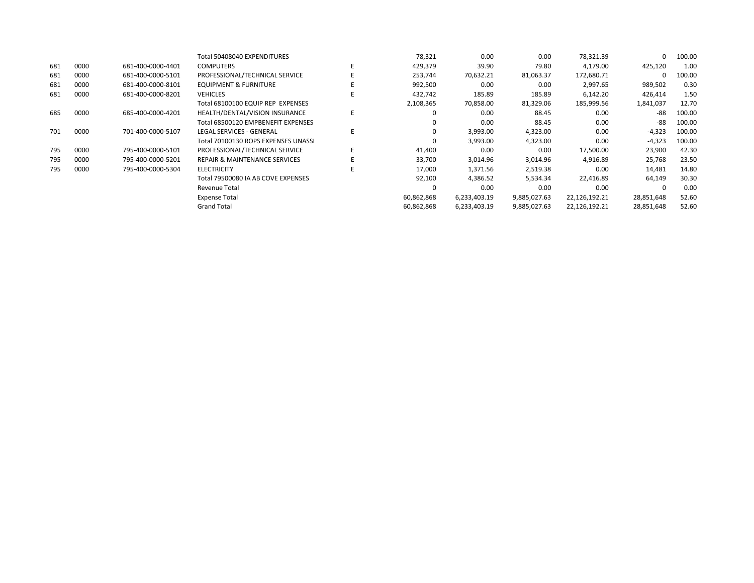| | | | | | | | | | | |
|---|---|---|---|---|---|---|---|---|---|---|
| | | | Total 50408040 EXPENDITURES | | 78,321 | 0.00 | 0.00 | 78,321.39 | 0 | 100.00 |
| 681 | 0000 | 681-400-0000-4401 | COMPUTERS | E | 429,379 | 39.90 | 79.80 | 4,179.00 | 425,120 | 1.00 |
| 681 | 0000 | 681-400-0000-5101 | PROFESSIONAL/TECHNICAL SERVICE | E | 253,744 | 70,632.21 | 81,063.37 | 172,680.71 | 0 | 100.00 |
| 681 | 0000 | 681-400-0000-8101 | EQUIPMENT & FURNITURE | E | 992,500 | 0.00 | 0.00 | 2,997.65 | 989,502 | 0.30 |
| 681 | 0000 | 681-400-0000-8201 | VEHICLES | E | 432,742 | 185.89 | 185.89 | 6,142.20 | 426,414 | 1.50 |
| | | | Total 68100100 EQUIP REP EXPENSES | | 2,108,365 | 70,858.00 | 81,329.06 | 185,999.56 | 1,841,037 | 12.70 |
| 685 | 0000 | 685-400-0000-4201 | HEALTH/DENTAL/VISION INSURANCE | E | 0 | 0.00 | 88.45 | 0.00 | -88 | 100.00 |
| | | | Total 68500120 EMPBENEFIT EXPENSES | | 0 | 0.00 | 88.45 | 0.00 | -88 | 100.00 |
| 701 | 0000 | 701-400-0000-5107 | LEGAL SERVICES - GENERAL | E | 0 | 3,993.00 | 4,323.00 | 0.00 | -4,323 | 100.00 |
| | | | Total 70100130 ROPS EXPENSES UNASSI | | 0 | 3,993.00 | 4,323.00 | 0.00 | -4,323 | 100.00 |
| 795 | 0000 | 795-400-0000-5101 | PROFESSIONAL/TECHNICAL SERVICE | E | 41,400 | 0.00 | 0.00 | 17,500.00 | 23,900 | 42.30 |
| 795 | 0000 | 795-400-0000-5201 | REPAIR & MAINTENANCE SERVICES | E | 33,700 | 3,014.96 | 3,014.96 | 4,916.89 | 25,768 | 23.50 |
| 795 | 0000 | 795-400-0000-5304 | ELECTRICITY | E | 17,000 | 1,371.56 | 2,519.38 | 0.00 | 14,481 | 14.80 |
| | | | Total 79500080 IA AB COVE EXPENSES | | 92,100 | 4,386.52 | 5,534.34 | 22,416.89 | 64,149 | 30.30 |
| | | | Revenue Total | | 0 | 0.00 | 0.00 | 0.00 | 0 | 0.00 |
| | | | Expense Total | | 60,862,868 | 6,233,403.19 | 9,885,027.63 | 22,126,192.21 | 28,851,648 | 52.60 |
| | | | Grand Total | | 60,862,868 | 6,233,403.19 | 9,885,027.63 | 22,126,192.21 | 28,851,648 | 52.60 |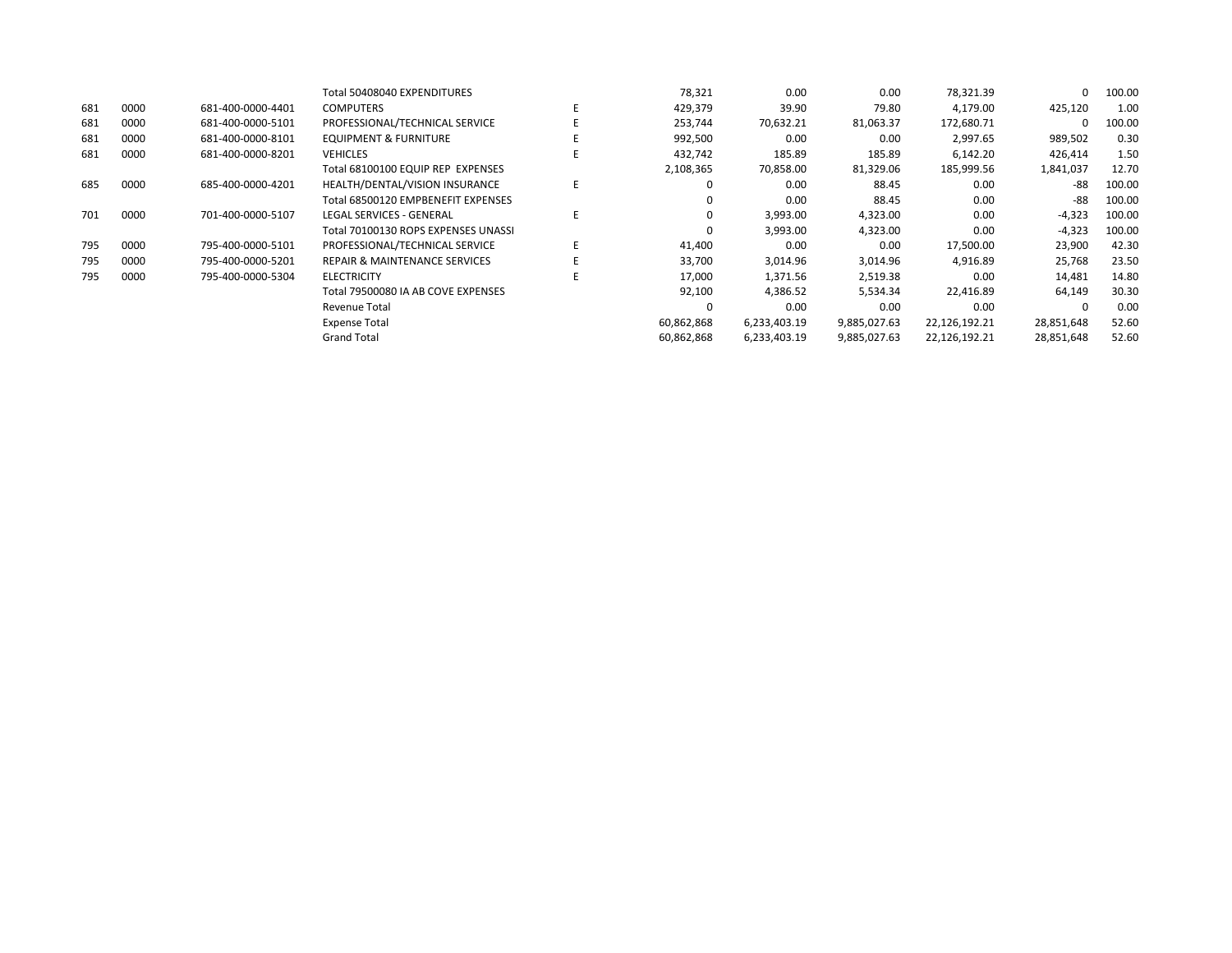| | | | | | | | | | | |
|---|---|---|---|---|---|---|---|---|---|---|
| | | | Total 50408040 EXPENDITURES | | 78,321 | 0.00 | 0.00 | 78,321.39 | 0 | 100.00 |
| 681 | 0000 | 681-400-0000-4401 | COMPUTERS | E | 429,379 | 39.90 | 79.80 | 4,179.00 | 425,120 | 1.00 |
| 681 | 0000 | 681-400-0000-5101 | PROFESSIONAL/TECHNICAL SERVICE | E | 253,744 | 70,632.21 | 81,063.37 | 172,680.71 | 0 | 100.00 |
| 681 | 0000 | 681-400-0000-8101 | EQUIPMENT & FURNITURE | E | 992,500 | 0.00 | 0.00 | 2,997.65 | 989,502 | 0.30 |
| 681 | 0000 | 681-400-0000-8201 | VEHICLES | E | 432,742 | 185.89 | 185.89 | 6,142.20 | 426,414 | 1.50 |
| | | | Total 68100100 EQUIP REP EXPENSES | | 2,108,365 | 70,858.00 | 81,329.06 | 185,999.56 | 1,841,037 | 12.70 |
| 685 | 0000 | 685-400-0000-4201 | HEALTH/DENTAL/VISION INSURANCE | E | 0 | 0.00 | 88.45 | 0.00 | -88 | 100.00 |
| | | | Total 68500120 EMPBENEFIT EXPENSES | | 0 | 0.00 | 88.45 | 0.00 | -88 | 100.00 |
| 701 | 0000 | 701-400-0000-5107 | LEGAL SERVICES - GENERAL | E | 0 | 3,993.00 | 4,323.00 | 0.00 | -4,323 | 100.00 |
| | | | Total 70100130 ROPS EXPENSES UNASSI | | 0 | 3,993.00 | 4,323.00 | 0.00 | -4,323 | 100.00 |
| 795 | 0000 | 795-400-0000-5101 | PROFESSIONAL/TECHNICAL SERVICE | E | 41,400 | 0.00 | 0.00 | 17,500.00 | 23,900 | 42.30 |
| 795 | 0000 | 795-400-0000-5201 | REPAIR & MAINTENANCE SERVICES | E | 33,700 | 3,014.96 | 3,014.96 | 4,916.89 | 25,768 | 23.50 |
| 795 | 0000 | 795-400-0000-5304 | ELECTRICITY | E | 17,000 | 1,371.56 | 2,519.38 | 0.00 | 14,481 | 14.80 |
| | | | Total 79500080 IA AB COVE EXPENSES | | 92,100 | 4,386.52 | 5,534.34 | 22,416.89 | 64,149 | 30.30 |
| | | | Revenue Total | | 0 | 0.00 | 0.00 | 0.00 | 0 | 0.00 |
| | | | Expense Total | | 60,862,868 | 6,233,403.19 | 9,885,027.63 | 22,126,192.21 | 28,851,648 | 52.60 |
| | | | Grand Total | | 60,862,868 | 6,233,403.19 | 9,885,027.63 | 22,126,192.21 | 28,851,648 | 52.60 |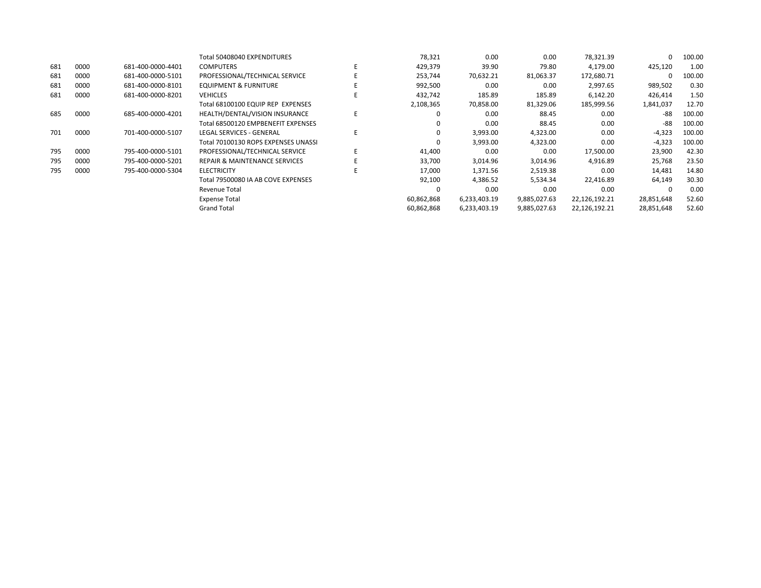| | | | | | | | | | | |
|---|---|---|---|---|---|---|---|---|---|---|
| | | | Total 50408040 EXPENDITURES | | 78,321 | 0.00 | 0.00 | 78,321.39 | 0 | 100.00 |
| 681 | 0000 | 681-400-0000-4401 | COMPUTERS | E | 429,379 | 39.90 | 79.80 | 4,179.00 | 425,120 | 1.00 |
| 681 | 0000 | 681-400-0000-5101 | PROFESSIONAL/TECHNICAL SERVICE | E | 253,744 | 70,632.21 | 81,063.37 | 172,680.71 | 0 | 100.00 |
| 681 | 0000 | 681-400-0000-8101 | EQUIPMENT & FURNITURE | E | 992,500 | 0.00 | 0.00 | 2,997.65 | 989,502 | 0.30 |
| 681 | 0000 | 681-400-0000-8201 | VEHICLES | E | 432,742 | 185.89 | 185.89 | 6,142.20 | 426,414 | 1.50 |
| | | | Total 68100100 EQUIP REP EXPENSES | | 2,108,365 | 70,858.00 | 81,329.06 | 185,999.56 | 1,841,037 | 12.70 |
| 685 | 0000 | 685-400-0000-4201 | HEALTH/DENTAL/VISION INSURANCE | E | 0 | 0.00 | 88.45 | 0.00 | -88 | 100.00 |
| | | | Total 68500120 EMPBENEFIT EXPENSES | | 0 | 0.00 | 88.45 | 0.00 | -88 | 100.00 |
| 701 | 0000 | 701-400-0000-5107 | LEGAL SERVICES - GENERAL | E | 0 | 3,993.00 | 4,323.00 | 0.00 | -4,323 | 100.00 |
| | | | Total 70100130 ROPS EXPENSES UNASSI | | 0 | 3,993.00 | 4,323.00 | 0.00 | -4,323 | 100.00 |
| 795 | 0000 | 795-400-0000-5101 | PROFESSIONAL/TECHNICAL SERVICE | E | 41,400 | 0.00 | 0.00 | 17,500.00 | 23,900 | 42.30 |
| 795 | 0000 | 795-400-0000-5201 | REPAIR & MAINTENANCE SERVICES | E | 33,700 | 3,014.96 | 3,014.96 | 4,916.89 | 25,768 | 23.50 |
| 795 | 0000 | 795-400-0000-5304 | ELECTRICITY | E | 17,000 | 1,371.56 | 2,519.38 | 0.00 | 14,481 | 14.80 |
| | | | Total 79500080 IA AB COVE EXPENSES | | 92,100 | 4,386.52 | 5,534.34 | 22,416.89 | 64,149 | 30.30 |
| | | | Revenue Total | | 0 | 0.00 | 0.00 | 0.00 | 0 | 0.00 |
| | | | Expense Total | | 60,862,868 | 6,233,403.19 | 9,885,027.63 | 22,126,192.21 | 28,851,648 | 52.60 |
| | | | Grand Total | | 60,862,868 | 6,233,403.19 | 9,885,027.63 | 22,126,192.21 | 28,851,648 | 52.60 |